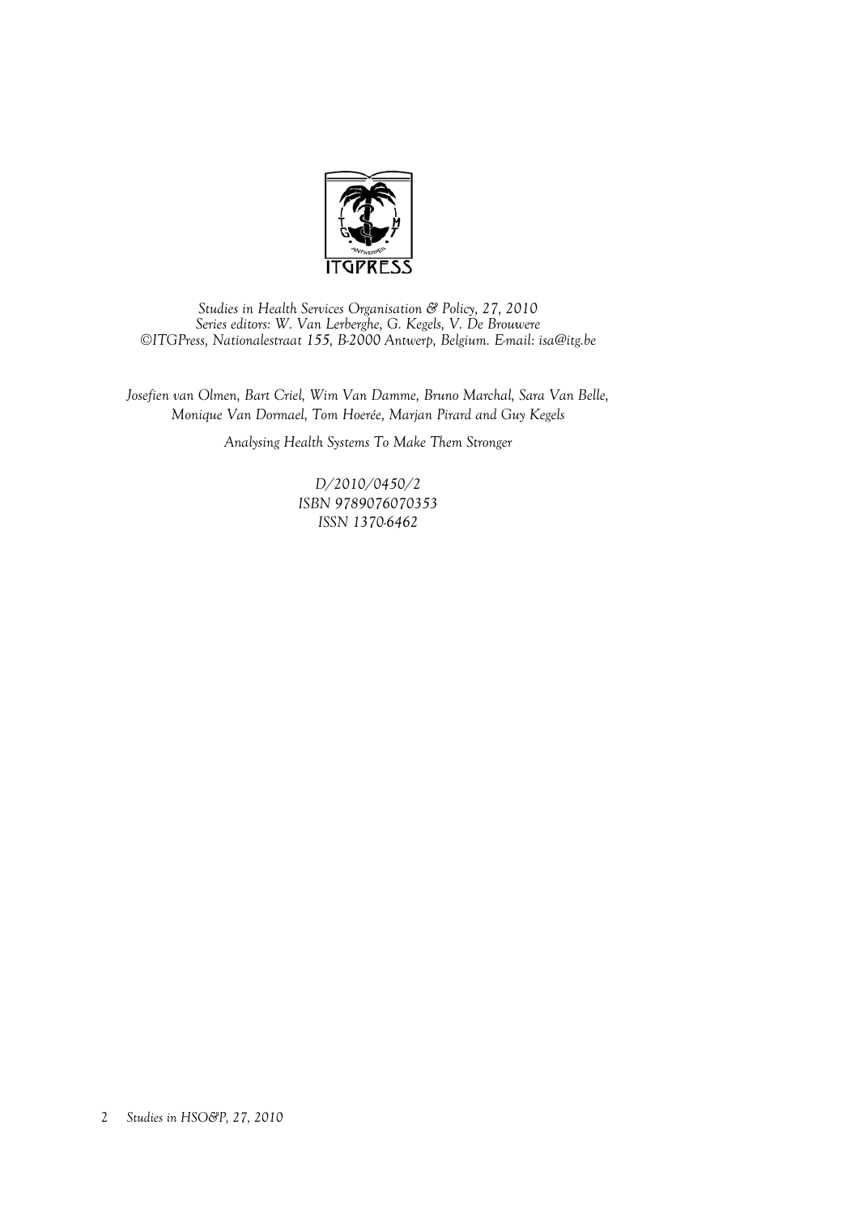ITGPRESS

*Studies in Health Services Organisation & Policy, 27, 2010*
*Series editors: W. Van Lerberghe, G. Kegels, V. De Brouwere*
*©ITGPress, Nationalestraat 155, B-2000 Antwerp, Belgium. E-mail: isa@itg.be*

*Josefien van Olmen, Bart Criel, Wim Van Damme, Bruno Marchal, Sara Van Belle, Monique Van Dormael, Tom Hoerée, Marjan Pirard and Guy Kegels*

*Analysing Health Systems To Make Them Stronger*

*D/2010/0450/2*
*ISBN 9789076070353*
*ISSN 1370-6462*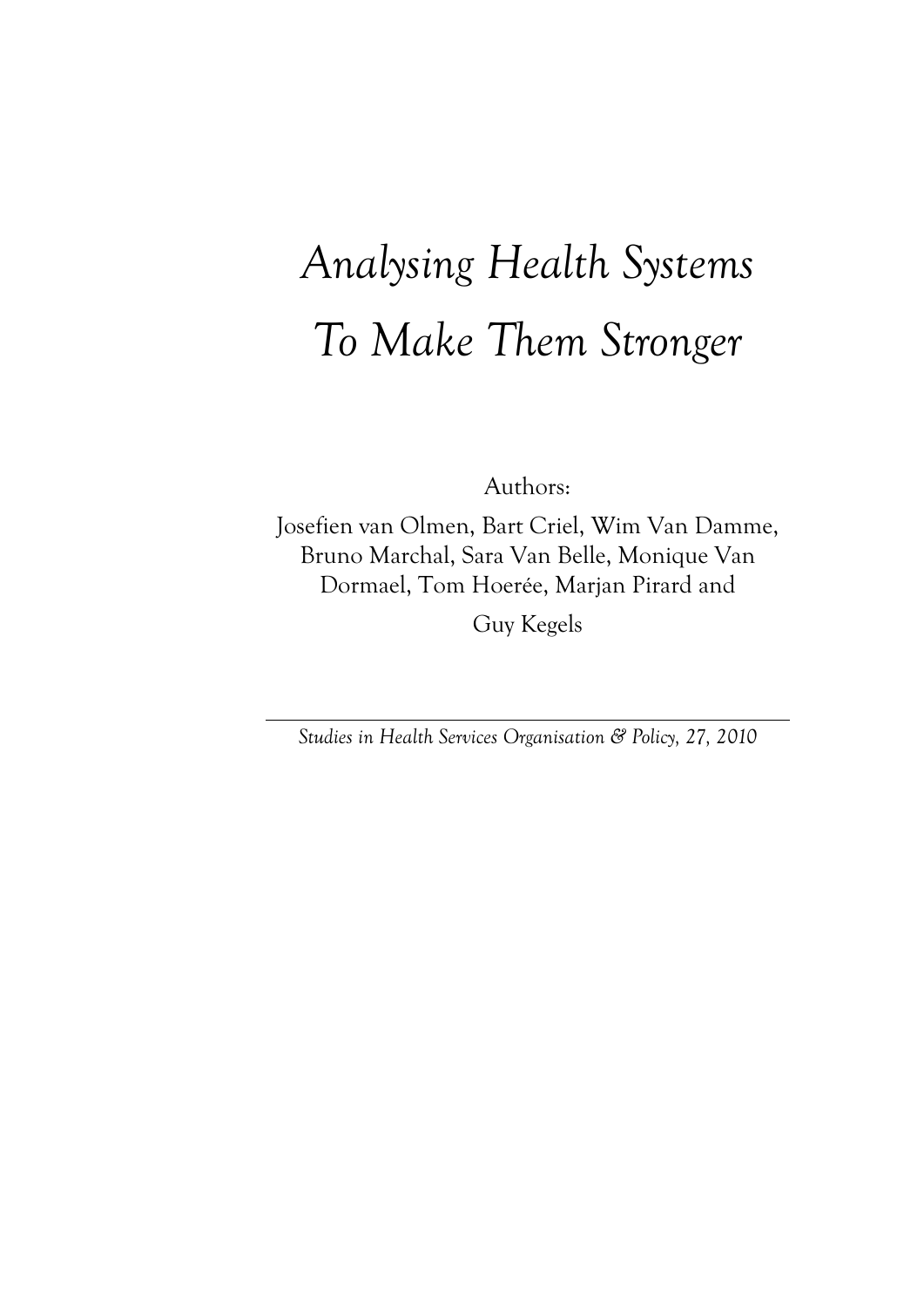# *Analysing Health Systems To Make Them Stronger*

Authors:

Josefien van Olmen, Bart Criel, Wim Van Damme, Bruno Marchal, Sara Van Belle, Monique Van Dormael, Tom Hoerée, Marjan Pirard and Guy Kegels

---

*Studies in Health Services Organisation & Policy, 27, 2010*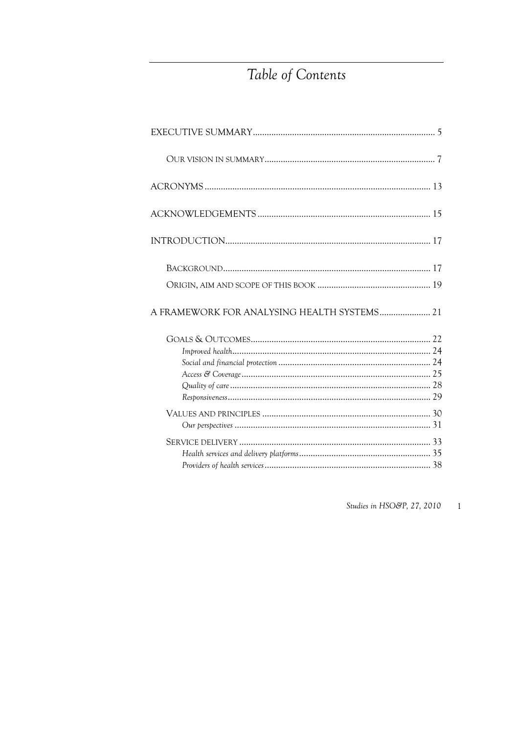# Table of Contents

EXECUTIVE SUMMARY ..... 5

- OUR VISION IN SUMMARY ..... 7

ACRONYMS ..... 13

ACKNOWLEDGEMENTS ..... 15

INTRODUCTION ..... 17

- BACKGROUND ..... 17
- ORIGIN, AIM AND SCOPE OF THIS BOOK ..... 19

A FRAMEWORK FOR ANALYSING HEALTH SYSTEMS ..... 21

- GOALS & OUTCOMES ..... 22
  - *Improved health* ..... 24
  - *Social and financial protection* ..... 24
  - *Access & Coverage* ..... 25
  - *Quality of care* ..... 28
  - *Responsiveness* ..... 29
- VALUES AND PRINCIPLES ..... 30
  - *Our perspectives* ..... 31
- SERVICE DELIVERY ..... 33
  - *Health services and delivery platforms* ..... 35
  - *Providers of health services* ..... 38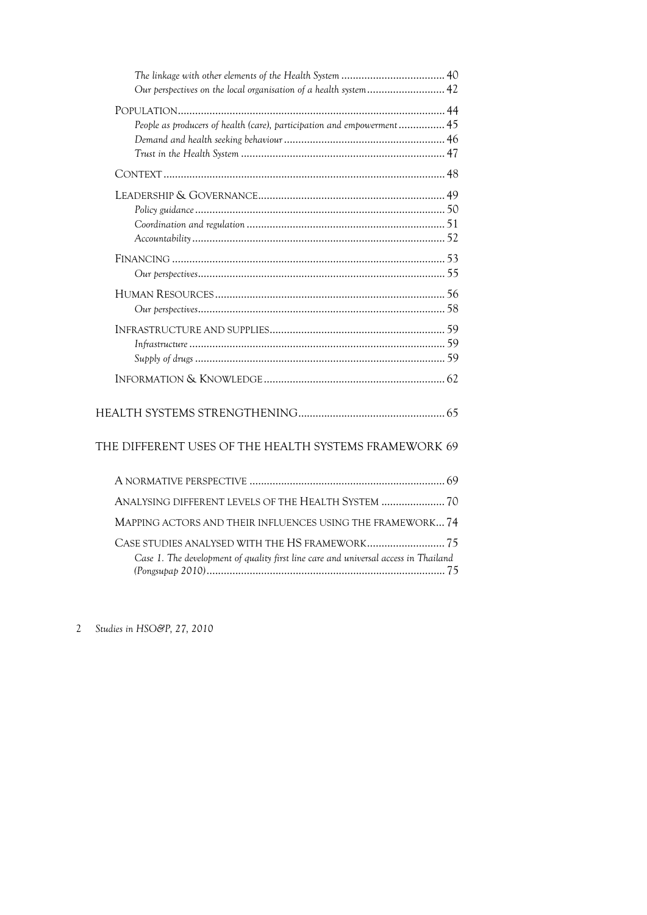*The linkage with other elements of the Health System* .................................... 40
*Our perspectives on the local organisation of a health system* ........................... 42

POPULATION ............................................................................................ 44
*People as producers of health (care), participation and empowerment* ................ 45
*Demand and health seeking behaviour* ........................................................ 46
*Trust in the Health System* ...................................................................... 47

CONTEXT ................................................................................................. 48

LEADERSHIP & GOVERNANCE ................................................................ 49
*Policy guidance* ...................................................................................... 50
*Coordination and regulation* .................................................................... 51
*Accountability* ....................................................................................... 52

FINANCING .............................................................................................. 53
*Our perspectives* ..................................................................................... 55

HUMAN RESOURCES ............................................................................... 56
*Our perspectives* ..................................................................................... 58

INFRASTRUCTURE AND SUPPLIES ............................................................ 59
*Infrastructure* ......................................................................................... 59
*Supply of drugs* ...................................................................................... 59

INFORMATION & KNOWLEDGE .............................................................. 62

HEALTH SYSTEMS STRENGTHENING ................................................... 65

THE DIFFERENT USES OF THE HEALTH SYSTEMS FRAMEWORK 69

A NORMATIVE PERSPECTIVE ................................................................... 69

ANALYSING DIFFERENT LEVELS OF THE HEALTH SYSTEM ...................... 70

MAPPING ACTORS AND THEIR INFLUENCES USING THE FRAMEWORK ... 74

CASE STUDIES ANALYSED WITH THE HS FRAMEWORK ........................... 75
*Case 1. The development of quality first line care and universal access in Thailand (Pongsupap 2010)* .................................................................................. 75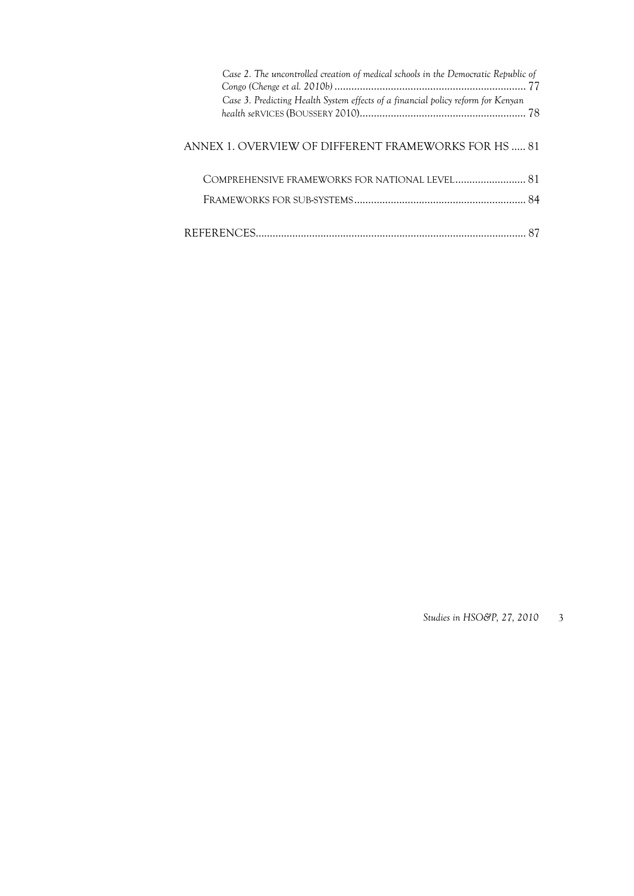*Case 2. The uncontrolled creation of medical schools in the Democratic Republic of Congo (Chenge et al. 2010b)* .................................................................... 77

*Case 3. Predicting Health System effects of a financial policy reform for Kenyan health se*RVICES (BOUSSERY 2010)........................................................... 78

ANNEX 1. OVERVIEW OF DIFFERENT FRAMEWORKS FOR HS ..... 81

COMPREHENSIVE FRAMEWORKS FOR NATIONAL LEVEL......................... 81

FRAMEWORKS FOR SUB-SYSTEMS............................................................ 84

REFERENCES............................................................................................... 87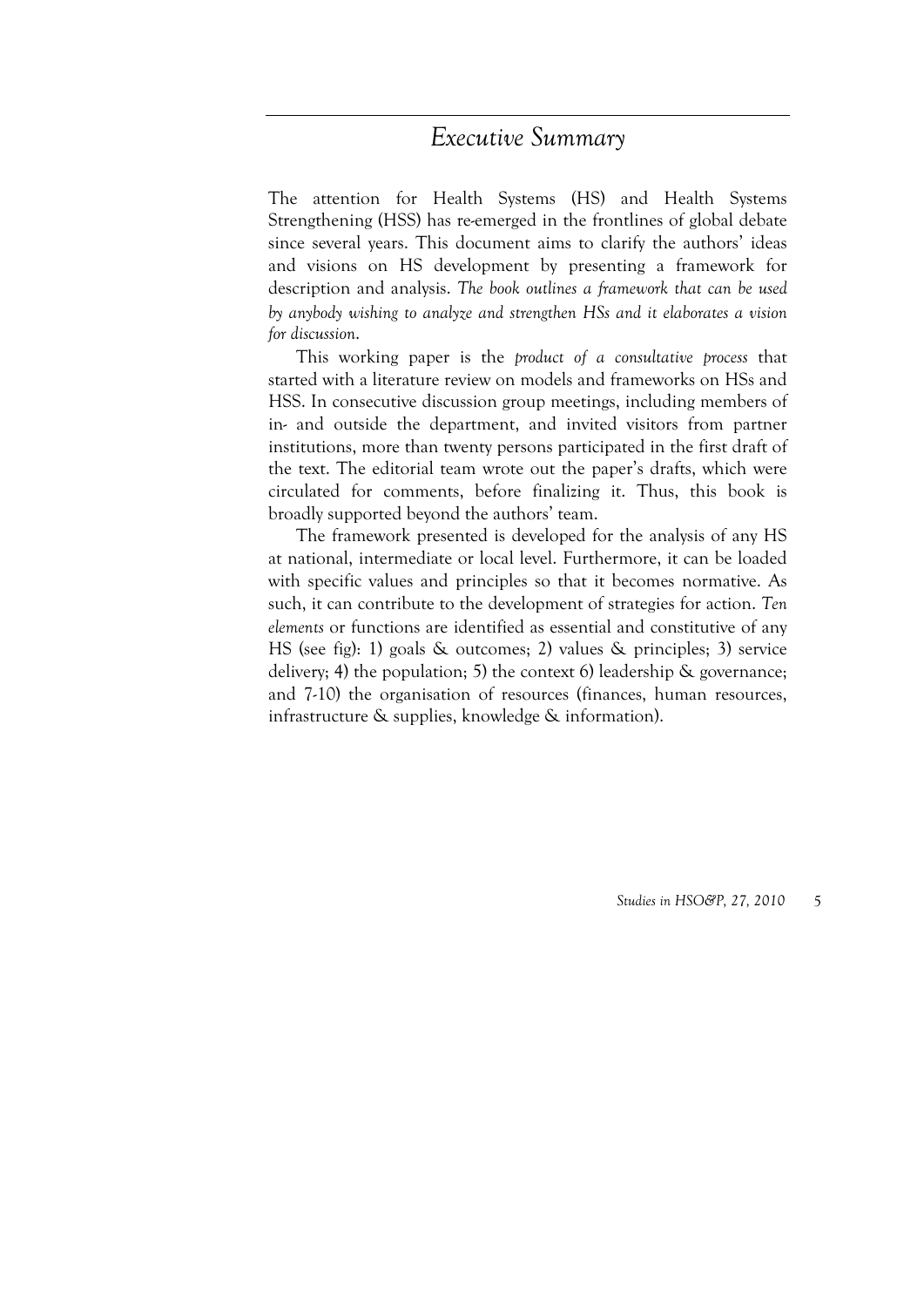# *Executive Summary*

The attention for Health Systems (HS) and Health Systems Strengthening (HSS) has re-emerged in the frontlines of global debate since several years. This document aims to clarify the authors' ideas and visions on HS development by presenting a framework for description and analysis. *The book outlines a framework that can be used by anybody wishing to analyze and strengthen HSs and it elaborates a vision for discussion*.

This working paper is the *product of a consultative process* that started with a literature review on models and frameworks on HSs and HSS. In consecutive discussion group meetings, including members of in- and outside the department, and invited visitors from partner institutions, more than twenty persons participated in the first draft of the text. The editorial team wrote out the paper's drafts, which were circulated for comments, before finalizing it. Thus, this book is broadly supported beyond the authors' team.

The framework presented is developed for the analysis of any HS at national, intermediate or local level. Furthermore, it can be loaded with specific values and principles so that it becomes normative. As such, it can contribute to the development of strategies for action. *Ten elements* or functions are identified as essential and constitutive of any HS (see fig): 1) goals & outcomes; 2) values & principles; 3) service delivery; 4) the population; 5) the context 6) leadership & governance; and 7-10) the organisation of resources (finances, human resources, infrastructure & supplies, knowledge & information).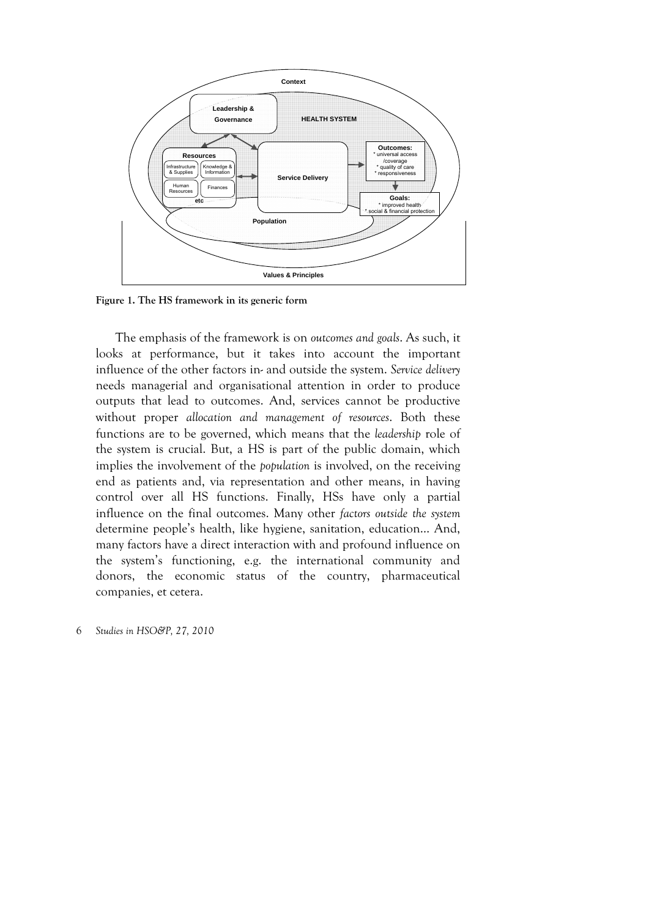**Figure 1. The HS framework in its generic form**

The emphasis of the framework is on *outcomes and goals*. As such, it looks at performance, but it takes into account the important influence of the other factors in- and outside the system. *Service delivery* needs managerial and organisational attention in order to produce outputs that lead to outcomes. And, services cannot be productive without proper *allocation and management of resources*. Both these functions are to be governed, which means that the *leadership* role of the system is crucial. But, a HS is part of the public domain, which implies the involvement of the *population* is involved, on the receiving end as patients and, via representation and other means, in having control over all HS functions. Finally, HSs have only a partial influence on the final outcomes. Many other *factors outside the system* determine people's health, like hygiene, sanitation, education… And, many factors have a direct interaction with and profound influence on the system's functioning, e.g. the international community and donors, the economic status of the country, pharmaceutical companies, et cetera.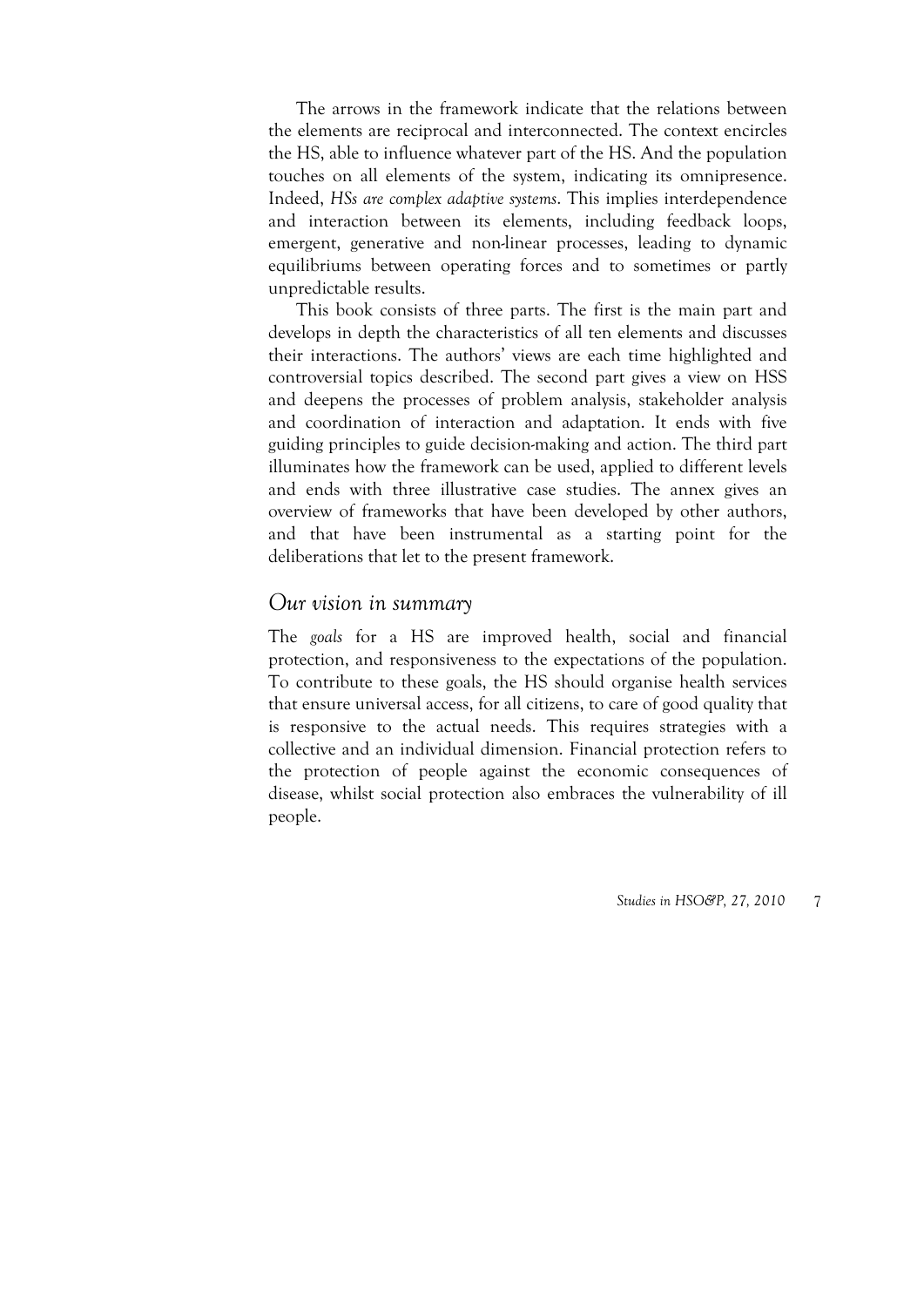The arrows in the framework indicate that the relations between the elements are reciprocal and interconnected. The context encircles the HS, able to influence whatever part of the HS. And the population touches on all elements of the system, indicating its omnipresence. Indeed, *HSs are complex adaptive systems*. This implies interdependence and interaction between its elements, including feedback loops, emergent, generative and non-linear processes, leading to dynamic equilibriums between operating forces and to sometimes or partly unpredictable results.

This book consists of three parts. The first is the main part and develops in depth the characteristics of all ten elements and discusses their interactions. The authors' views are each time highlighted and controversial topics described. The second part gives a view on HSS and deepens the processes of problem analysis, stakeholder analysis and coordination of interaction and adaptation. It ends with five guiding principles to guide decision-making and action. The third part illuminates how the framework can be used, applied to different levels and ends with three illustrative case studies. The annex gives an overview of frameworks that have been developed by other authors, and that have been instrumental as a starting point for the deliberations that let to the present framework.

## *Our vision in summary*

The *goals* for a HS are improved health, social and financial protection, and responsiveness to the expectations of the population. To contribute to these goals, the HS should organise health services that ensure universal access, for all citizens, to care of good quality that is responsive to the actual needs. This requires strategies with a collective and an individual dimension. Financial protection refers to the protection of people against the economic consequences of disease, whilst social protection also embraces the vulnerability of ill people.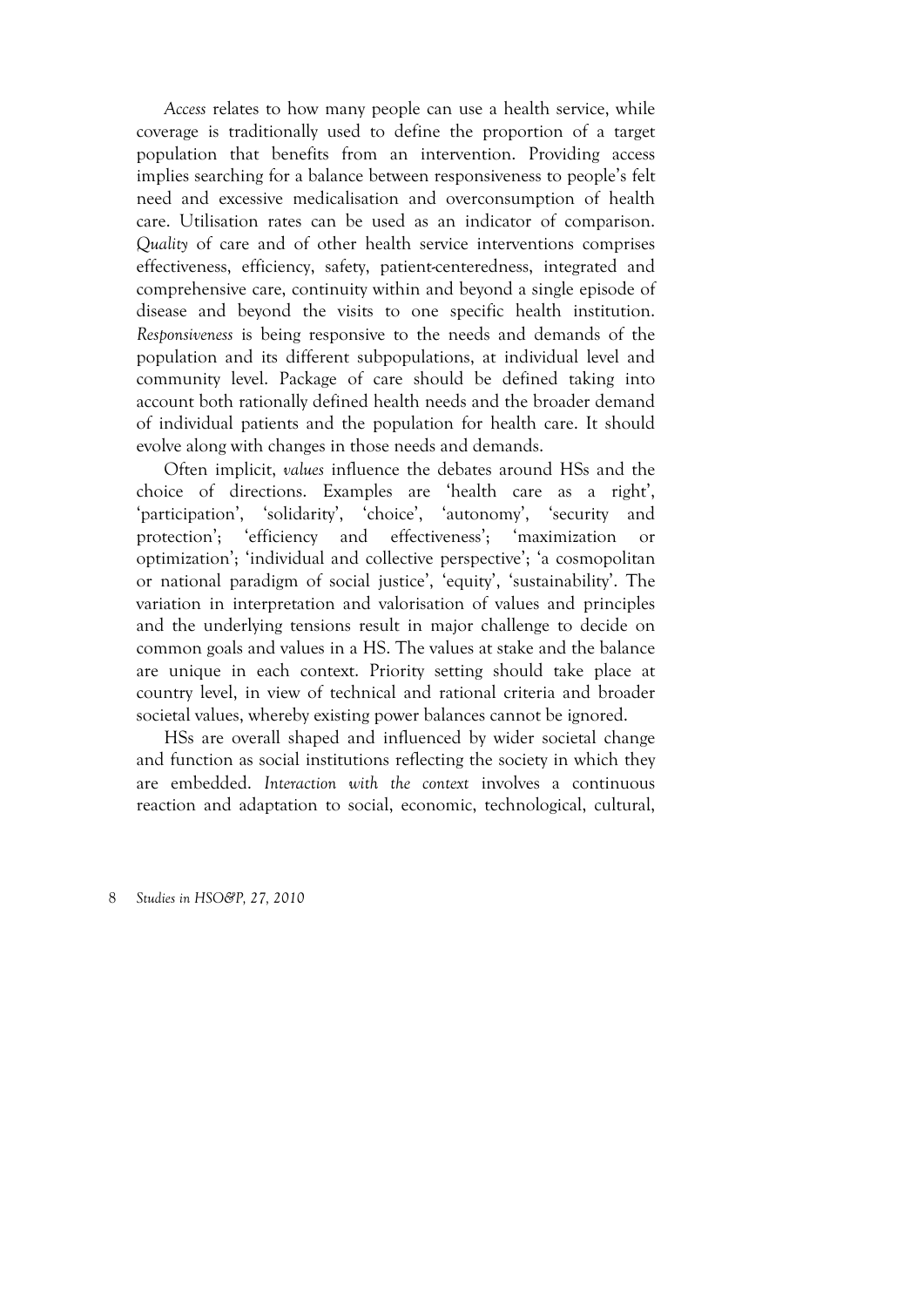*Access* relates to how many people can use a health service, while coverage is traditionally used to define the proportion of a target population that benefits from an intervention. Providing access implies searching for a balance between responsiveness to people's felt need and excessive medicalisation and overconsumption of health care. Utilisation rates can be used as an indicator of comparison. *Quality* of care and of other health service interventions comprises effectiveness, efficiency, safety, patient-centeredness, integrated and comprehensive care, continuity within and beyond a single episode of disease and beyond the visits to one specific health institution. *Responsiveness* is being responsive to the needs and demands of the population and its different subpopulations, at individual level and community level. Package of care should be defined taking into account both rationally defined health needs and the broader demand of individual patients and the population for health care. It should evolve along with changes in those needs and demands.

Often implicit, *values* influence the debates around HSs and the choice of directions. Examples are 'health care as a right', 'participation', 'solidarity', 'choice', 'autonomy', 'security and protection'; 'efficiency and effectiveness'; 'maximization or optimization'; 'individual and collective perspective'; 'a cosmopolitan or national paradigm of social justice', 'equity', 'sustainability'. The variation in interpretation and valorisation of values and principles and the underlying tensions result in major challenge to decide on common goals and values in a HS. The values at stake and the balance are unique in each context. Priority setting should take place at country level, in view of technical and rational criteria and broader societal values, whereby existing power balances cannot be ignored.

HSs are overall shaped and influenced by wider societal change and function as social institutions reflecting the society in which they are embedded. *Interaction with the context* involves a continuous reaction and adaptation to social, economic, technological, cultural,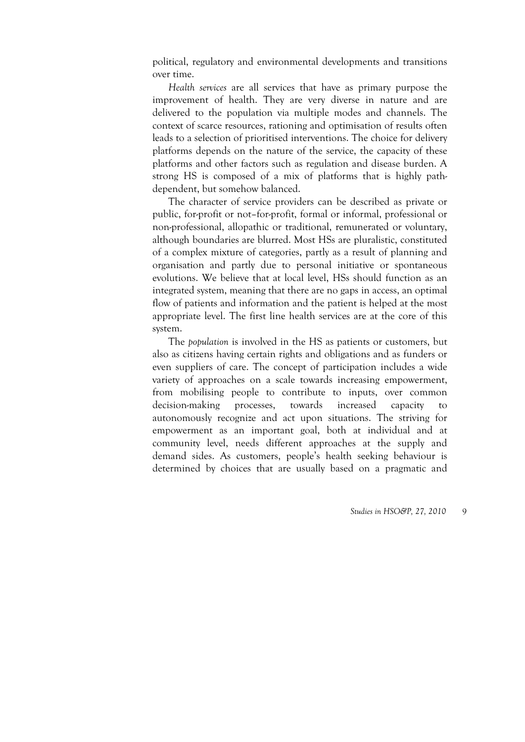political, regulatory and environmental developments and transitions over time.

*Health services* are all services that have as primary purpose the improvement of health. They are very diverse in nature and are delivered to the population via multiple modes and channels. The context of scarce resources, rationing and optimisation of results often leads to a selection of prioritised interventions. The choice for delivery platforms depends on the nature of the service, the capacity of these platforms and other factors such as regulation and disease burden. A strong HS is composed of a mix of platforms that is highly path-dependent, but somehow balanced.

The character of service providers can be described as private or public, for-profit or not–for-profit, formal or informal, professional or non-professional, allopathic or traditional, remunerated or voluntary, although boundaries are blurred. Most HSs are pluralistic, constituted of a complex mixture of categories, partly as a result of planning and organisation and partly due to personal initiative or spontaneous evolutions. We believe that at local level, HSs should function as an integrated system, meaning that there are no gaps in access, an optimal flow of patients and information and the patient is helped at the most appropriate level. The first line health services are at the core of this system.

The *population* is involved in the HS as patients or customers, but also as citizens having certain rights and obligations and as funders or even suppliers of care. The concept of participation includes a wide variety of approaches on a scale towards increasing empowerment, from mobilising people to contribute to inputs, over common decision-making processes, towards increased capacity to autonomously recognize and act upon situations. The striving for empowerment as an important goal, both at individual and at community level, needs different approaches at the supply and demand sides. As customers, people's health seeking behaviour is determined by choices that are usually based on a pragmatic and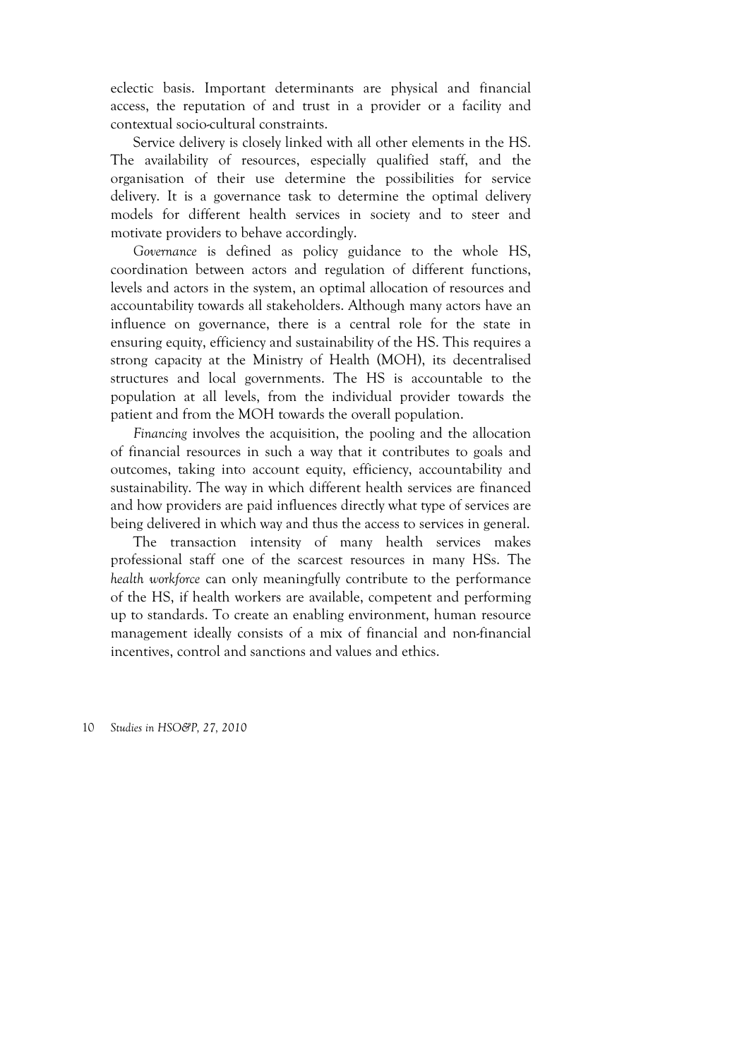eclectic basis. Important determinants are physical and financial access, the reputation of and trust in a provider or a facility and contextual socio-cultural constraints.

Service delivery is closely linked with all other elements in the HS. The availability of resources, especially qualified staff, and the organisation of their use determine the possibilities for service delivery. It is a governance task to determine the optimal delivery models for different health services in society and to steer and motivate providers to behave accordingly.

*Governance* is defined as policy guidance to the whole HS, coordination between actors and regulation of different functions, levels and actors in the system, an optimal allocation of resources and accountability towards all stakeholders. Although many actors have an influence on governance, there is a central role for the state in ensuring equity, efficiency and sustainability of the HS. This requires a strong capacity at the Ministry of Health (MOH), its decentralised structures and local governments. The HS is accountable to the population at all levels, from the individual provider towards the patient and from the MOH towards the overall population.

*Financing* involves the acquisition, the pooling and the allocation of financial resources in such a way that it contributes to goals and outcomes, taking into account equity, efficiency, accountability and sustainability. The way in which different health services are financed and how providers are paid influences directly what type of services are being delivered in which way and thus the access to services in general.

The transaction intensity of many health services makes professional staff one of the scarcest resources in many HSs. The *health workforce* can only meaningfully contribute to the performance of the HS, if health workers are available, competent and performing up to standards. To create an enabling environment, human resource management ideally consists of a mix of financial and non-financial incentives, control and sanctions and values and ethics.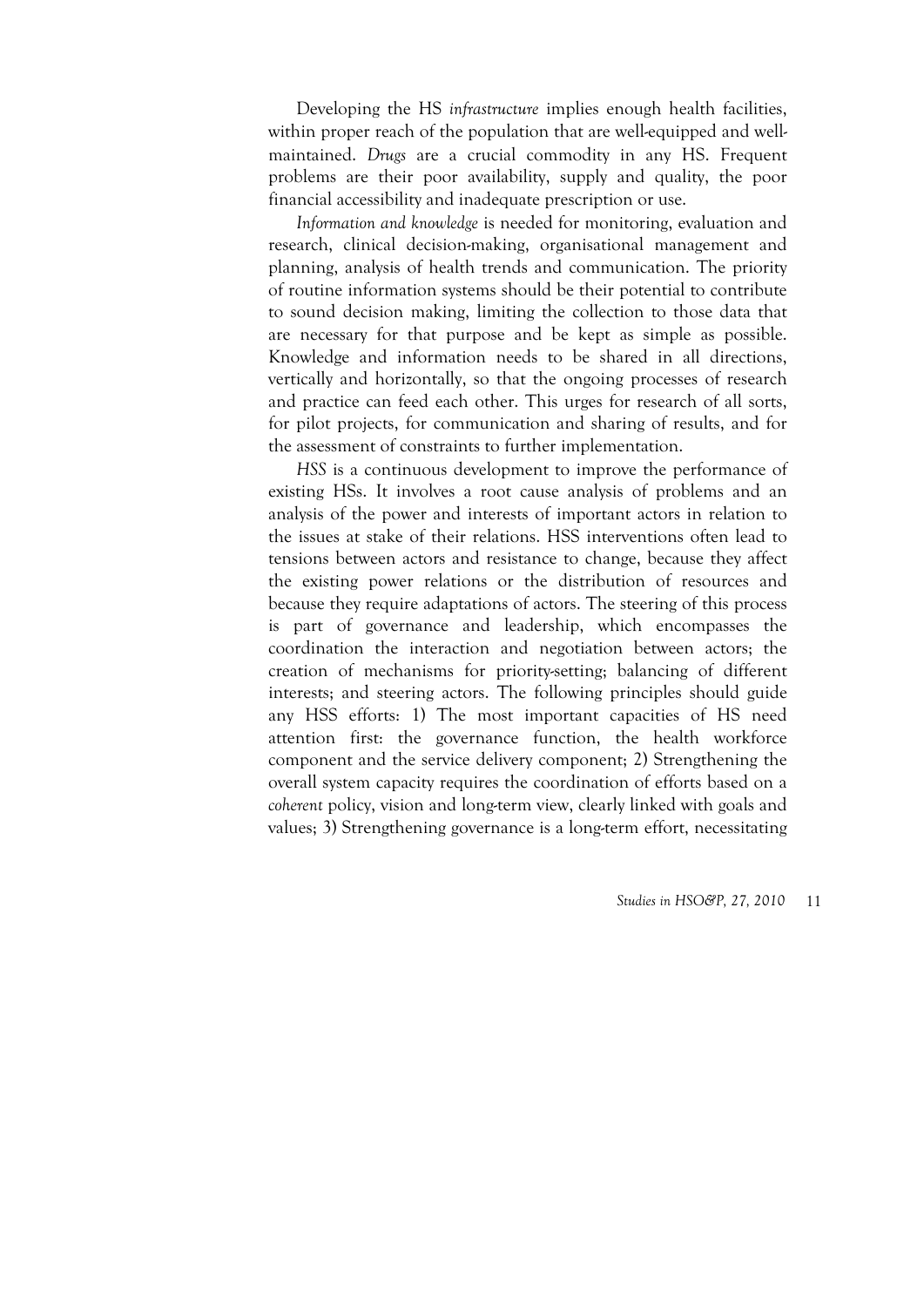Developing the HS *infrastructure* implies enough health facilities, within proper reach of the population that are well-equipped and well-maintained. *Drugs* are a crucial commodity in any HS. Frequent problems are their poor availability, supply and quality, the poor financial accessibility and inadequate prescription or use.

*Information and knowledge* is needed for monitoring, evaluation and research, clinical decision-making, organisational management and planning, analysis of health trends and communication. The priority of routine information systems should be their potential to contribute to sound decision making, limiting the collection to those data that are necessary for that purpose and be kept as simple as possible. Knowledge and information needs to be shared in all directions, vertically and horizontally, so that the ongoing processes of research and practice can feed each other. This urges for research of all sorts, for pilot projects, for communication and sharing of results, and for the assessment of constraints to further implementation.

*HSS* is a continuous development to improve the performance of existing HSs. It involves a root cause analysis of problems and an analysis of the power and interests of important actors in relation to the issues at stake of their relations. HSS interventions often lead to tensions between actors and resistance to change, because they affect the existing power relations or the distribution of resources and because they require adaptations of actors. The steering of this process is part of governance and leadership, which encompasses the coordination the interaction and negotiation between actors; the creation of mechanisms for priority-setting; balancing of different interests; and steering actors. The following principles should guide any HSS efforts: 1) The most important capacities of HS need attention first: the governance function, the health workforce component and the service delivery component; 2) Strengthening the overall system capacity requires the coordination of efforts based on a *coherent* policy, vision and long-term view, clearly linked with goals and values; 3) Strengthening governance is a long-term effort, necessitating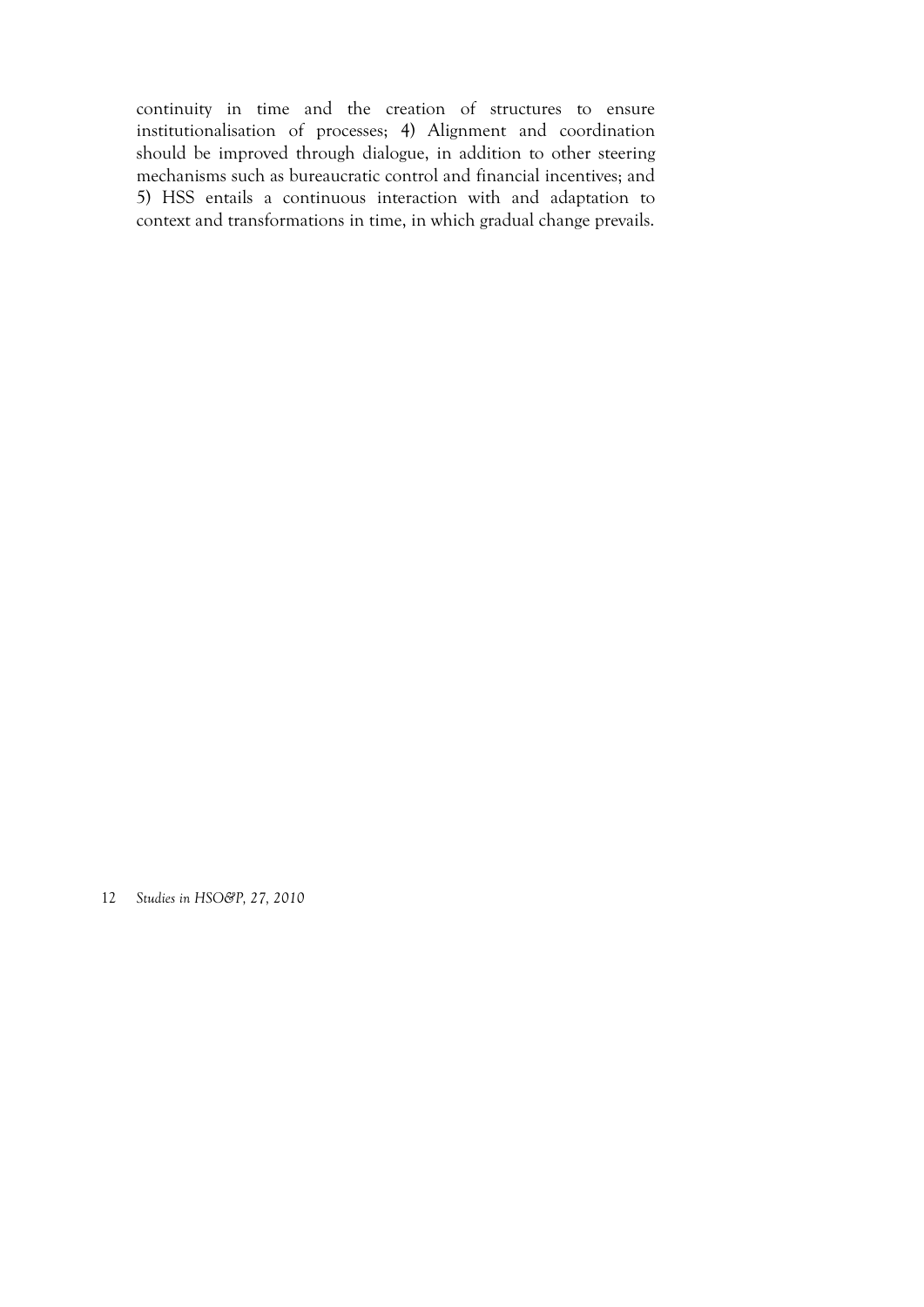continuity in time and the creation of structures to ensure institutionalisation of processes; 4) Alignment and coordination should be improved through dialogue, in addition to other steering mechanisms such as bureaucratic control and financial incentives; and 5) HSS entails a continuous interaction with and adaptation to context and transformations in time, in which gradual change prevails.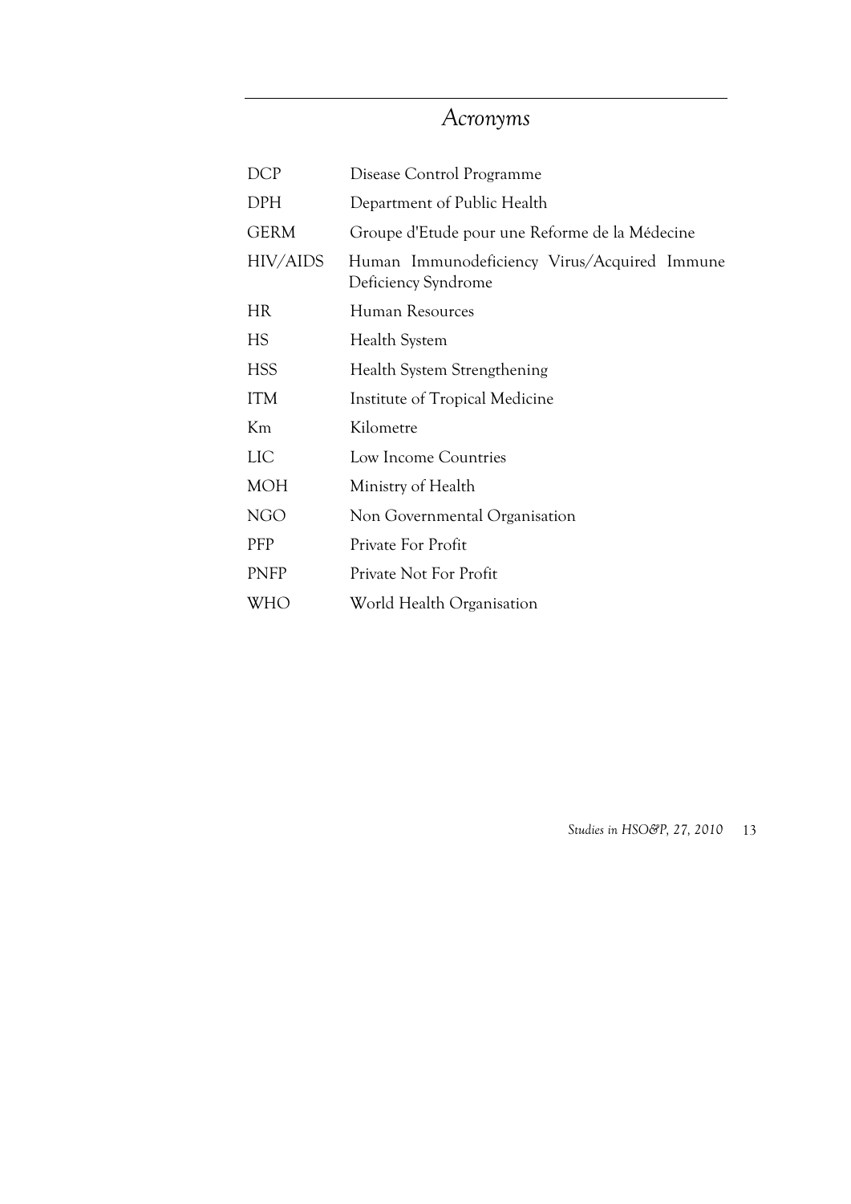# *Acronyms*

| | |
|---|---|
| DCP | Disease Control Programme |
| DPH | Department of Public Health |
| GERM | Groupe d'Etude pour une Reforme de la Médecine |
| HIV/AIDS | Human Immunodeficiency Virus/Acquired Immune Deficiency Syndrome |
| HR | Human Resources |
| HS | Health System |
| HSS | Health System Strengthening |
| ITM | Institute of Tropical Medicine |
| Km | Kilometre |
| LIC | Low Income Countries |
| MOH | Ministry of Health |
| NGO | Non Governmental Organisation |
| PFP | Private For Profit |
| PNFP | Private Not For Profit |
| WHO | World Health Organisation |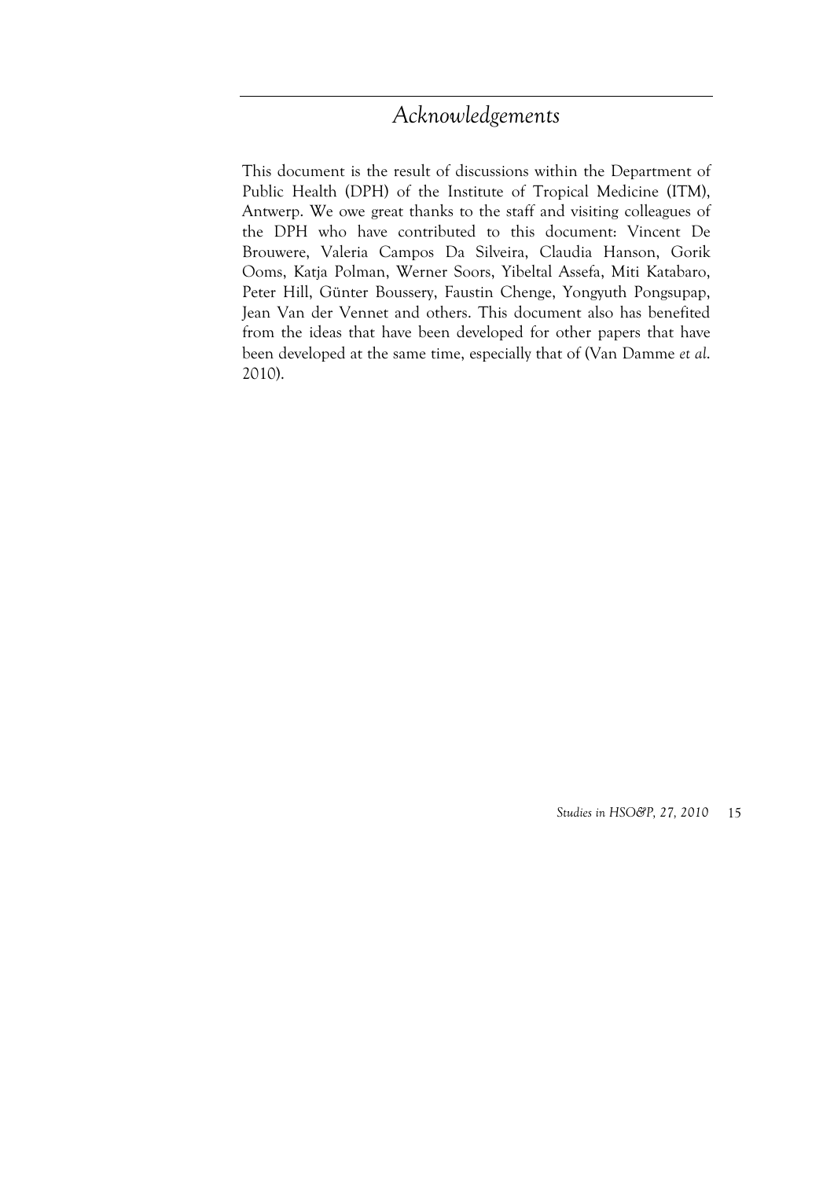# *Acknowledgements*

This document is the result of discussions within the Department of Public Health (DPH) of the Institute of Tropical Medicine (ITM), Antwerp. We owe great thanks to the staff and visiting colleagues of the DPH who have contributed to this document: Vincent De Brouwere, Valeria Campos Da Silveira, Claudia Hanson, Gorik Ooms, Katja Polman, Werner Soors, Yibeltal Assefa, Miti Katabaro, Peter Hill, Günter Boussery, Faustin Chenge, Yongyuth Pongsupap, Jean Van der Vennet and others. This document also has benefited from the ideas that have been developed for other papers that have been developed at the same time, especially that of (Van Damme *et al*. 2010).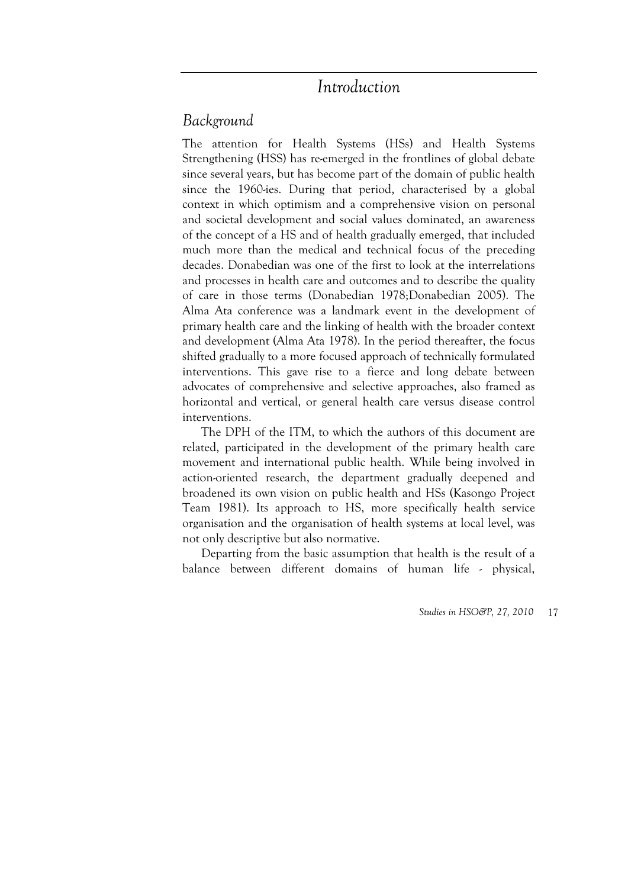# *Introduction*

## *Background*

The attention for Health Systems (HSs) and Health Systems Strengthening (HSS) has re-emerged in the frontlines of global debate since several years, but has become part of the domain of public health since the 1960-ies. During that period, characterised by a global context in which optimism and a comprehensive vision on personal and societal development and social values dominated, an awareness of the concept of a HS and of health gradually emerged, that included much more than the medical and technical focus of the preceding decades. Donabedian was one of the first to look at the interrelations and processes in health care and outcomes and to describe the quality of care in those terms (Donabedian 1978;Donabedian 2005). The Alma Ata conference was a landmark event in the development of primary health care and the linking of health with the broader context and development (Alma Ata 1978). In the period thereafter, the focus shifted gradually to a more focused approach of technically formulated interventions. This gave rise to a fierce and long debate between advocates of comprehensive and selective approaches, also framed as horizontal and vertical, or general health care versus disease control interventions.

The DPH of the ITM, to which the authors of this document are related, participated in the development of the primary health care movement and international public health. While being involved in action-oriented research, the department gradually deepened and broadened its own vision on public health and HSs (Kasongo Project Team 1981). Its approach to HS, more specifically health service organisation and the organisation of health systems at local level, was not only descriptive but also normative.

Departing from the basic assumption that health is the result of a balance between different domains of human life - physical,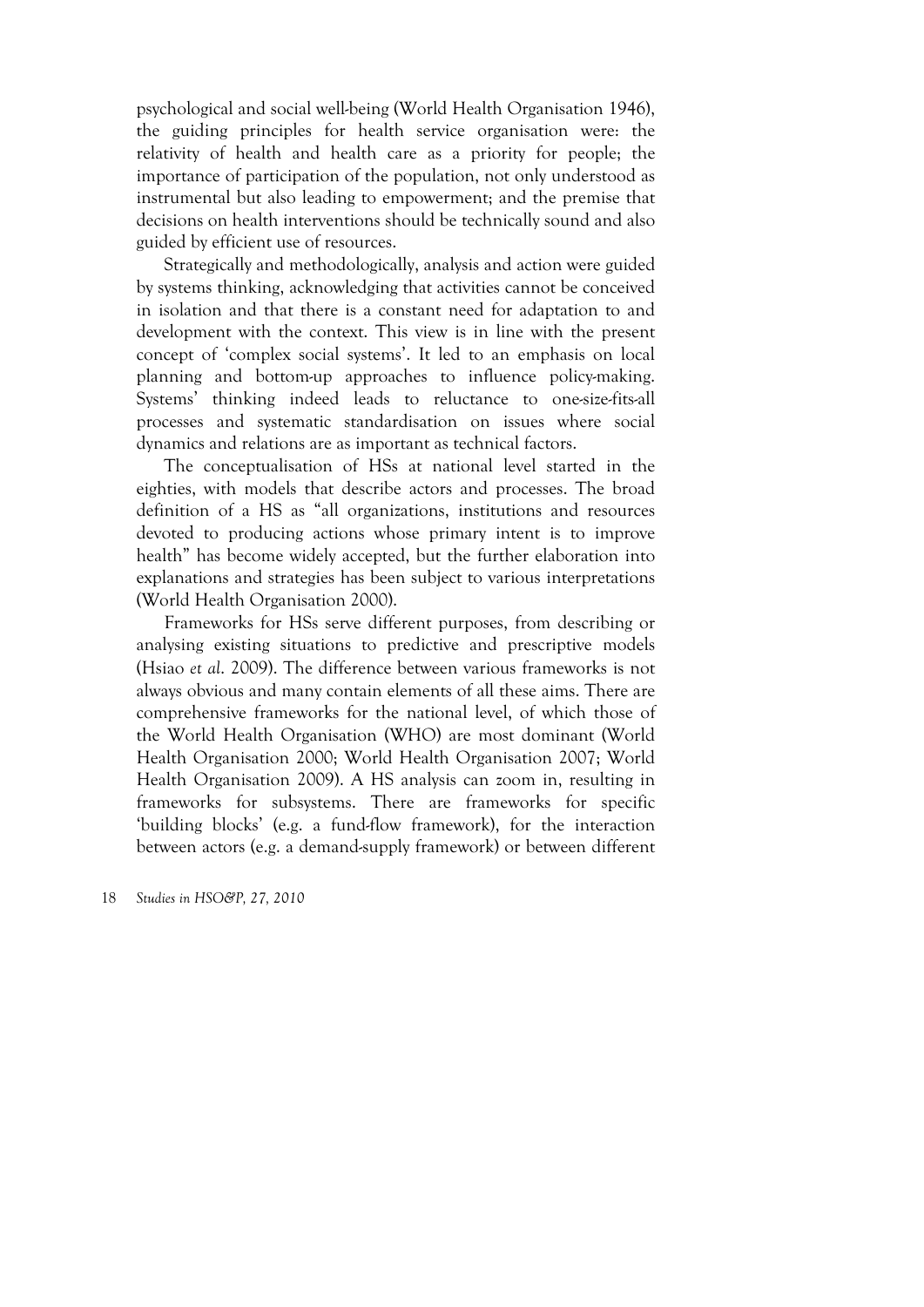psychological and social well-being (World Health Organisation 1946), the guiding principles for health service organisation were: the relativity of health and health care as a priority for people; the importance of participation of the population, not only understood as instrumental but also leading to empowerment; and the premise that decisions on health interventions should be technically sound and also guided by efficient use of resources.

Strategically and methodologically, analysis and action were guided by systems thinking, acknowledging that activities cannot be conceived in isolation and that there is a constant need for adaptation to and development with the context. This view is in line with the present concept of 'complex social systems'. It led to an emphasis on local planning and bottom-up approaches to influence policy-making. Systems' thinking indeed leads to reluctance to one-size-fits-all processes and systematic standardisation on issues where social dynamics and relations are as important as technical factors.

The conceptualisation of HSs at national level started in the eighties, with models that describe actors and processes. The broad definition of a HS as "all organizations, institutions and resources devoted to producing actions whose primary intent is to improve health" has become widely accepted, but the further elaboration into explanations and strategies has been subject to various interpretations (World Health Organisation 2000).

Frameworks for HSs serve different purposes, from describing or analysing existing situations to predictive and prescriptive models (Hsiao *et al*. 2009). The difference between various frameworks is not always obvious and many contain elements of all these aims. There are comprehensive frameworks for the national level, of which those of the World Health Organisation (WHO) are most dominant (World Health Organisation 2000; World Health Organisation 2007; World Health Organisation 2009). A HS analysis can zoom in, resulting in frameworks for subsystems. There are frameworks for specific 'building blocks' (e.g. a fund-flow framework), for the interaction between actors (e.g. a demand-supply framework) or between different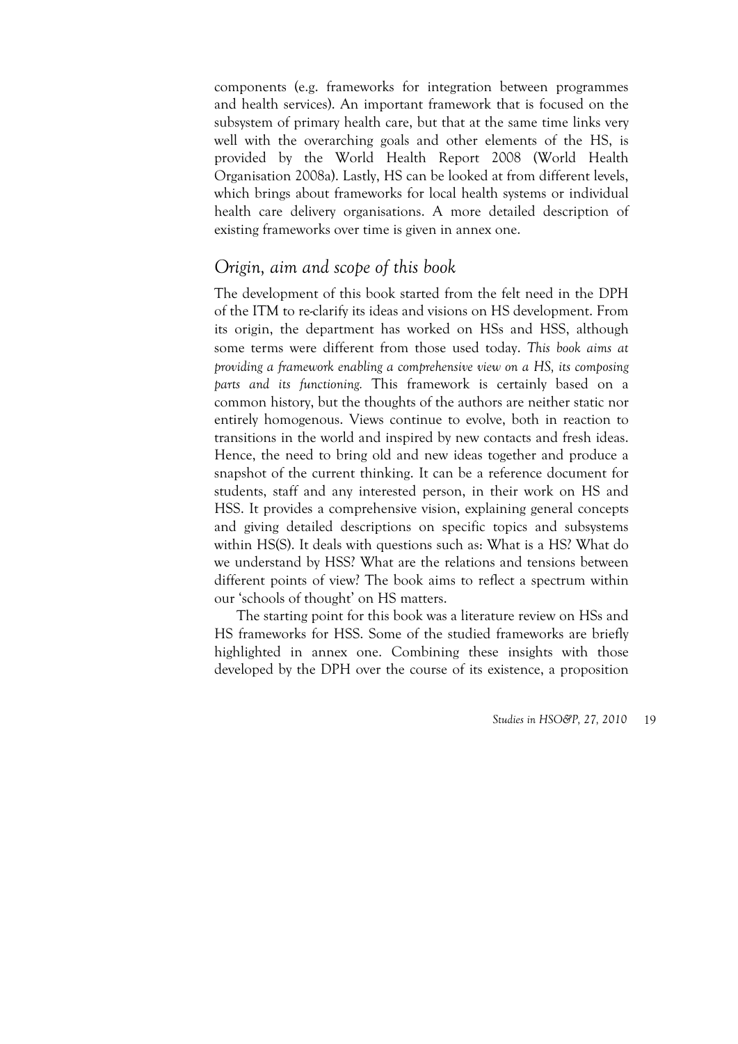components (e.g. frameworks for integration between programmes and health services). An important framework that is focused on the subsystem of primary health care, but that at the same time links very well with the overarching goals and other elements of the HS, is provided by the World Health Report 2008 (World Health Organisation 2008a). Lastly, HS can be looked at from different levels, which brings about frameworks for local health systems or individual health care delivery organisations. A more detailed description of existing frameworks over time is given in annex one.

## *Origin, aim and scope of this book*

The development of this book started from the felt need in the DPH of the ITM to re-clarify its ideas and visions on HS development. From its origin, the department has worked on HSs and HSS, although some terms were different from those used today. *This book aims at providing a framework enabling a comprehensive view on a HS, its composing parts and its functioning.* This framework is certainly based on a common history, but the thoughts of the authors are neither static nor entirely homogenous. Views continue to evolve, both in reaction to transitions in the world and inspired by new contacts and fresh ideas. Hence, the need to bring old and new ideas together and produce a snapshot of the current thinking. It can be a reference document for students, staff and any interested person, in their work on HS and HSS. It provides a comprehensive vision, explaining general concepts and giving detailed descriptions on specific topics and subsystems within HS(S). It deals with questions such as: What is a HS? What do we understand by HSS? What are the relations and tensions between different points of view? The book aims to reflect a spectrum within our 'schools of thought' on HS matters.

The starting point for this book was a literature review on HSs and HS frameworks for HSS. Some of the studied frameworks are briefly highlighted in annex one. Combining these insights with those developed by the DPH over the course of its existence, a proposition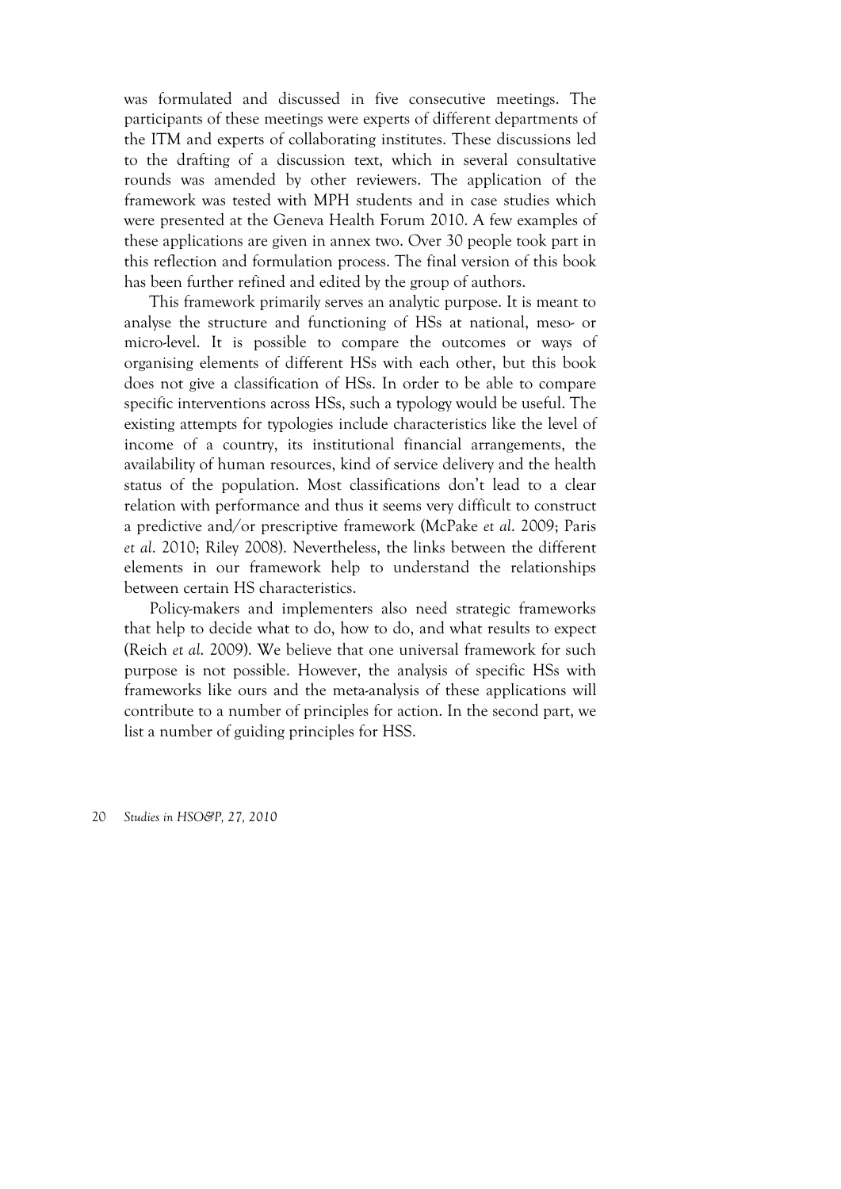was formulated and discussed in five consecutive meetings. The participants of these meetings were experts of different departments of the ITM and experts of collaborating institutes. These discussions led to the drafting of a discussion text, which in several consultative rounds was amended by other reviewers. The application of the framework was tested with MPH students and in case studies which were presented at the Geneva Health Forum 2010. A few examples of these applications are given in annex two. Over 30 people took part in this reflection and formulation process. The final version of this book has been further refined and edited by the group of authors.

This framework primarily serves an analytic purpose. It is meant to analyse the structure and functioning of HSs at national, meso- or micro-level. It is possible to compare the outcomes or ways of organising elements of different HSs with each other, but this book does not give a classification of HSs. In order to be able to compare specific interventions across HSs, such a typology would be useful. The existing attempts for typologies include characteristics like the level of income of a country, its institutional financial arrangements, the availability of human resources, kind of service delivery and the health status of the population. Most classifications don't lead to a clear relation with performance and thus it seems very difficult to construct a predictive and/or prescriptive framework (McPake *et al.* 2009; Paris *et al.* 2010; Riley 2008). Nevertheless, the links between the different elements in our framework help to understand the relationships between certain HS characteristics.

Policy-makers and implementers also need strategic frameworks that help to decide what to do, how to do, and what results to expect (Reich *et al.* 2009). We believe that one universal framework for such purpose is not possible. However, the analysis of specific HSs with frameworks like ours and the meta-analysis of these applications will contribute to a number of principles for action. In the second part, we list a number of guiding principles for HSS.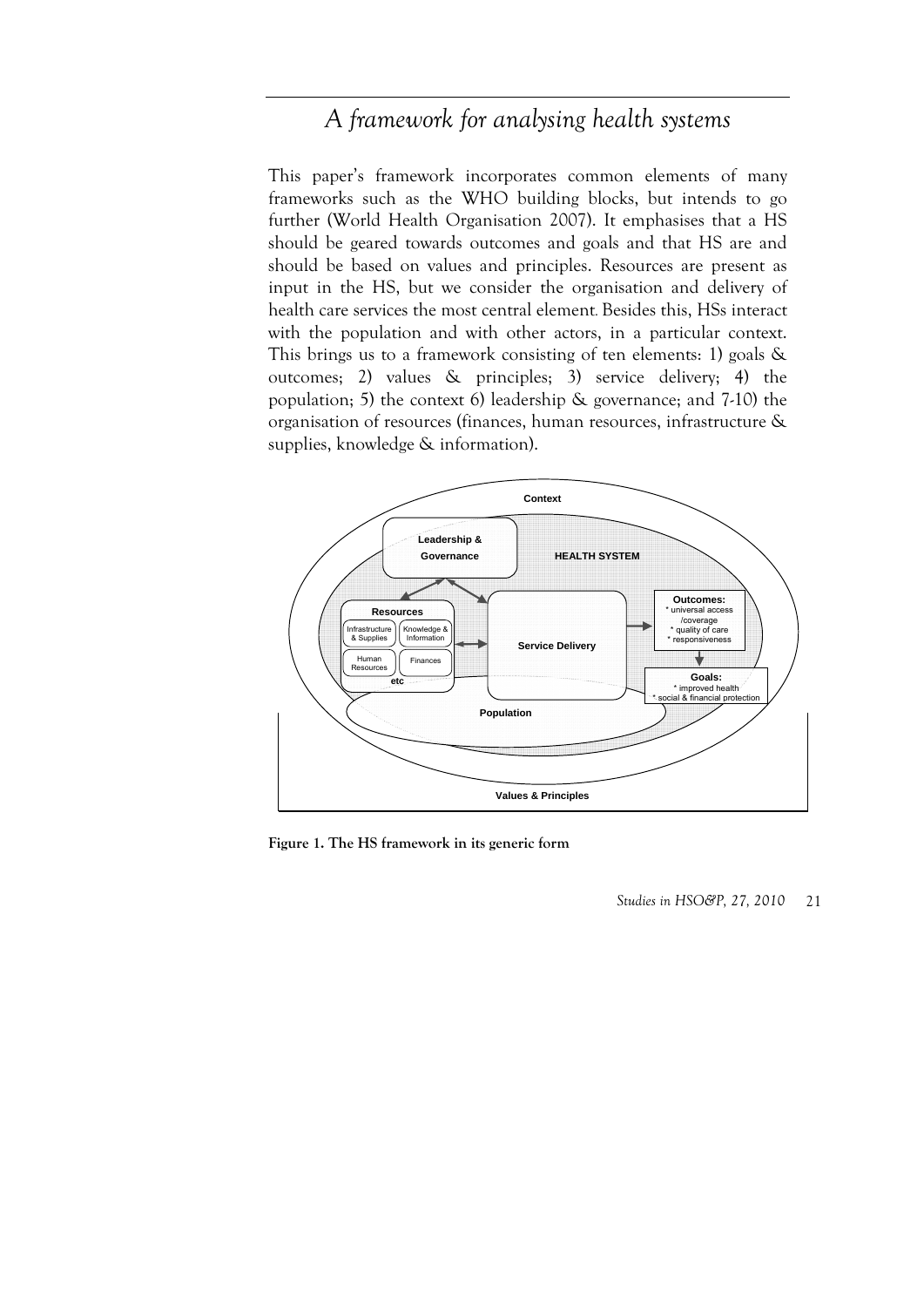## A framework for analysing health systems

This paper's framework incorporates common elements of many frameworks such as the WHO building blocks, but intends to go further (World Health Organisation 2007). It emphasises that a HS should be geared towards outcomes and goals and that HS are and should be based on values and principles. Resources are present as input in the HS, but we consider the organisation and delivery of health care services the most central element. Besides this, HSs interact with the population and with other actors, in a particular context. This brings us to a framework consisting of ten elements: 1) goals & outcomes; 2) values & principles; 3) service delivery; 4) the population; 5) the context 6) leadership & governance; and 7-10) the organisation of resources (finances, human resources, infrastructure & supplies, knowledge & information).

Context

Leadership & Governance

HEALTH SYSTEM

Resources
- Infrastructure & Supplies
- Knowledge & Information
- Human Resources
- Finances
- etc

Service Delivery

Outcomes:
* universal access /coverage
* quality of care
* responsiveness

Goals:
* improved health
* social & financial protection

Population

Values & Principles

**Figure 1. The HS framework in its generic form**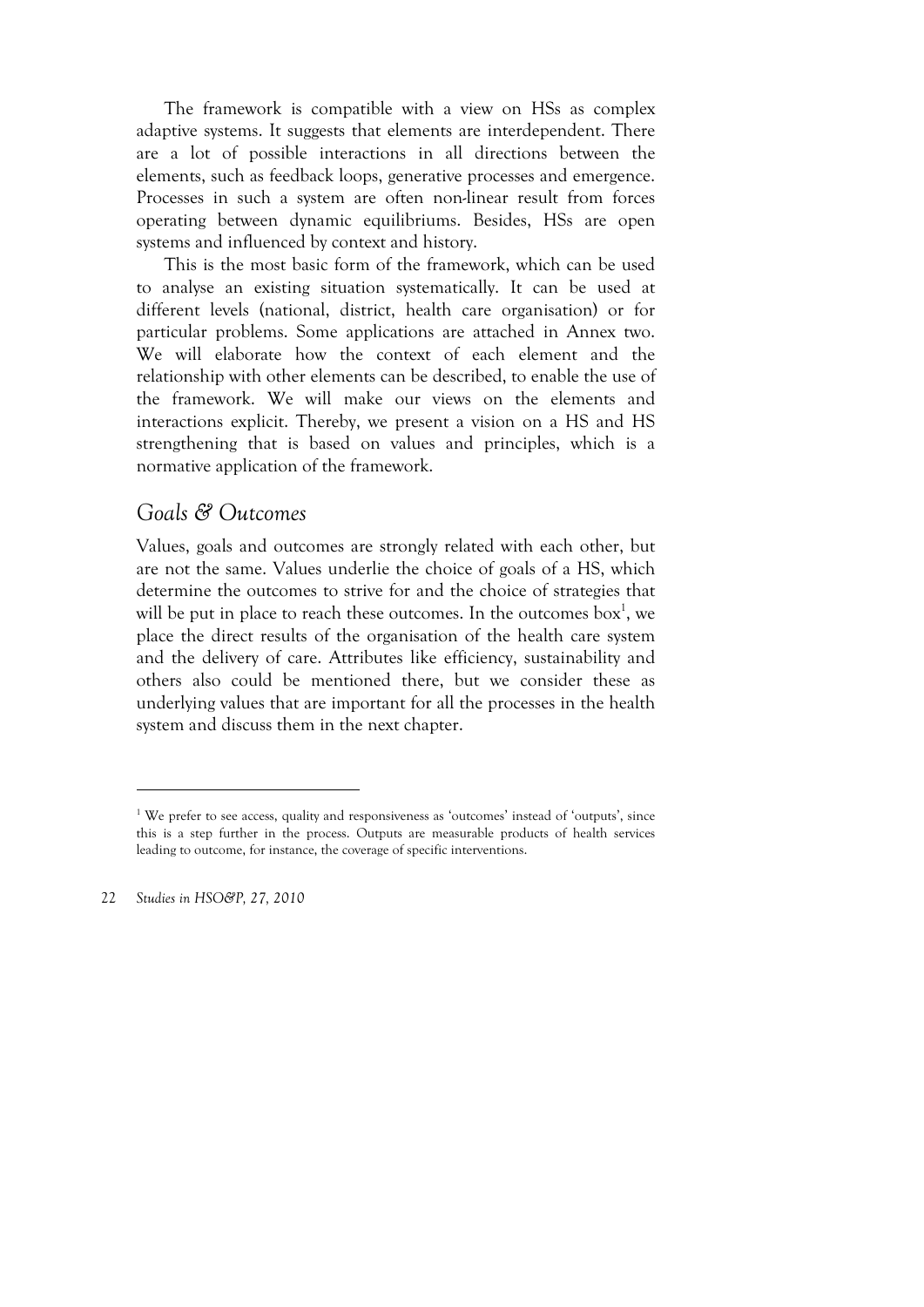The framework is compatible with a view on HSs as complex adaptive systems. It suggests that elements are interdependent. There are a lot of possible interactions in all directions between the elements, such as feedback loops, generative processes and emergence. Processes in such a system are often non-linear result from forces operating between dynamic equilibriums. Besides, HSs are open systems and influenced by context and history.

This is the most basic form of the framework, which can be used to analyse an existing situation systematically. It can be used at different levels (national, district, health care organisation) or for particular problems. Some applications are attached in Annex two. We will elaborate how the context of each element and the relationship with other elements can be described, to enable the use of the framework. We will make our views on the elements and interactions explicit. Thereby, we present a vision on a HS and HS strengthening that is based on values and principles, which is a normative application of the framework.

## *Goals & Outcomes*

Values, goals and outcomes are strongly related with each other, but are not the same. Values underlie the choice of goals of a HS, which determine the outcomes to strive for and the choice of strategies that will be put in place to reach these outcomes. In the outcomes box[1], we place the direct results of the organisation of the health care system and the delivery of care. Attributes like efficiency, sustainability and others also could be mentioned there, but we consider these as underlying values that are important for all the processes in the health system and discuss them in the next chapter.

---

[1] We prefer to see access, quality and responsiveness as 'outcomes' instead of 'outputs', since this is a step further in the process. Outputs are measurable products of health services leading to outcome, for instance, the coverage of specific interventions.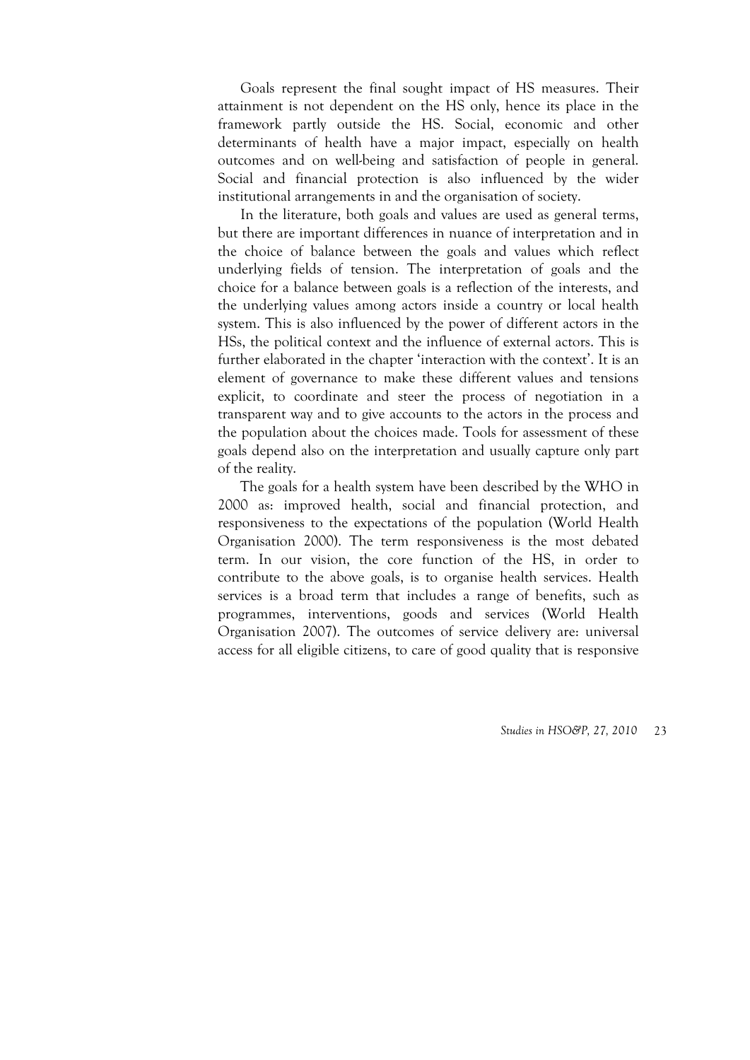Goals represent the final sought impact of HS measures. Their attainment is not dependent on the HS only, hence its place in the framework partly outside the HS. Social, economic and other determinants of health have a major impact, especially on health outcomes and on well-being and satisfaction of people in general. Social and financial protection is also influenced by the wider institutional arrangements in and the organisation of society.

In the literature, both goals and values are used as general terms, but there are important differences in nuance of interpretation and in the choice of balance between the goals and values which reflect underlying fields of tension. The interpretation of goals and the choice for a balance between goals is a reflection of the interests, and the underlying values among actors inside a country or local health system. This is also influenced by the power of different actors in the HSs, the political context and the influence of external actors. This is further elaborated in the chapter 'interaction with the context'. It is an element of governance to make these different values and tensions explicit, to coordinate and steer the process of negotiation in a transparent way and to give accounts to the actors in the process and the population about the choices made. Tools for assessment of these goals depend also on the interpretation and usually capture only part of the reality.

The goals for a health system have been described by the WHO in 2000 as: improved health, social and financial protection, and responsiveness to the expectations of the population (World Health Organisation 2000). The term responsiveness is the most debated term. In our vision, the core function of the HS, in order to contribute to the above goals, is to organise health services. Health services is a broad term that includes a range of benefits, such as programmes, interventions, goods and services (World Health Organisation 2007). The outcomes of service delivery are: universal access for all eligible citizens, to care of good quality that is responsive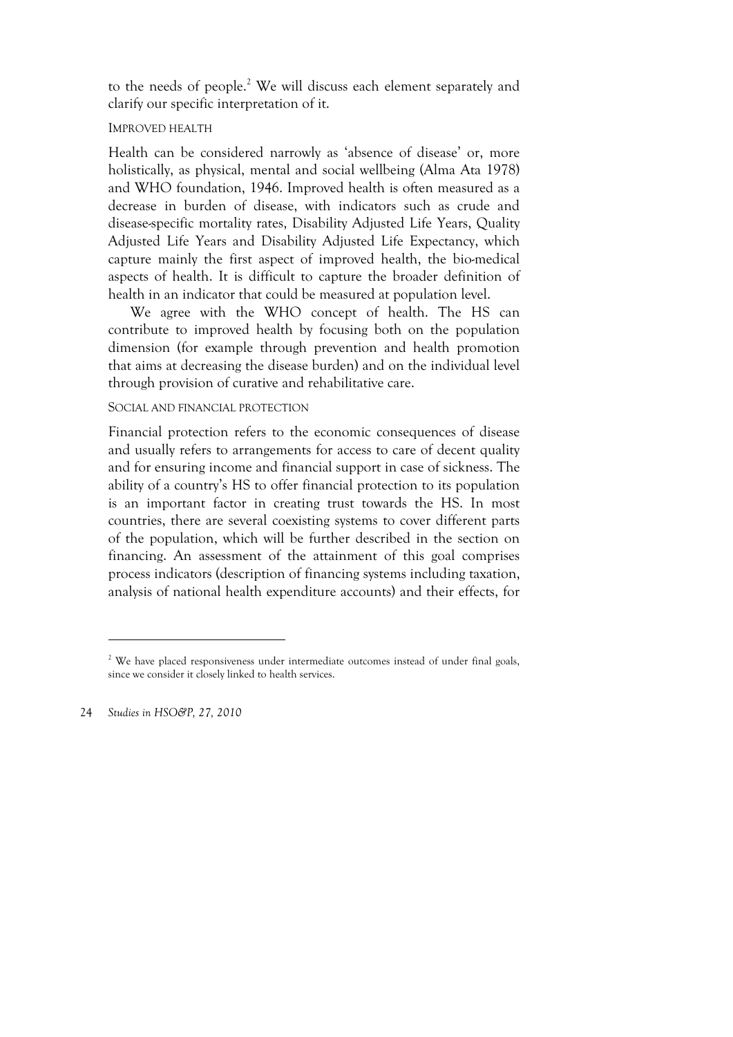to the needs of people.[2] We will discuss each element separately and clarify our specific interpretation of it.

### IMPROVED HEALTH

Health can be considered narrowly as 'absence of disease' or, more holistically, as physical, mental and social wellbeing (Alma Ata 1978) and WHO foundation, 1946. Improved health is often measured as a decrease in burden of disease, with indicators such as crude and disease-specific mortality rates, Disability Adjusted Life Years, Quality Adjusted Life Years and Disability Adjusted Life Expectancy, which capture mainly the first aspect of improved health, the bio-medical aspects of health. It is difficult to capture the broader definition of health in an indicator that could be measured at population level.

We agree with the WHO concept of health. The HS can contribute to improved health by focusing both on the population dimension (for example through prevention and health promotion that aims at decreasing the disease burden) and on the individual level through provision of curative and rehabilitative care.

### SOCIAL AND FINANCIAL PROTECTION

Financial protection refers to the economic consequences of disease and usually refers to arrangements for access to care of decent quality and for ensuring income and financial support in case of sickness. The ability of a country's HS to offer financial protection to its population is an important factor in creating trust towards the HS. In most countries, there are several coexisting systems to cover different parts of the population, which will be further described in the section on financing. An assessment of the attainment of this goal comprises process indicators (description of financing systems including taxation, analysis of national health expenditure accounts) and their effects, for

---

[2] We have placed responsiveness under intermediate outcomes instead of under final goals, since we consider it closely linked to health services.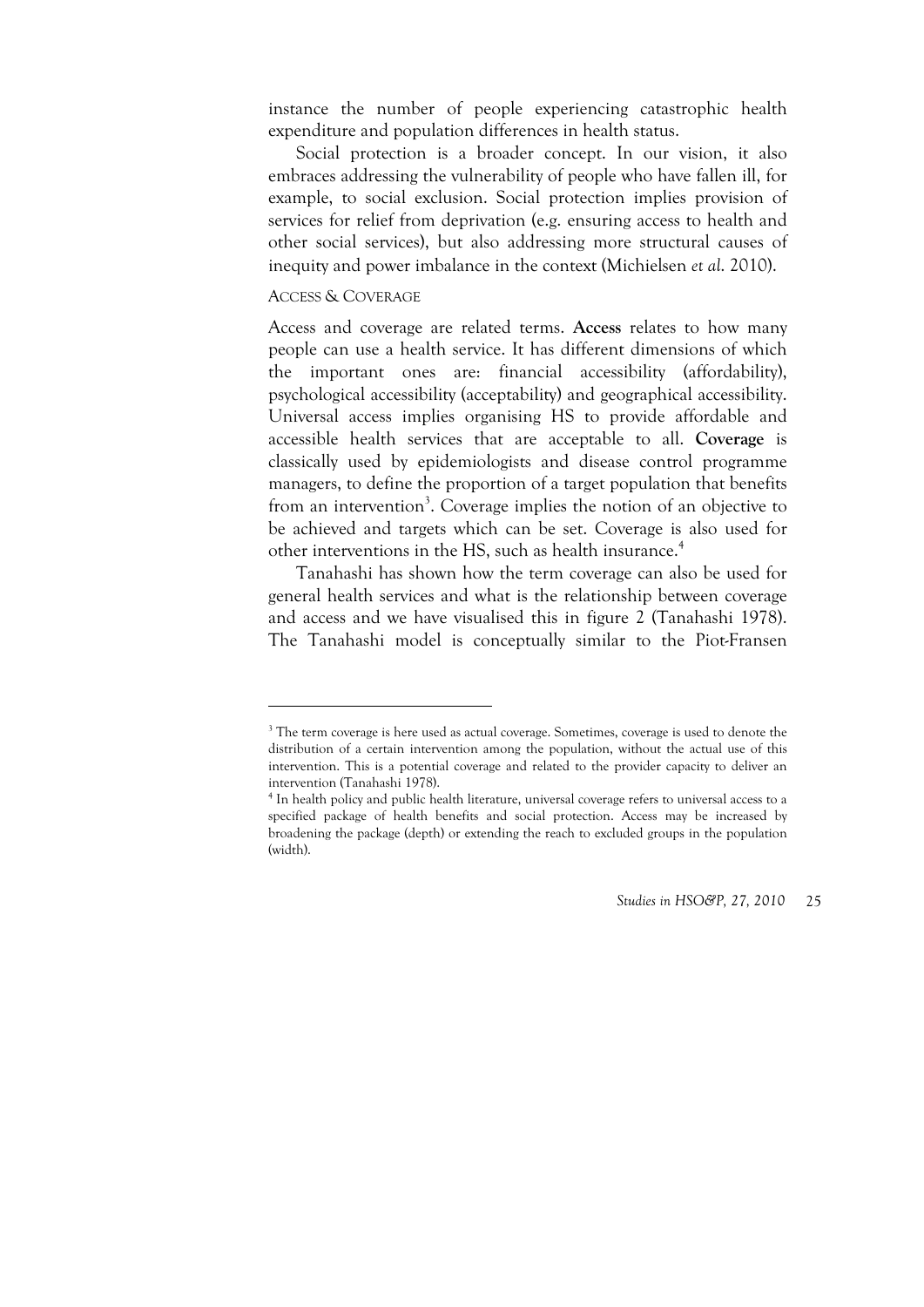instance the number of people experiencing catastrophic health expenditure and population differences in health status.

Social protection is a broader concept. In our vision, it also embraces addressing the vulnerability of people who have fallen ill, for example, to social exclusion. Social protection implies provision of services for relief from deprivation (e.g. ensuring access to health and other social services), but also addressing more structural causes of inequity and power imbalance in the context (Michielsen *et al.* 2010).

### ACCESS & COVERAGE

Access and coverage are related terms. **Access** relates to how many people can use a health service. It has different dimensions of which the important ones are: financial accessibility (affordability), psychological accessibility (acceptability) and geographical accessibility. Universal access implies organising HS to provide affordable and accessible health services that are acceptable to all. **Coverage** is classically used by epidemiologists and disease control programme managers, to define the proportion of a target population that benefits from an intervention[3]. Coverage implies the notion of an objective to be achieved and targets which can be set. Coverage is also used for other interventions in the HS, such as health insurance.[4]

Tanahashi has shown how the term coverage can also be used for general health services and what is the relationship between coverage and access and we have visualised this in figure 2 (Tanahashi 1978). The Tanahashi model is conceptually similar to the Piot-Fransen

---

[3] The term coverage is here used as actual coverage. Sometimes, coverage is used to denote the distribution of a certain intervention among the population, without the actual use of this intervention. This is a potential coverage and related to the provider capacity to deliver an intervention (Tanahashi 1978).

[4] In health policy and public health literature, universal coverage refers to universal access to a specified package of health benefits and social protection. Access may be increased by broadening the package (depth) or extending the reach to excluded groups in the population (width).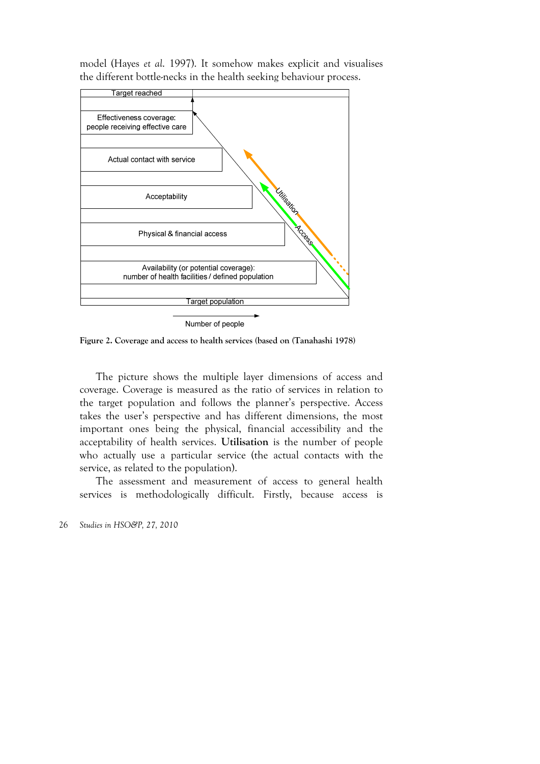model (Hayes *et al.* 1997). It somehow makes explicit and visualises the different bottle-necks in the health seeking behaviour process.

Target reached

Effectiveness coverage: people receiving effective care

Actual contact with service

Acceptability

Physical & financial access

Availability (or potential coverage): number of health facilities / defined population

Target population

Utilisation

Access

Number of people

**Figure 2. Coverage and access to health services (based on (Tanahashi 1978)**

The picture shows the multiple layer dimensions of access and coverage. Coverage is measured as the ratio of services in relation to the target population and follows the planner's perspective. Access takes the user's perspective and has different dimensions, the most important ones being the physical, financial accessibility and the acceptability of health services. **Utilisation** is the number of people who actually use a particular service (the actual contacts with the service, as related to the population).

The assessment and measurement of access to general health services is methodologically difficult. Firstly, because access is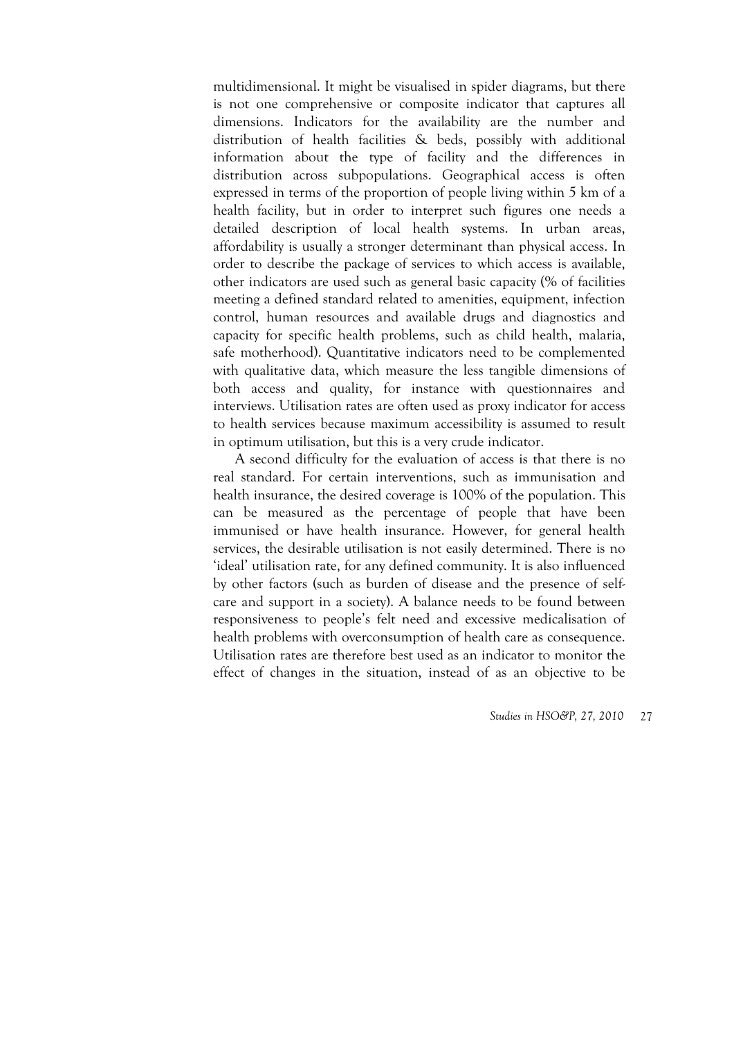multidimensional. It might be visualised in spider diagrams, but there is not one comprehensive or composite indicator that captures all dimensions. Indicators for the availability are the number and distribution of health facilities & beds, possibly with additional information about the type of facility and the differences in distribution across subpopulations. Geographical access is often expressed in terms of the proportion of people living within 5 km of a health facility, but in order to interpret such figures one needs a detailed description of local health systems. In urban areas, affordability is usually a stronger determinant than physical access. In order to describe the package of services to which access is available, other indicators are used such as general basic capacity (% of facilities meeting a defined standard related to amenities, equipment, infection control, human resources and available drugs and diagnostics and capacity for specific health problems, such as child health, malaria, safe motherhood). Quantitative indicators need to be complemented with qualitative data, which measure the less tangible dimensions of both access and quality, for instance with questionnaires and interviews. Utilisation rates are often used as proxy indicator for access to health services because maximum accessibility is assumed to result in optimum utilisation, but this is a very crude indicator.

A second difficulty for the evaluation of access is that there is no real standard. For certain interventions, such as immunisation and health insurance, the desired coverage is 100% of the population. This can be measured as the percentage of people that have been immunised or have health insurance. However, for general health services, the desirable utilisation is not easily determined. There is no 'ideal' utilisation rate, for any defined community. It is also influenced by other factors (such as burden of disease and the presence of self-care and support in a society). A balance needs to be found between responsiveness to people's felt need and excessive medicalisation of health problems with overconsumption of health care as consequence. Utilisation rates are therefore best used as an indicator to monitor the effect of changes in the situation, instead of as an objective to be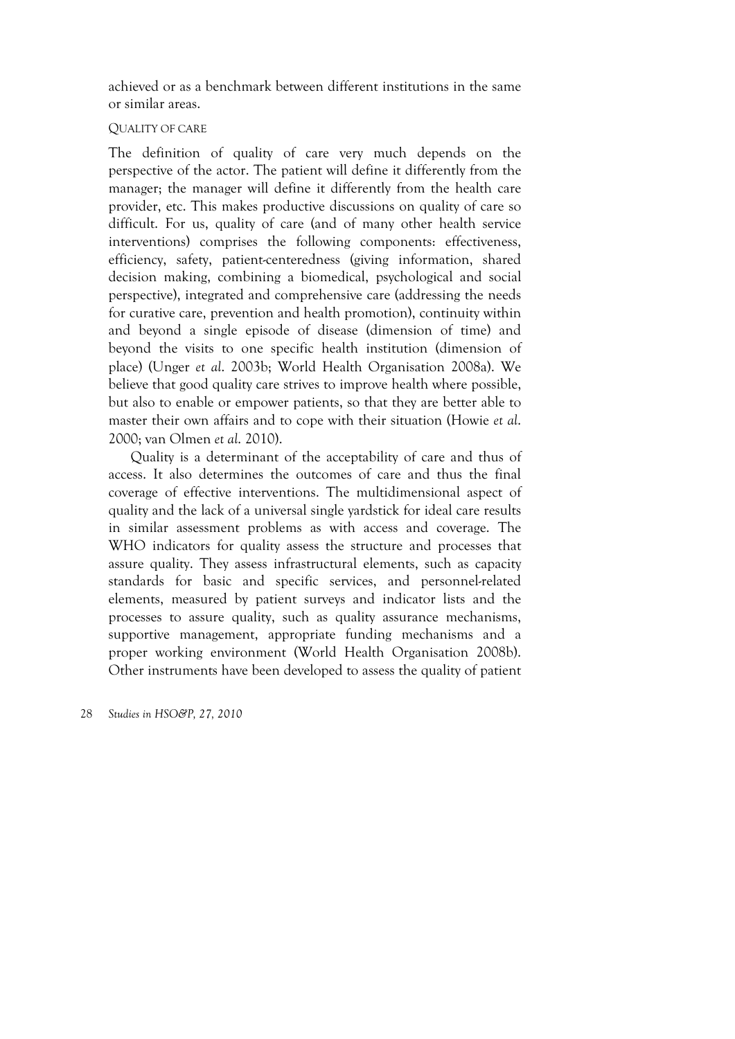achieved or as a benchmark between different institutions in the same or similar areas.

### QUALITY OF CARE

The definition of quality of care very much depends on the perspective of the actor. The patient will define it differently from the manager; the manager will define it differently from the health care provider, etc. This makes productive discussions on quality of care so difficult. For us, quality of care (and of many other health service interventions) comprises the following components: effectiveness, efficiency, safety, patient-centeredness (giving information, shared decision making, combining a biomedical, psychological and social perspective), integrated and comprehensive care (addressing the needs for curative care, prevention and health promotion), continuity within and beyond a single episode of disease (dimension of time) and beyond the visits to one specific health institution (dimension of place) (Unger *et al.* 2003b; World Health Organisation 2008a). We believe that good quality care strives to improve health where possible, but also to enable or empower patients, so that they are better able to master their own affairs and to cope with their situation (Howie *et al.* 2000; van Olmen *et al.* 2010).

Quality is a determinant of the acceptability of care and thus of access. It also determines the outcomes of care and thus the final coverage of effective interventions. The multidimensional aspect of quality and the lack of a universal single yardstick for ideal care results in similar assessment problems as with access and coverage. The WHO indicators for quality assess the structure and processes that assure quality. They assess infrastructural elements, such as capacity standards for basic and specific services, and personnel-related elements, measured by patient surveys and indicator lists and the processes to assure quality, such as quality assurance mechanisms, supportive management, appropriate funding mechanisms and a proper working environment (World Health Organisation 2008b). Other instruments have been developed to assess the quality of patient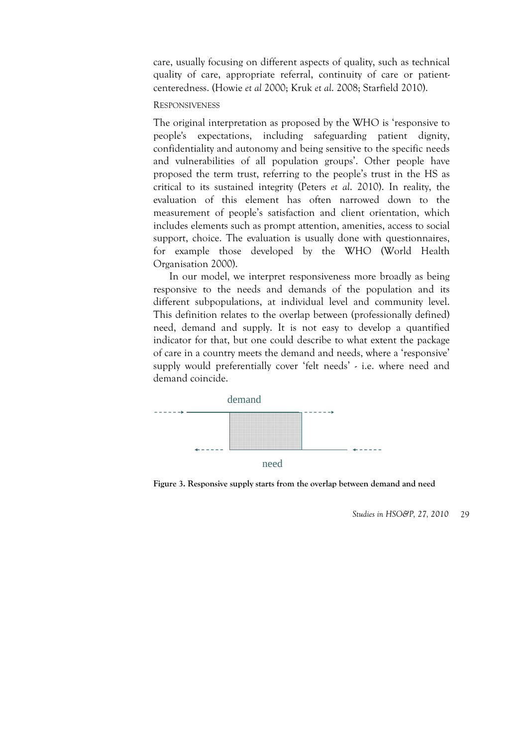care, usually focusing on different aspects of quality, such as technical quality of care, appropriate referral, continuity of care or patient-centeredness. (Howie *et al* 2000; Kruk *et al.* 2008; Starfield 2010).

### Responsiveness

The original interpretation as proposed by the WHO is 'responsive to people's expectations, including safeguarding patient dignity, confidentiality and autonomy and being sensitive to the specific needs and vulnerabilities of all population groups'. Other people have proposed the term trust, referring to the people's trust in the HS as critical to its sustained integrity (Peters *et al.* 2010). In reality, the evaluation of this element has often narrowed down to the measurement of people's satisfaction and client orientation, which includes elements such as prompt attention, amenities, access to social support, choice. The evaluation is usually done with questionnaires, for example those developed by the WHO (World Health Organisation 2000).

In our model, we interpret responsiveness more broadly as being responsive to the needs and demands of the population and its different subpopulations, at individual level and community level. This definition relates to the overlap between (professionally defined) need, demand and supply. It is not easy to develop a quantified indicator for that, but one could describe to what extent the package of care in a country meets the demand and needs, where a 'responsive' supply would preferentially cover 'felt needs' - i.e. where need and demand coincide.

demand

need

**Figure 3. Responsive supply starts from the overlap between demand and need**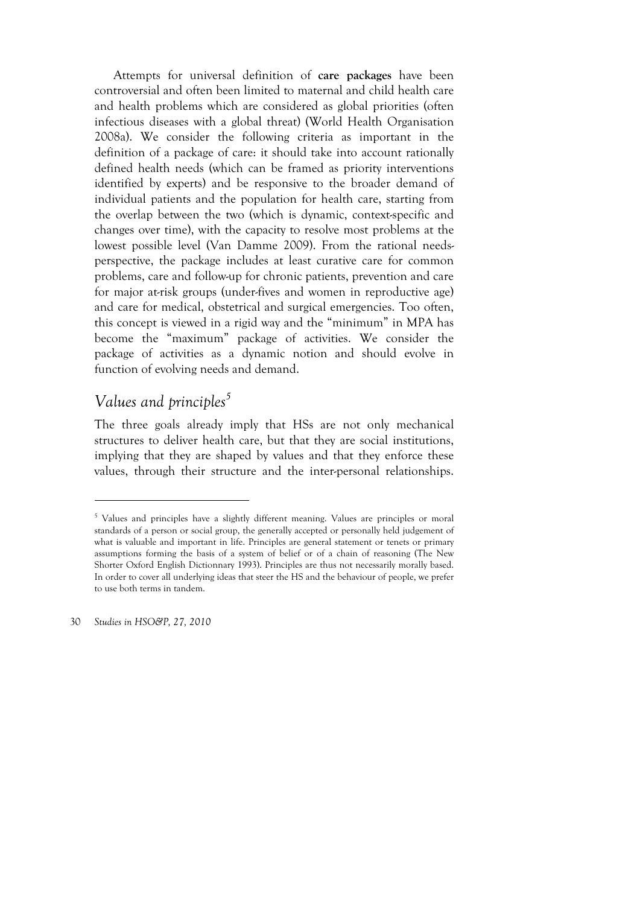Attempts for universal definition of **care packages** have been controversial and often been limited to maternal and child health care and health problems which are considered as global priorities (often infectious diseases with a global threat) (World Health Organisation 2008a). We consider the following criteria as important in the definition of a package of care: it should take into account rationally defined health needs (which can be framed as priority interventions identified by experts) and be responsive to the broader demand of individual patients and the population for health care, starting from the overlap between the two (which is dynamic, context-specific and changes over time), with the capacity to resolve most problems at the lowest possible level (Van Damme 2009). From the rational needs-perspective, the package includes at least curative care for common problems, care and follow-up for chronic patients, prevention and care for major at-risk groups (under-fives and women in reproductive age) and care for medical, obstetrical and surgical emergencies. Too often, this concept is viewed in a rigid way and the "minimum" in MPA has become the "maximum" package of activities. We consider the package of activities as a dynamic notion and should evolve in function of evolving needs and demand.

## *Values and principles*[5]

The three goals already imply that HSs are not only mechanical structures to deliver health care, but that they are social institutions, implying that they are shaped by values and that they enforce these values, through their structure and the inter-personal relationships.

[5] Values and principles have a slightly different meaning. Values are principles or moral standards of a person or social group, the generally accepted or personally held judgement of what is valuable and important in life. Principles are general statement or tenets or primary assumptions forming the basis of a system of belief or of a chain of reasoning (The New Shorter Oxford English Dictionnary 1993). Principles are thus not necessarily morally based. In order to cover all underlying ideas that steer the HS and the behaviour of people, we prefer to use both terms in tandem.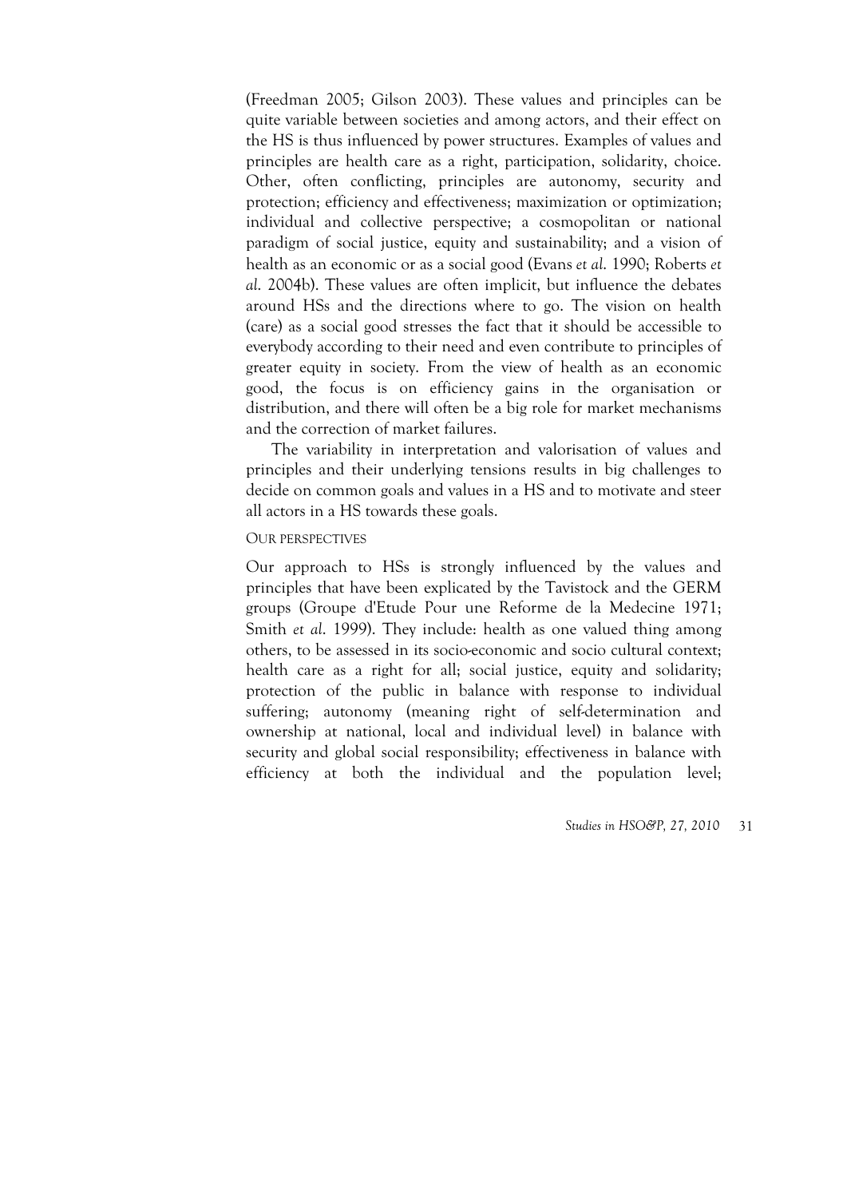(Freedman 2005; Gilson 2003). These values and principles can be quite variable between societies and among actors, and their effect on the HS is thus influenced by power structures. Examples of values and principles are health care as a right, participation, solidarity, choice. Other, often conflicting, principles are autonomy, security and protection; efficiency and effectiveness; maximization or optimization; individual and collective perspective; a cosmopolitan or national paradigm of social justice, equity and sustainability; and a vision of health as an economic or as a social good (Evans *et al.* 1990; Roberts *et al.* 2004b). These values are often implicit, but influence the debates around HSs and the directions where to go. The vision on health (care) as a social good stresses the fact that it should be accessible to everybody according to their need and even contribute to principles of greater equity in society. From the view of health as an economic good, the focus is on efficiency gains in the organisation or distribution, and there will often be a big role for market mechanisms and the correction of market failures.

The variability in interpretation and valorisation of values and principles and their underlying tensions results in big challenges to decide on common goals and values in a HS and to motivate and steer all actors in a HS towards these goals.

### Our perspectives

Our approach to HSs is strongly influenced by the values and principles that have been explicated by the Tavistock and the GERM groups (Groupe d'Etude Pour une Reforme de la Medecine 1971; Smith *et al.* 1999). They include: health as one valued thing among others, to be assessed in its socio-economic and socio cultural context; health care as a right for all; social justice, equity and solidarity; protection of the public in balance with response to individual suffering; autonomy (meaning right of self-determination and ownership at national, local and individual level) in balance with security and global social responsibility; effectiveness in balance with efficiency at both the individual and the population level;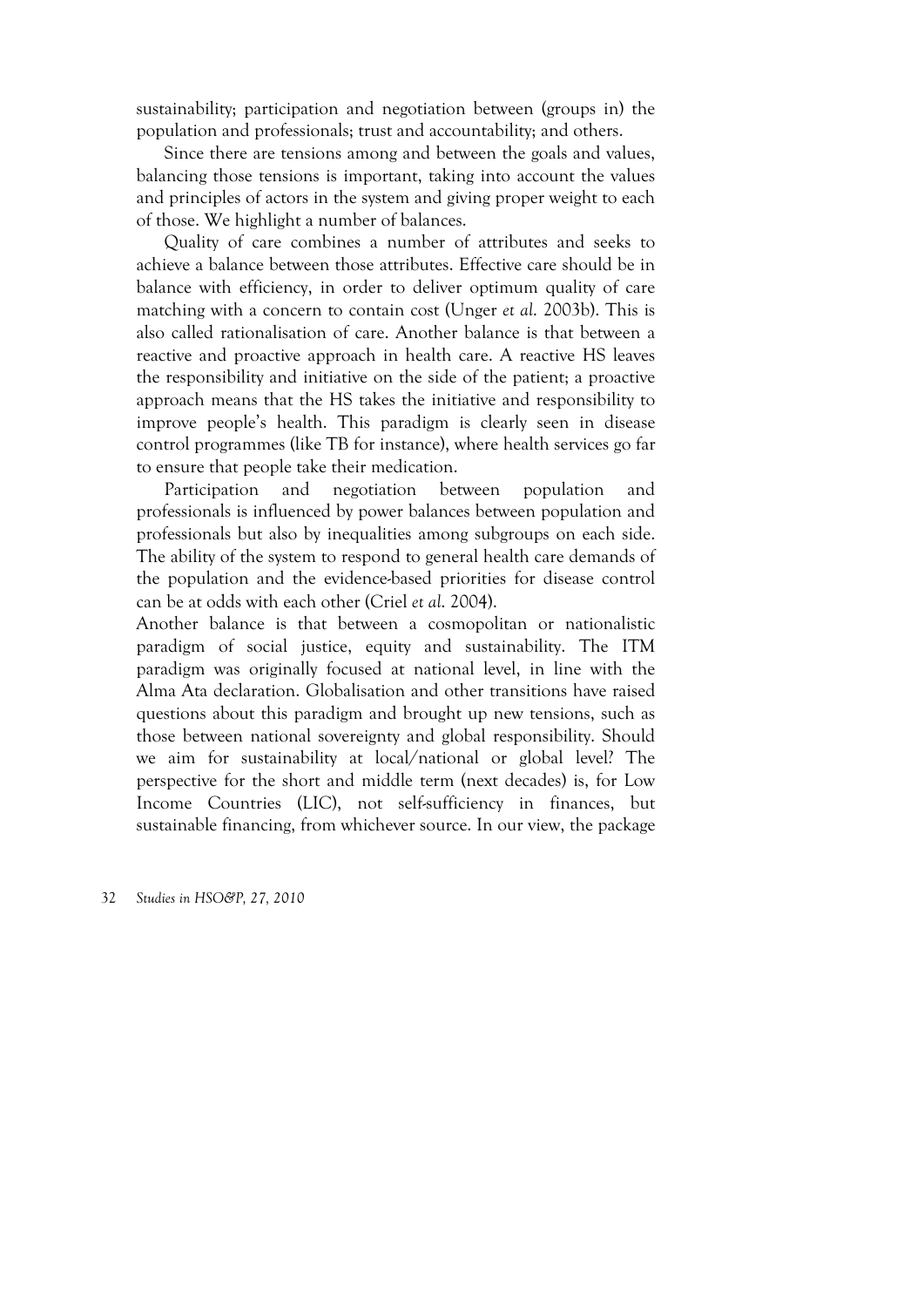sustainability; participation and negotiation between (groups in) the population and professionals; trust and accountability; and others.

Since there are tensions among and between the goals and values, balancing those tensions is important, taking into account the values and principles of actors in the system and giving proper weight to each of those. We highlight a number of balances.

Quality of care combines a number of attributes and seeks to achieve a balance between those attributes. Effective care should be in balance with efficiency, in order to deliver optimum quality of care matching with a concern to contain cost (Unger *et al.* 2003b). This is also called rationalisation of care. Another balance is that between a reactive and proactive approach in health care. A reactive HS leaves the responsibility and initiative on the side of the patient; a proactive approach means that the HS takes the initiative and responsibility to improve people's health. This paradigm is clearly seen in disease control programmes (like TB for instance), where health services go far to ensure that people take their medication.

Participation and negotiation between population and professionals is influenced by power balances between population and professionals but also by inequalities among subgroups on each side. The ability of the system to respond to general health care demands of the population and the evidence-based priorities for disease control can be at odds with each other (Criel *et al.* 2004).

Another balance is that between a cosmopolitan or nationalistic paradigm of social justice, equity and sustainability. The ITM paradigm was originally focused at national level, in line with the Alma Ata declaration. Globalisation and other transitions have raised questions about this paradigm and brought up new tensions, such as those between national sovereignty and global responsibility. Should we aim for sustainability at local/national or global level? The perspective for the short and middle term (next decades) is, for Low Income Countries (LIC), not self-sufficiency in finances, but sustainable financing, from whichever source. In our view, the package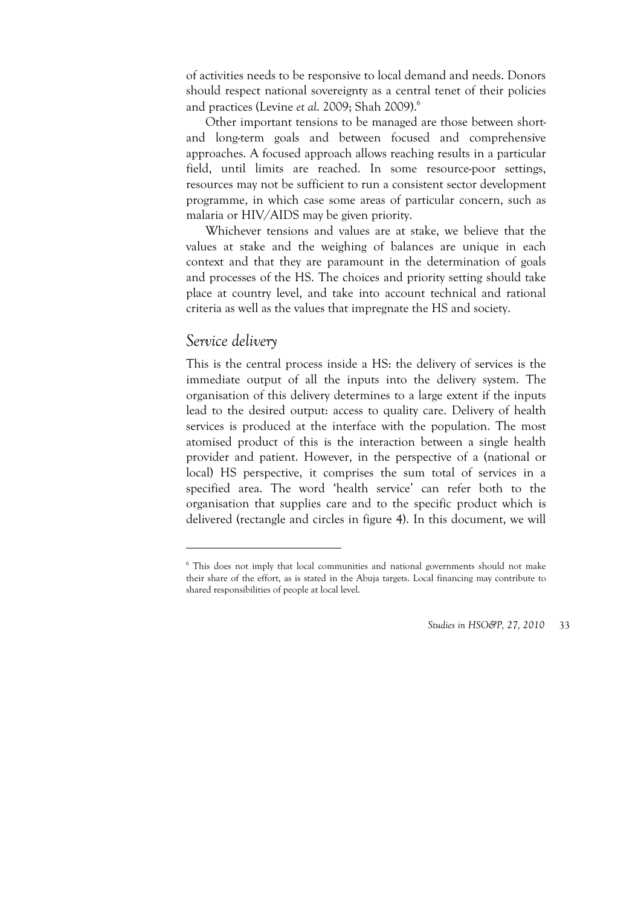of activities needs to be responsive to local demand and needs. Donors should respect national sovereignty as a central tenet of their policies and practices (Levine *et al.* 2009; Shah 2009).[6]

Other important tensions to be managed are those between short- and long-term goals and between focused and comprehensive approaches. A focused approach allows reaching results in a particular field, until limits are reached. In some resource-poor settings, resources may not be sufficient to run a consistent sector development programme, in which case some areas of particular concern, such as malaria or HIV/AIDS may be given priority.

Whichever tensions and values are at stake, we believe that the values at stake and the weighing of balances are unique in each context and that they are paramount in the determination of goals and processes of the HS. The choices and priority setting should take place at country level, and take into account technical and rational criteria as well as the values that impregnate the HS and society.

## *Service delivery*

This is the central process inside a HS: the delivery of services is the immediate output of all the inputs into the delivery system. The organisation of this delivery determines to a large extent if the inputs lead to the desired output: access to quality care. Delivery of health services is produced at the interface with the population. The most atomised product of this is the interaction between a single health provider and patient. However, in the perspective of a (national or local) HS perspective, it comprises the sum total of services in a specified area. The word 'health service' can refer both to the organisation that supplies care and to the specific product which is delivered (rectangle and circles in figure 4). In this document, we will

---

[6] This does not imply that local communities and national governments should not make their share of the effort, as is stated in the Abuja targets. Local financing may contribute to shared responsibilities of people at local level.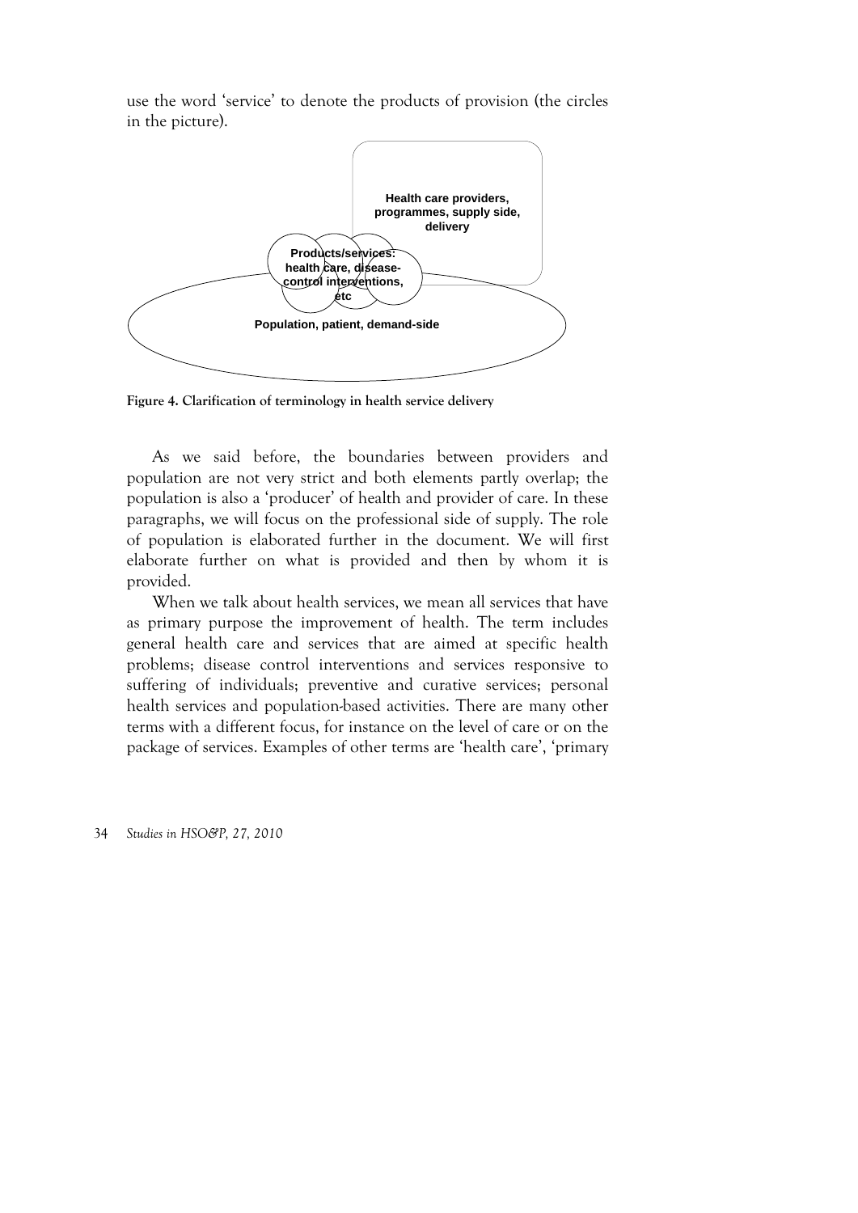use the word 'service' to denote the products of provision (the circles in the picture).

Health care providers, programmes, supply side, delivery

Products/services: health care, disease-control interventions, etc

Population, patient, demand-side

**Figure 4. Clarification of terminology in health service delivery**

As we said before, the boundaries between providers and population are not very strict and both elements partly overlap; the population is also a 'producer' of health and provider of care. In these paragraphs, we will focus on the professional side of supply. The role of population is elaborated further in the document. We will first elaborate further on what is provided and then by whom it is provided.

When we talk about health services, we mean all services that have as primary purpose the improvement of health. The term includes general health care and services that are aimed at specific health problems; disease control interventions and services responsive to suffering of individuals; preventive and curative services; personal health services and population-based activities. There are many other terms with a different focus, for instance on the level of care or on the package of services. Examples of other terms are 'health care', 'primary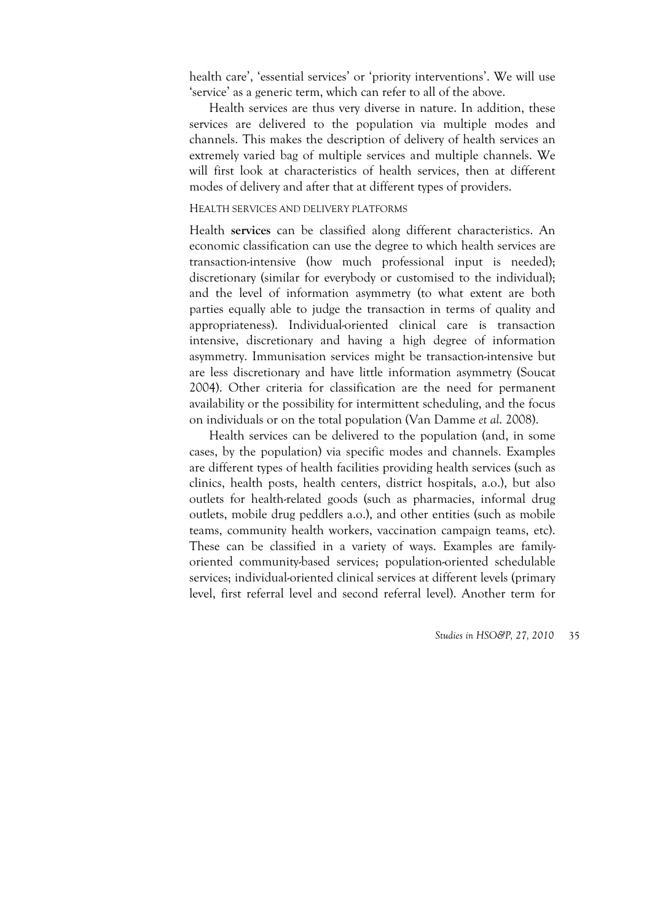health care', 'essential services' or 'priority interventions'. We will use 'service' as a generic term, which can refer to all of the above.

Health services are thus very diverse in nature. In addition, these services are delivered to the population via multiple modes and channels. This makes the description of delivery of health services an extremely varied bag of multiple services and multiple channels. We will first look at characteristics of health services, then at different modes of delivery and after that at different types of providers.

### HEALTH SERVICES AND DELIVERY PLATFORMS

Health **services** can be classified along different characteristics. An economic classification can use the degree to which health services are transaction-intensive (how much professional input is needed); discretionary (similar for everybody or customised to the individual); and the level of information asymmetry (to what extent are both parties equally able to judge the transaction in terms of quality and appropriateness). Individual-oriented clinical care is transaction intensive, discretionary and having a high degree of information asymmetry. Immunisation services might be transaction-intensive but are less discretionary and have little information asymmetry (Soucat 2004). Other criteria for classification are the need for permanent availability or the possibility for intermittent scheduling, and the focus on individuals or on the total population (Van Damme *et al.* 2008).

Health services can be delivered to the population (and, in some cases, by the population) via specific modes and channels. Examples are different types of health facilities providing health services (such as clinics, health posts, health centers, district hospitals, a.o.), but also outlets for health-related goods (such as pharmacies, informal drug outlets, mobile drug peddlers a.o.), and other entities (such as mobile teams, community health workers, vaccination campaign teams, etc). These can be classified in a variety of ways. Examples are family-oriented community-based services; population-oriented schedulable services; individual-oriented clinical services at different levels (primary level, first referral level and second referral level). Another term for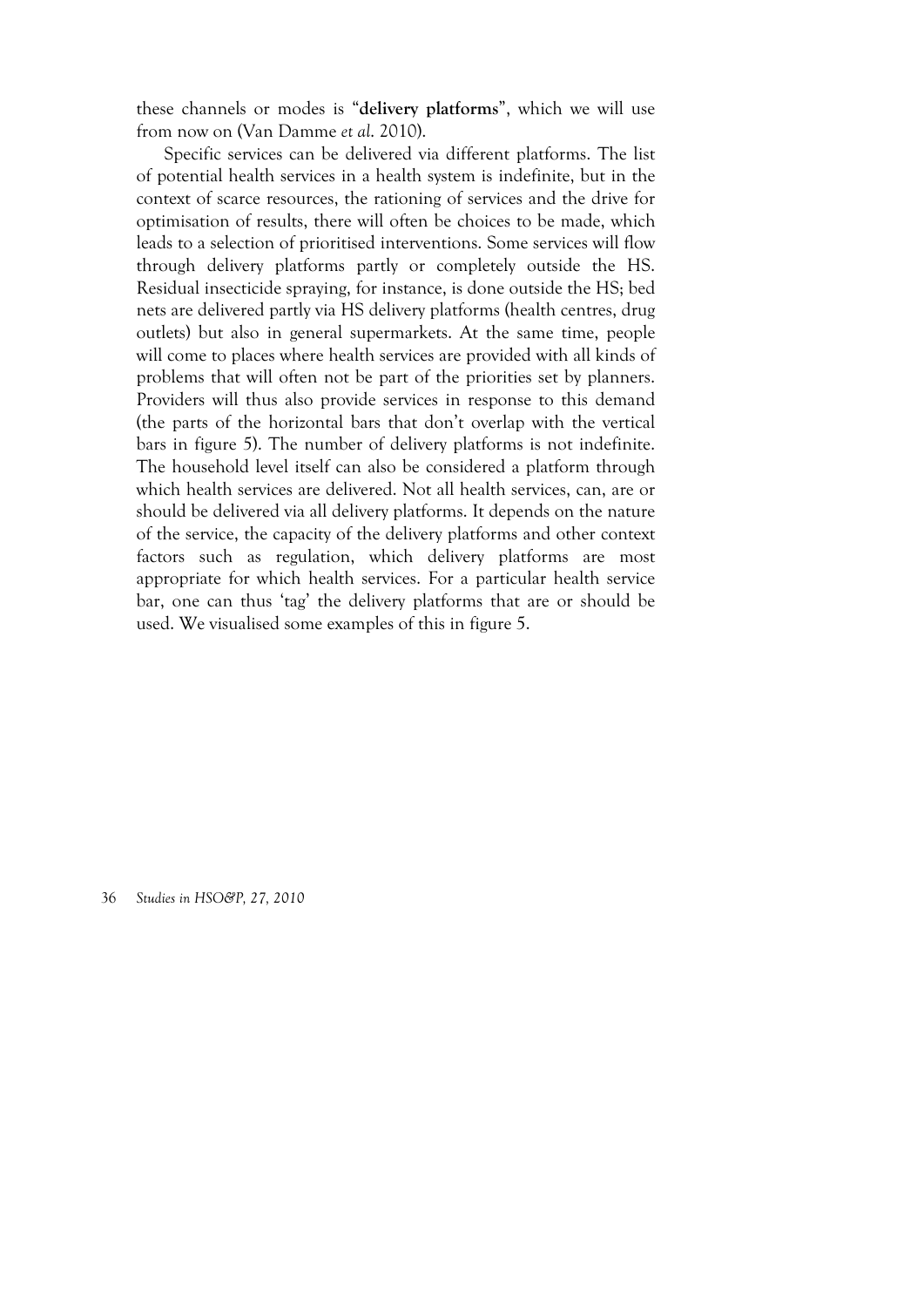these channels or modes is "**delivery platforms**", which we will use from now on (Van Damme *et al.* 2010).

Specific services can be delivered via different platforms. The list of potential health services in a health system is indefinite, but in the context of scarce resources, the rationing of services and the drive for optimisation of results, there will often be choices to be made, which leads to a selection of prioritised interventions. Some services will flow through delivery platforms partly or completely outside the HS. Residual insecticide spraying, for instance, is done outside the HS; bed nets are delivered partly via HS delivery platforms (health centres, drug outlets) but also in general supermarkets. At the same time, people will come to places where health services are provided with all kinds of problems that will often not be part of the priorities set by planners. Providers will thus also provide services in response to this demand (the parts of the horizontal bars that don't overlap with the vertical bars in figure 5). The number of delivery platforms is not indefinite. The household level itself can also be considered a platform through which health services are delivered. Not all health services, can, are or should be delivered via all delivery platforms. It depends on the nature of the service, the capacity of the delivery platforms and other context factors such as regulation, which delivery platforms are most appropriate for which health services. For a particular health service bar, one can thus 'tag' the delivery platforms that are or should be used. We visualised some examples of this in figure 5.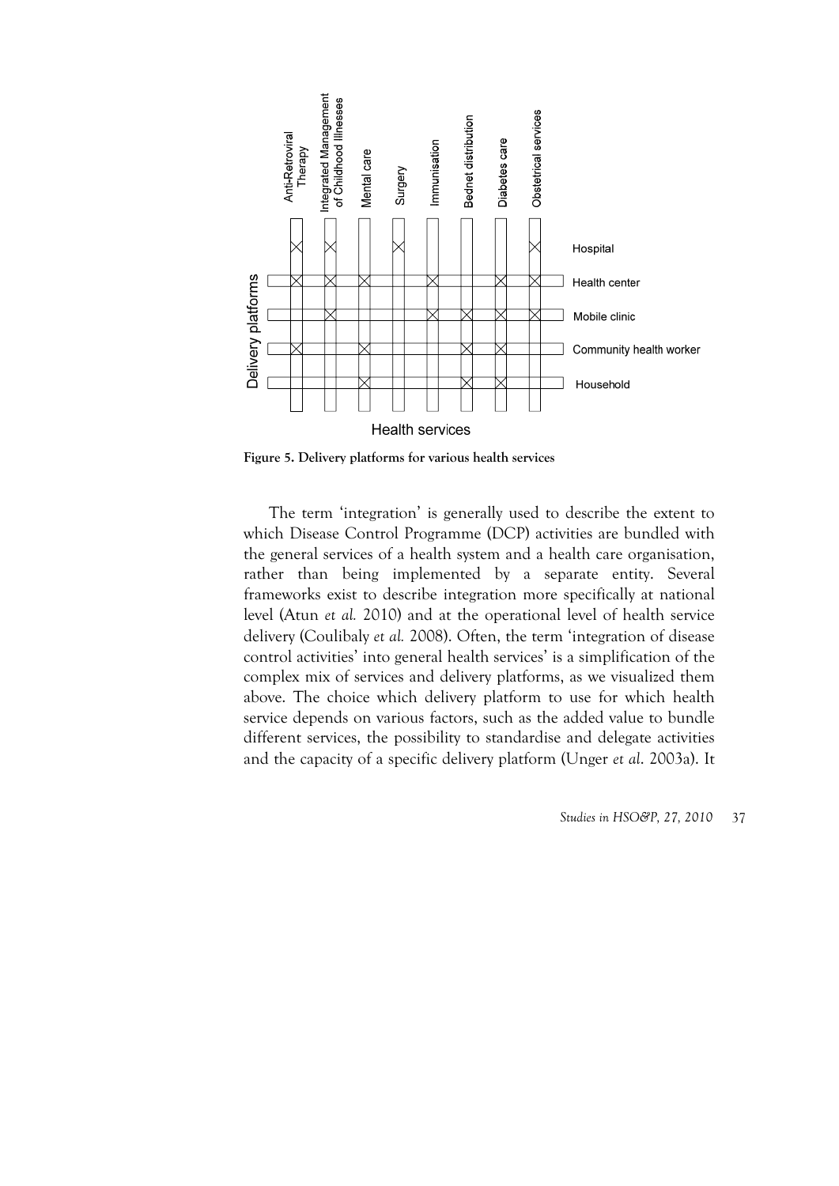Figure 5. Delivery platforms for various health services

The term 'integration' is generally used to describe the extent to which Disease Control Programme (DCP) activities are bundled with the general services of a health system and a health care organisation, rather than being implemented by a separate entity. Several frameworks exist to describe integration more specifically at national level (Atun *et al.* 2010) and at the operational level of health service delivery (Coulibaly *et al.* 2008). Often, the term 'integration of disease control activities' into general health services' is a simplification of the complex mix of services and delivery platforms, as we visualized them above. The choice which delivery platform to use for which health service depends on various factors, such as the added value to bundle different services, the possibility to standardise and delegate activities and the capacity of a specific delivery platform (Unger *et al.* 2003a). It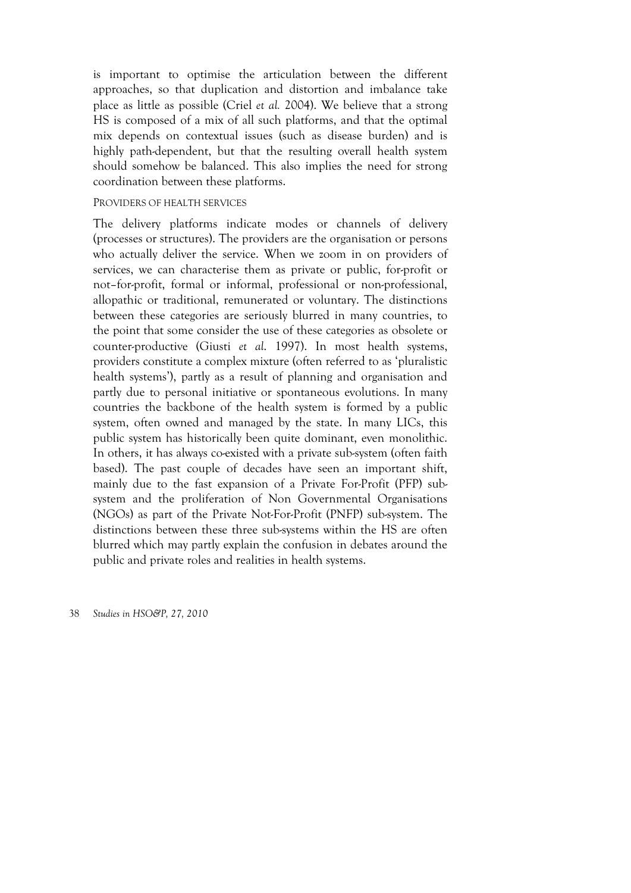is important to optimise the articulation between the different approaches, so that duplication and distortion and imbalance take place as little as possible (Criel *et al.* 2004). We believe that a strong HS is composed of a mix of all such platforms, and that the optimal mix depends on contextual issues (such as disease burden) and is highly path-dependent, but that the resulting overall health system should somehow be balanced. This also implies the need for strong coordination between these platforms.

### Providers of health services

The delivery platforms indicate modes or channels of delivery (processes or structures). The providers are the organisation or persons who actually deliver the service. When we zoom in on providers of services, we can characterise them as private or public, for-profit or not–for-profit, formal or informal, professional or non-professional, allopathic or traditional, remunerated or voluntary. The distinctions between these categories are seriously blurred in many countries, to the point that some consider the use of these categories as obsolete or counter-productive (Giusti *et al.* 1997). In most health systems, providers constitute a complex mixture (often referred to as 'pluralistic health systems'), partly as a result of planning and organisation and partly due to personal initiative or spontaneous evolutions. In many countries the backbone of the health system is formed by a public system, often owned and managed by the state. In many LICs, this public system has historically been quite dominant, even monolithic. In others, it has always co-existed with a private sub-system (often faith based). The past couple of decades have seen an important shift, mainly due to the fast expansion of a Private For-Profit (PFP) sub-system and the proliferation of Non Governmental Organisations (NGOs) as part of the Private Not-For-Profit (PNFP) sub-system. The distinctions between these three sub-systems within the HS are often blurred which may partly explain the confusion in debates around the public and private roles and realities in health systems.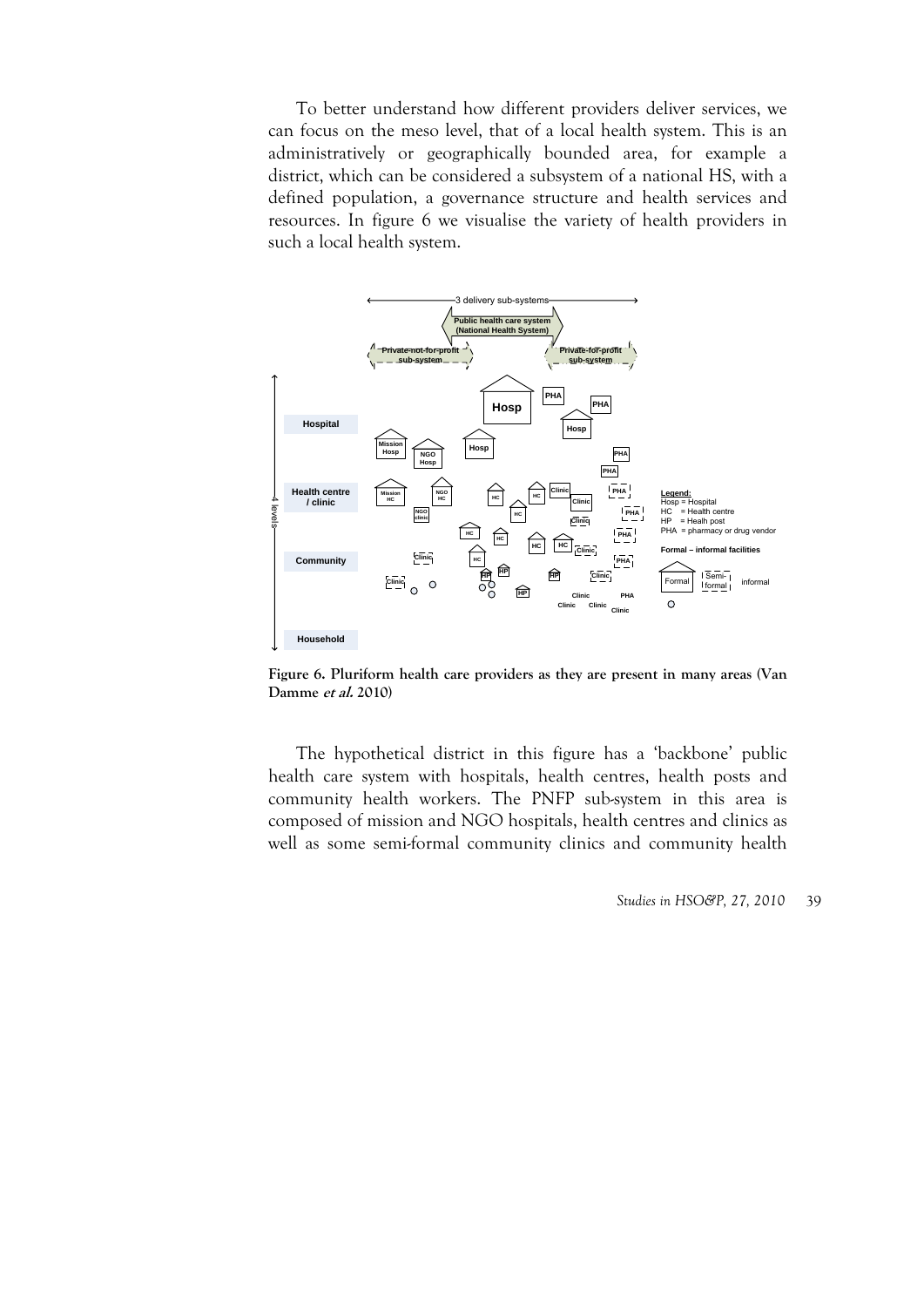To better understand how different providers deliver services, we can focus on the meso level, that of a local health system. This is an administratively or geographically bounded area, for example a district, which can be considered a subsystem of a national HS, with a defined population, a governance structure and health services and resources. In figure 6 we visualise the variety of health providers in such a local health system.

**Figure 6. Pluriform health care providers as they are present in many areas (Van Damme *et al.* 2010)**

The hypothetical district in this figure has a 'backbone' public health care system with hospitals, health centres, health posts and community health workers. The PNFP sub-system in this area is composed of mission and NGO hospitals, health centres and clinics as well as some semi-formal community clinics and community health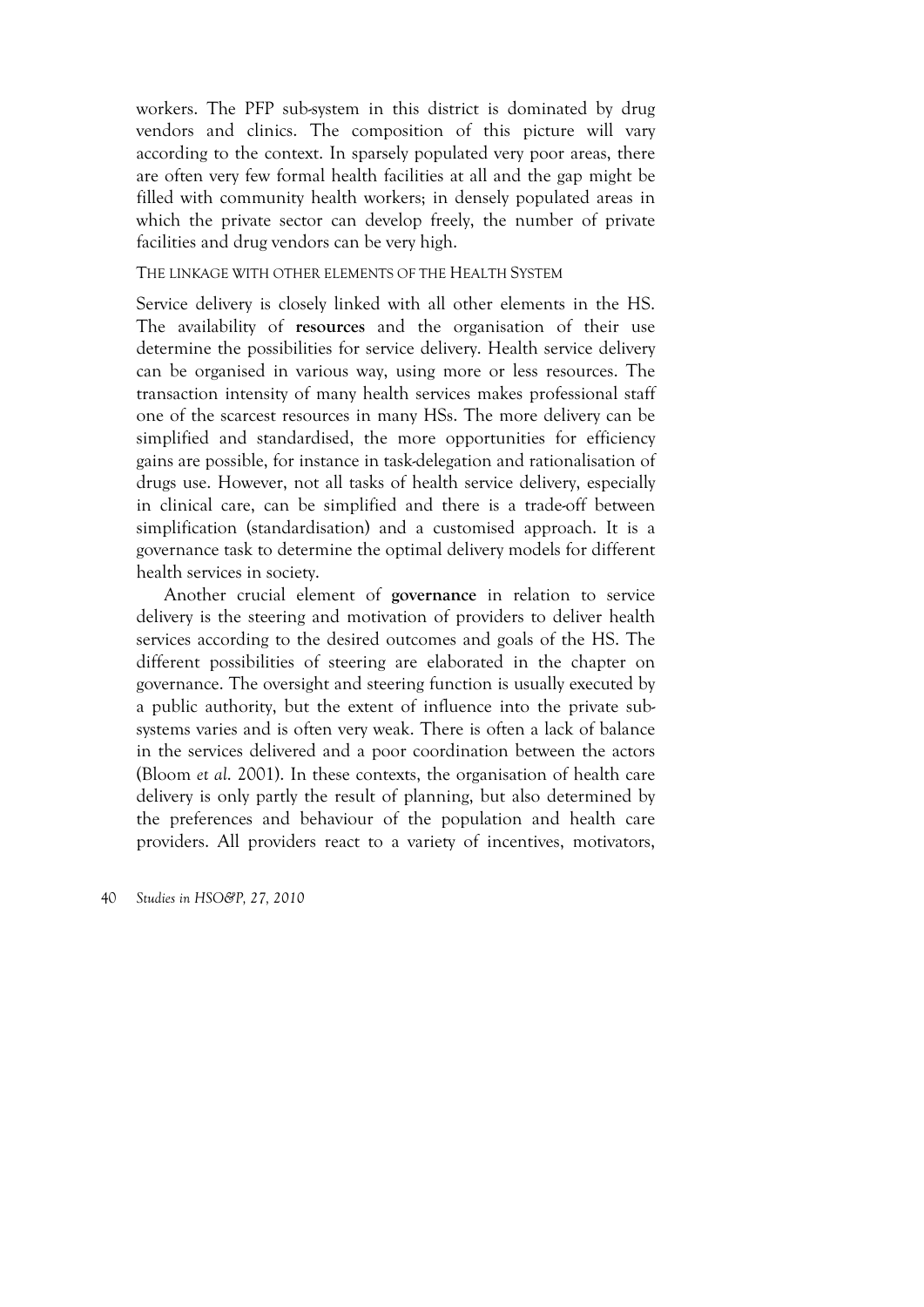workers. The PFP sub-system in this district is dominated by drug vendors and clinics. The composition of this picture will vary according to the context. In sparsely populated very poor areas, there are often very few formal health facilities at all and the gap might be filled with community health workers; in densely populated areas in which the private sector can develop freely, the number of private facilities and drug vendors can be very high.

### THE LINKAGE WITH OTHER ELEMENTS OF THE HEALTH SYSTEM

Service delivery is closely linked with all other elements in the HS. The availability of **resources** and the organisation of their use determine the possibilities for service delivery. Health service delivery can be organised in various way, using more or less resources. The transaction intensity of many health services makes professional staff one of the scarcest resources in many HSs. The more delivery can be simplified and standardised, the more opportunities for efficiency gains are possible, for instance in task-delegation and rationalisation of drugs use. However, not all tasks of health service delivery, especially in clinical care, can be simplified and there is a trade-off between simplification (standardisation) and a customised approach. It is a governance task to determine the optimal delivery models for different health services in society.

Another crucial element of **governance** in relation to service delivery is the steering and motivation of providers to deliver health services according to the desired outcomes and goals of the HS. The different possibilities of steering are elaborated in the chapter on governance. The oversight and steering function is usually executed by a public authority, but the extent of influence into the private sub-systems varies and is often very weak. There is often a lack of balance in the services delivered and a poor coordination between the actors (Bloom *et al.* 2001). In these contexts, the organisation of health care delivery is only partly the result of planning, but also determined by the preferences and behaviour of the population and health care providers. All providers react to a variety of incentives, motivators,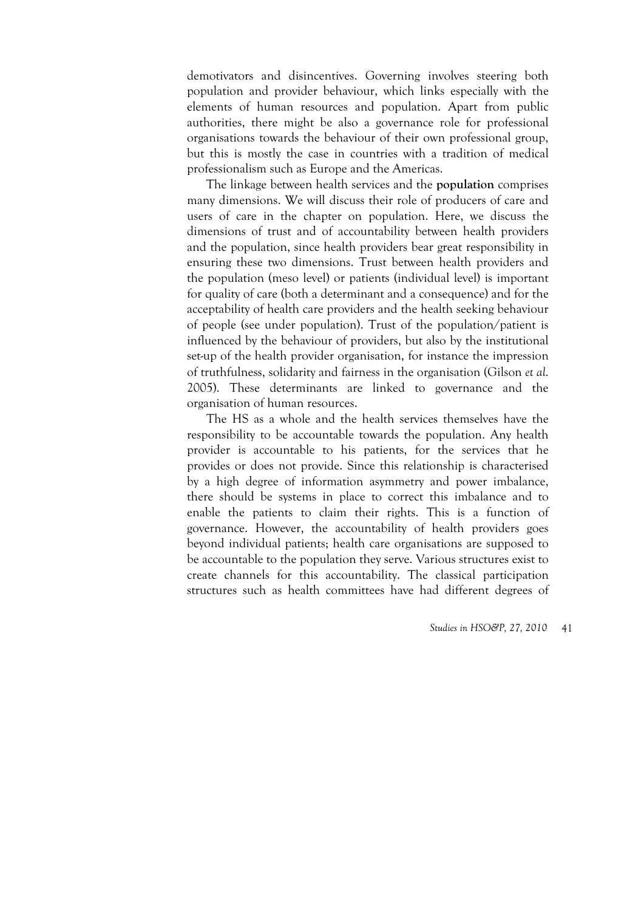demotivators and disincentives. Governing involves steering both population and provider behaviour, which links especially with the elements of human resources and population. Apart from public authorities, there might be also a governance role for professional organisations towards the behaviour of their own professional group, but this is mostly the case in countries with a tradition of medical professionalism such as Europe and the Americas.

The linkage between health services and the **population** comprises many dimensions. We will discuss their role of producers of care and users of care in the chapter on population. Here, we discuss the dimensions of trust and of accountability between health providers and the population, since health providers bear great responsibility in ensuring these two dimensions. Trust between health providers and the population (meso level) or patients (individual level) is important for quality of care (both a determinant and a consequence) and for the acceptability of health care providers and the health seeking behaviour of people (see under population). Trust of the population/patient is influenced by the behaviour of providers, but also by the institutional set-up of the health provider organisation, for instance the impression of truthfulness, solidarity and fairness in the organisation (Gilson *et al.* 2005). These determinants are linked to governance and the organisation of human resources.

The HS as a whole and the health services themselves have the responsibility to be accountable towards the population. Any health provider is accountable to his patients, for the services that he provides or does not provide. Since this relationship is characterised by a high degree of information asymmetry and power imbalance, there should be systems in place to correct this imbalance and to enable the patients to claim their rights. This is a function of governance. However, the accountability of health providers goes beyond individual patients; health care organisations are supposed to be accountable to the population they serve. Various structures exist to create channels for this accountability. The classical participation structures such as health committees have had different degrees of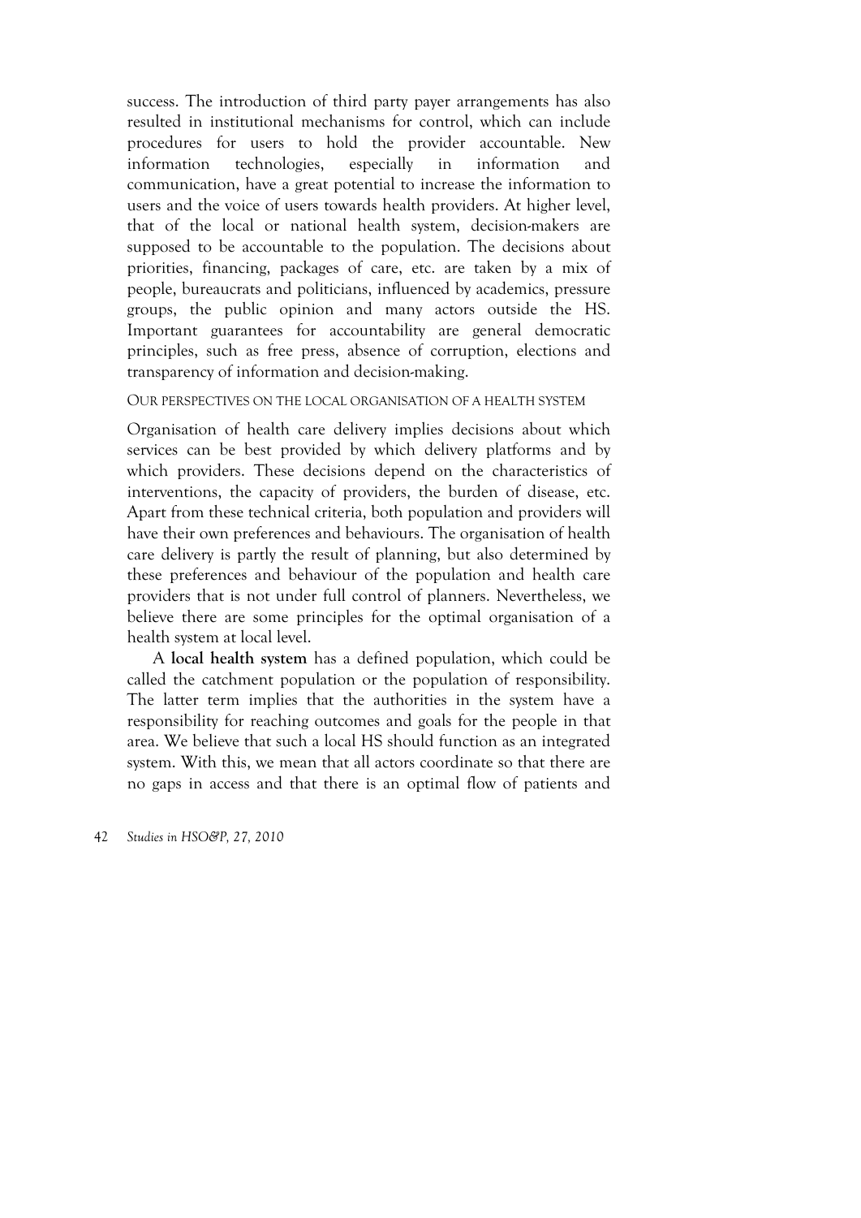success. The introduction of third party payer arrangements has also resulted in institutional mechanisms for control, which can include procedures for users to hold the provider accountable. New information technologies, especially in information and communication, have a great potential to increase the information to users and the voice of users towards health providers. At higher level, that of the local or national health system, decision-makers are supposed to be accountable to the population. The decisions about priorities, financing, packages of care, etc. are taken by a mix of people, bureaucrats and politicians, influenced by academics, pressure groups, the public opinion and many actors outside the HS. Important guarantees for accountability are general democratic principles, such as free press, absence of corruption, elections and transparency of information and decision-making.

### OUR PERSPECTIVES ON THE LOCAL ORGANISATION OF A HEALTH SYSTEM

Organisation of health care delivery implies decisions about which services can be best provided by which delivery platforms and by which providers. These decisions depend on the characteristics of interventions, the capacity of providers, the burden of disease, etc. Apart from these technical criteria, both population and providers will have their own preferences and behaviours. The organisation of health care delivery is partly the result of planning, but also determined by these preferences and behaviour of the population and health care providers that is not under full control of planners. Nevertheless, we believe there are some principles for the optimal organisation of a health system at local level.

A **local health system** has a defined population, which could be called the catchment population or the population of responsibility. The latter term implies that the authorities in the system have a responsibility for reaching outcomes and goals for the people in that area. We believe that such a local HS should function as an integrated system. With this, we mean that all actors coordinate so that there are no gaps in access and that there is an optimal flow of patients and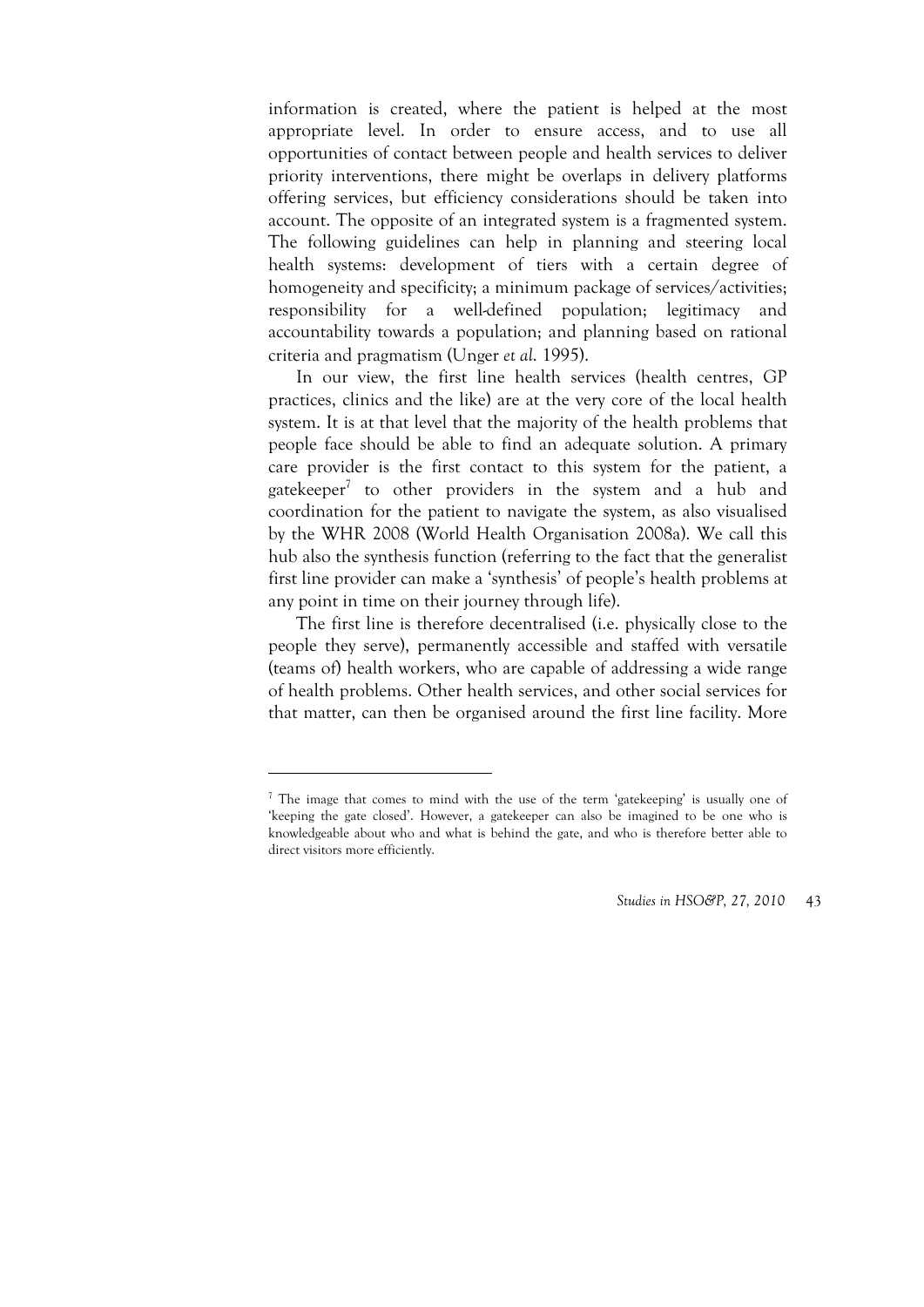information is created, where the patient is helped at the most appropriate level. In order to ensure access, and to use all opportunities of contact between people and health services to deliver priority interventions, there might be overlaps in delivery platforms offering services, but efficiency considerations should be taken into account. The opposite of an integrated system is a fragmented system. The following guidelines can help in planning and steering local health systems: development of tiers with a certain degree of homogeneity and specificity; a minimum package of services/activities; responsibility for a well-defined population; legitimacy and accountability towards a population; and planning based on rational criteria and pragmatism (Unger *et al.* 1995).

In our view, the first line health services (health centres, GP practices, clinics and the like) are at the very core of the local health system. It is at that level that the majority of the health problems that people face should be able to find an adequate solution. A primary care provider is the first contact to this system for the patient, a gatekeeper[7] to other providers in the system and a hub and coordination for the patient to navigate the system, as also visualised by the WHR 2008 (World Health Organisation 2008a). We call this hub also the synthesis function (referring to the fact that the generalist first line provider can make a 'synthesis' of people's health problems at any point in time on their journey through life).

The first line is therefore decentralised (i.e. physically close to the people they serve), permanently accessible and staffed with versatile (teams of) health workers, who are capable of addressing a wide range of health problems. Other health services, and other social services for that matter, can then be organised around the first line facility. More

---

[7] The image that comes to mind with the use of the term 'gatekeeping' is usually one of 'keeping the gate closed'. However, a gatekeeper can also be imagined to be one who is knowledgeable about who and what is behind the gate, and who is therefore better able to direct visitors more efficiently.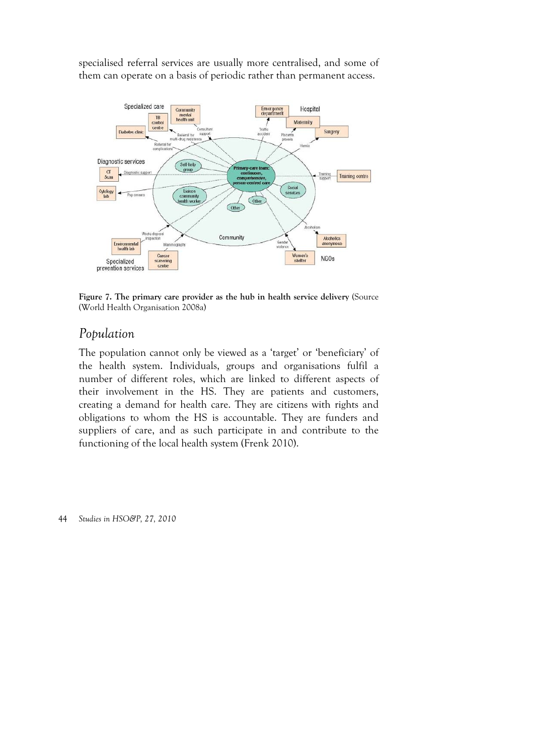specialised referral services are usually more centralised, and some of them can operate on a basis of periodic rather than permanent access.

**Figure 7. The primary care provider as the hub in health service delivery** (Source (World Health Organisation 2008a)

## *Population*

The population cannot only be viewed as a 'target' or 'beneficiary' of the health system. Individuals, groups and organisations fulfil a number of different roles, which are linked to different aspects of their involvement in the HS. They are patients and customers, creating a demand for health care. They are citizens with rights and obligations to whom the HS is accountable. They are funders and suppliers of care, and as such participate in and contribute to the functioning of the local health system (Frenk 2010).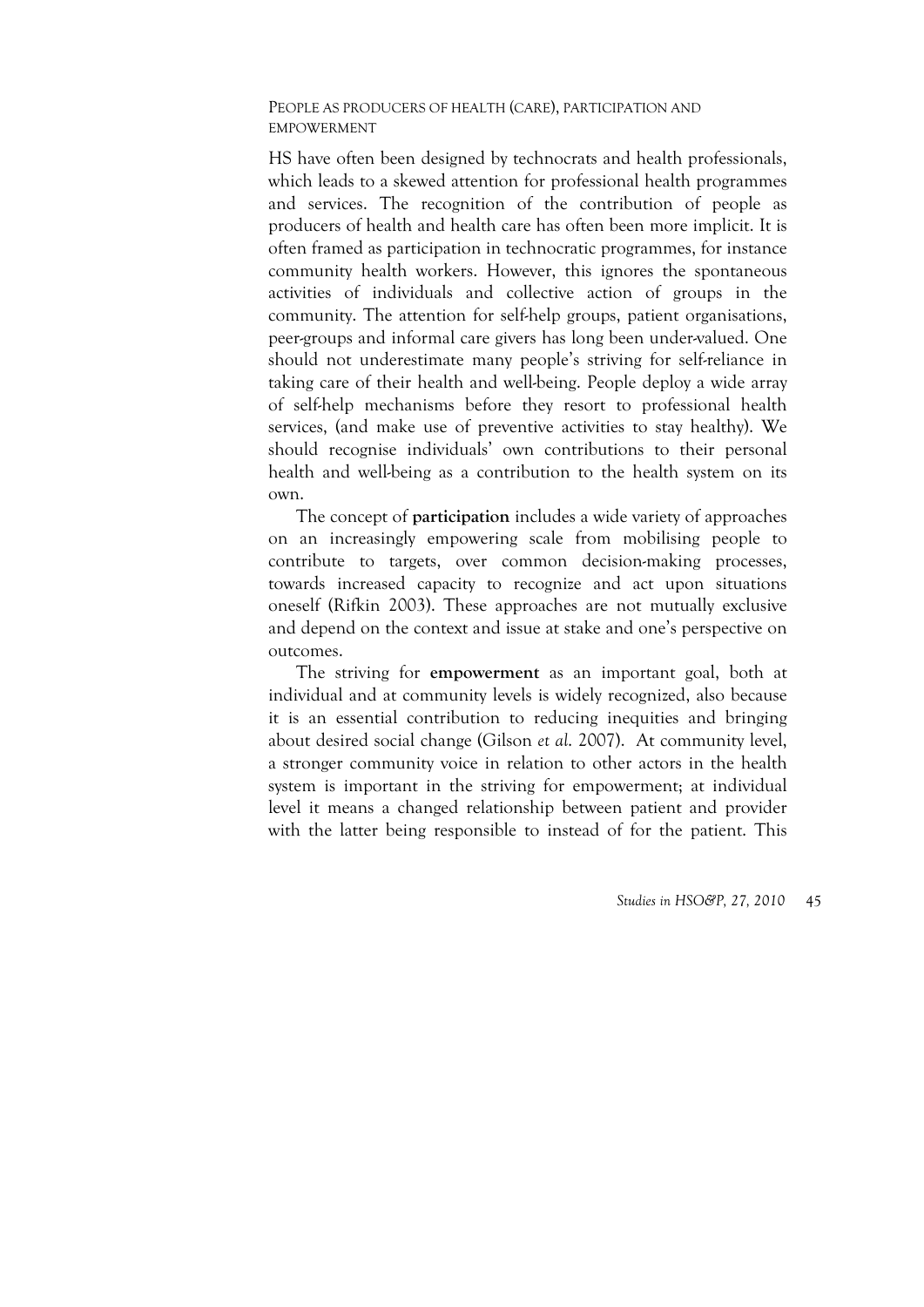### People as producers of health (care), participation and empowerment

HS have often been designed by technocrats and health professionals, which leads to a skewed attention for professional health programmes and services. The recognition of the contribution of people as producers of health and health care has often been more implicit. It is often framed as participation in technocratic programmes, for instance community health workers. However, this ignores the spontaneous activities of individuals and collective action of groups in the community. The attention for self-help groups, patient organisations, peer-groups and informal care givers has long been under-valued. One should not underestimate many people's striving for self-reliance in taking care of their health and well-being. People deploy a wide array of self-help mechanisms before they resort to professional health services, (and make use of preventive activities to stay healthy). We should recognise individuals' own contributions to their personal health and well-being as a contribution to the health system on its own.

The concept of **participation** includes a wide variety of approaches on an increasingly empowering scale from mobilising people to contribute to targets, over common decision-making processes, towards increased capacity to recognize and act upon situations oneself (Rifkin 2003). These approaches are not mutually exclusive and depend on the context and issue at stake and one's perspective on outcomes.

The striving for **empowerment** as an important goal, both at individual and at community levels is widely recognized, also because it is an essential contribution to reducing inequities and bringing about desired social change (Gilson *et al.* 2007). At community level, a stronger community voice in relation to other actors in the health system is important in the striving for empowerment; at individual level it means a changed relationship between patient and provider with the latter being responsible to instead of for the patient. This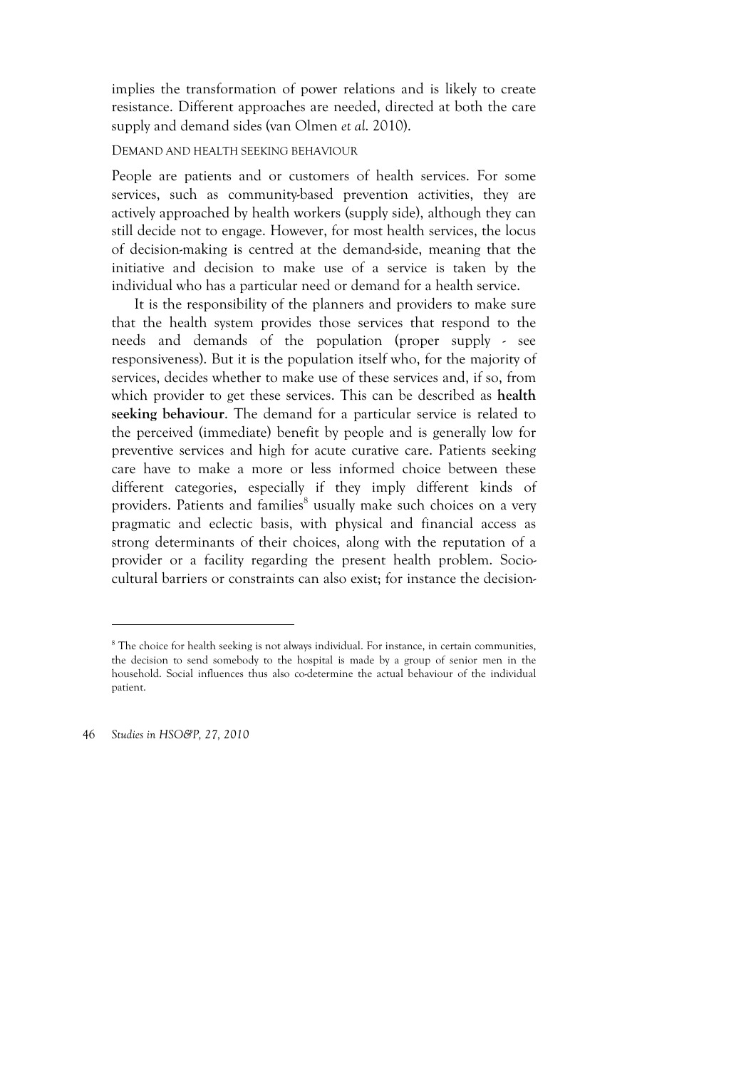implies the transformation of power relations and is likely to create resistance. Different approaches are needed, directed at both the care supply and demand sides (van Olmen *et al.* 2010).

### DEMAND AND HEALTH SEEKING BEHAVIOUR

People are patients and or customers of health services. For some services, such as community-based prevention activities, they are actively approached by health workers (supply side), although they can still decide not to engage. However, for most health services, the locus of decision-making is centred at the demand-side, meaning that the initiative and decision to make use of a service is taken by the individual who has a particular need or demand for a health service.

It is the responsibility of the planners and providers to make sure that the health system provides those services that respond to the needs and demands of the population (proper supply - see responsiveness). But it is the population itself who, for the majority of services, decides whether to make use of these services and, if so, from which provider to get these services. This can be described as **health seeking behaviour**. The demand for a particular service is related to the perceived (immediate) benefit by people and is generally low for preventive services and high for acute curative care. Patients seeking care have to make a more or less informed choice between these different categories, especially if they imply different kinds of providers. Patients and families[8] usually make such choices on a very pragmatic and eclectic basis, with physical and financial access as strong determinants of their choices, along with the reputation of a provider or a facility regarding the present health problem. Socio-cultural barriers or constraints can also exist; for instance the decision-

[8] The choice for health seeking is not always individual. For instance, in certain communities, the decision to send somebody to the hospital is made by a group of senior men in the household. Social influences thus also co-determine the actual behaviour of the individual patient.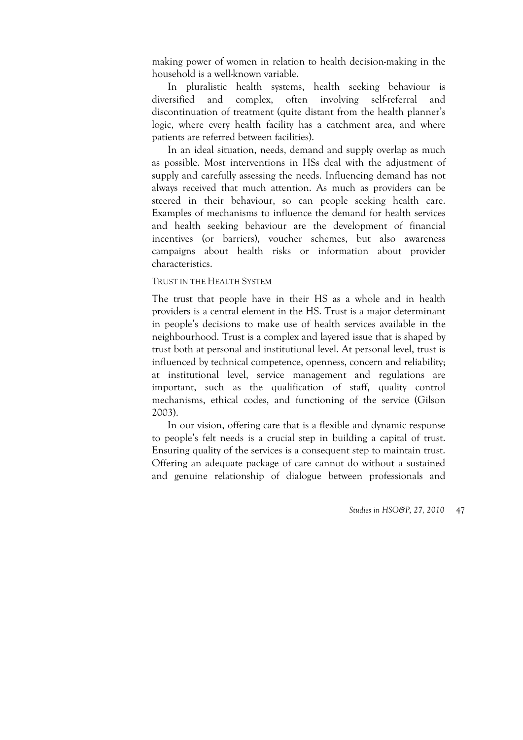making power of women in relation to health decision-making in the household is a well-known variable.

In pluralistic health systems, health seeking behaviour is diversified and complex, often involving self-referral and discontinuation of treatment (quite distant from the health planner's logic, where every health facility has a catchment area, and where patients are referred between facilities).

In an ideal situation, needs, demand and supply overlap as much as possible. Most interventions in HSs deal with the adjustment of supply and carefully assessing the needs. Influencing demand has not always received that much attention. As much as providers can be steered in their behaviour, so can people seeking health care. Examples of mechanisms to influence the demand for health services and health seeking behaviour are the development of financial incentives (or barriers), voucher schemes, but also awareness campaigns about health risks or information about provider characteristics.

### Trust in the Health System

The trust that people have in their HS as a whole and in health providers is a central element in the HS. Trust is a major determinant in people's decisions to make use of health services available in the neighbourhood. Trust is a complex and layered issue that is shaped by trust both at personal and institutional level. At personal level, trust is influenced by technical competence, openness, concern and reliability; at institutional level, service management and regulations are important, such as the qualification of staff, quality control mechanisms, ethical codes, and functioning of the service (Gilson 2003).

In our vision, offering care that is a flexible and dynamic response to people's felt needs is a crucial step in building a capital of trust. Ensuring quality of the services is a consequent step to maintain trust. Offering an adequate package of care cannot do without a sustained and genuine relationship of dialogue between professionals and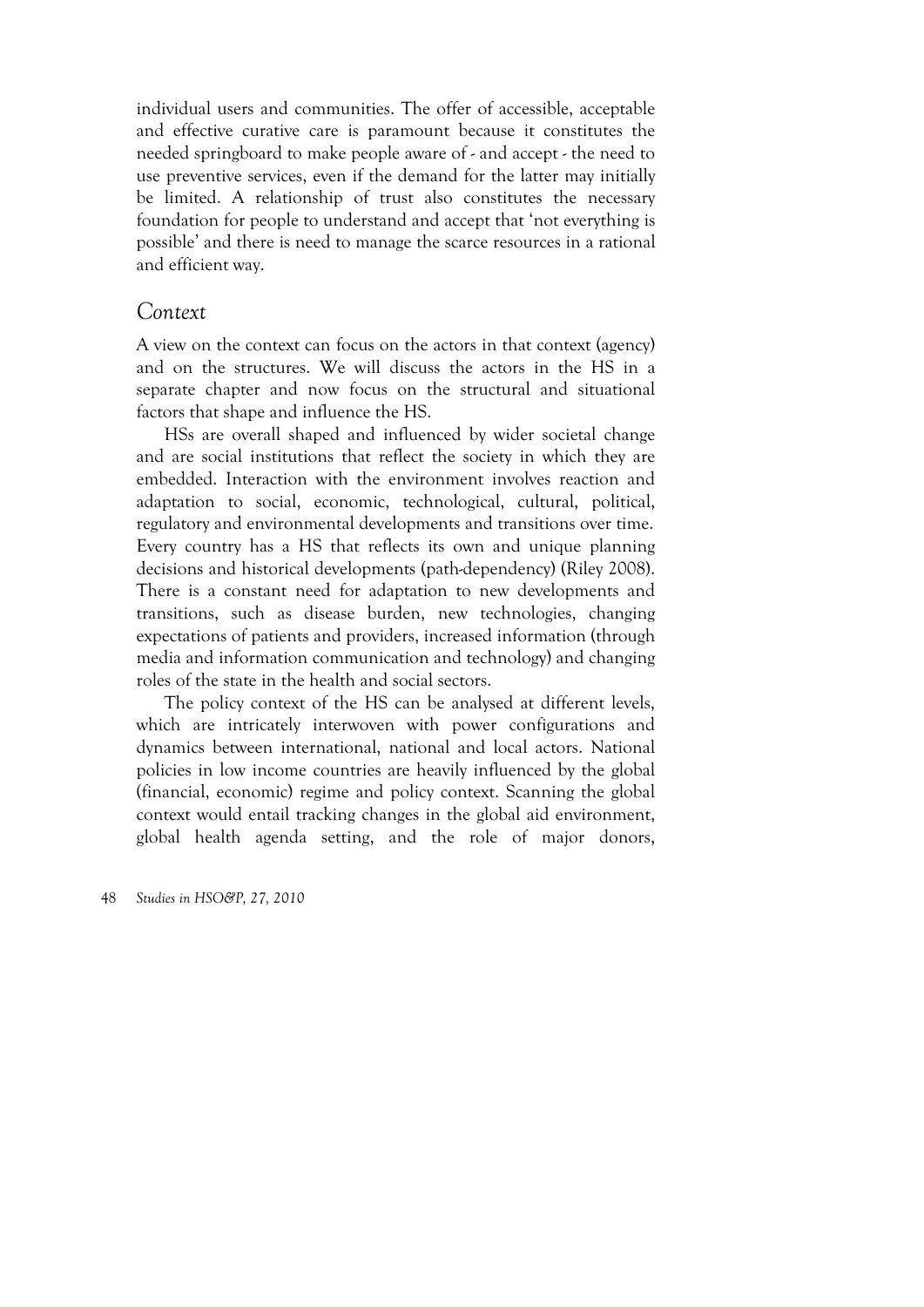individual users and communities. The offer of accessible, acceptable and effective curative care is paramount because it constitutes the needed springboard to make people aware of - and accept - the need to use preventive services, even if the demand for the latter may initially be limited. A relationship of trust also constitutes the necessary foundation for people to understand and accept that 'not everything is possible' and there is need to manage the scarce resources in a rational and efficient way.

## *Context*

A view on the context can focus on the actors in that context (agency) and on the structures. We will discuss the actors in the HS in a separate chapter and now focus on the structural and situational factors that shape and influence the HS.

HSs are overall shaped and influenced by wider societal change and are social institutions that reflect the society in which they are embedded. Interaction with the environment involves reaction and adaptation to social, economic, technological, cultural, political, regulatory and environmental developments and transitions over time. Every country has a HS that reflects its own and unique planning decisions and historical developments (path-dependency) (Riley 2008). There is a constant need for adaptation to new developments and transitions, such as disease burden, new technologies, changing expectations of patients and providers, increased information (through media and information communication and technology) and changing roles of the state in the health and social sectors.

The policy context of the HS can be analysed at different levels, which are intricately interwoven with power configurations and dynamics between international, national and local actors. National policies in low income countries are heavily influenced by the global (financial, economic) regime and policy context. Scanning the global context would entail tracking changes in the global aid environment, global health agenda setting, and the role of major donors,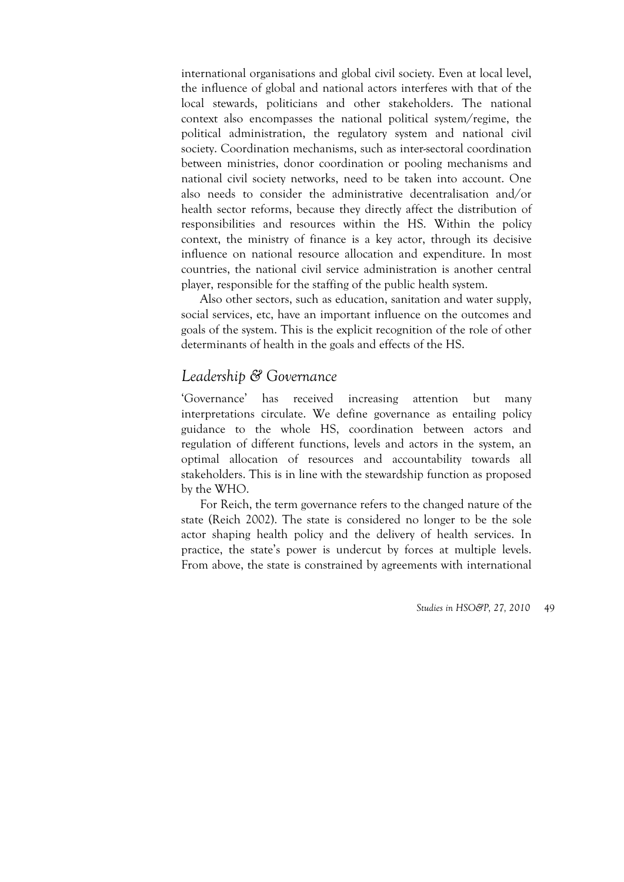international organisations and global civil society. Even at local level, the influence of global and national actors interferes with that of the local stewards, politicians and other stakeholders. The national context also encompasses the national political system/regime, the political administration, the regulatory system and national civil society. Coordination mechanisms, such as inter-sectoral coordination between ministries, donor coordination or pooling mechanisms and national civil society networks, need to be taken into account. One also needs to consider the administrative decentralisation and/or health sector reforms, because they directly affect the distribution of responsibilities and resources within the HS. Within the policy context, the ministry of finance is a key actor, through its decisive influence on national resource allocation and expenditure. In most countries, the national civil service administration is another central player, responsible for the staffing of the public health system.

Also other sectors, such as education, sanitation and water supply, social services, etc, have an important influence on the outcomes and goals of the system. This is the explicit recognition of the role of other determinants of health in the goals and effects of the HS.

## *Leadership & Governance*

'Governance' has received increasing attention but many interpretations circulate. We define governance as entailing policy guidance to the whole HS, coordination between actors and regulation of different functions, levels and actors in the system, an optimal allocation of resources and accountability towards all stakeholders. This is in line with the stewardship function as proposed by the WHO.

For Reich, the term governance refers to the changed nature of the state (Reich 2002). The state is considered no longer to be the sole actor shaping health policy and the delivery of health services. In practice, the state's power is undercut by forces at multiple levels. From above, the state is constrained by agreements with international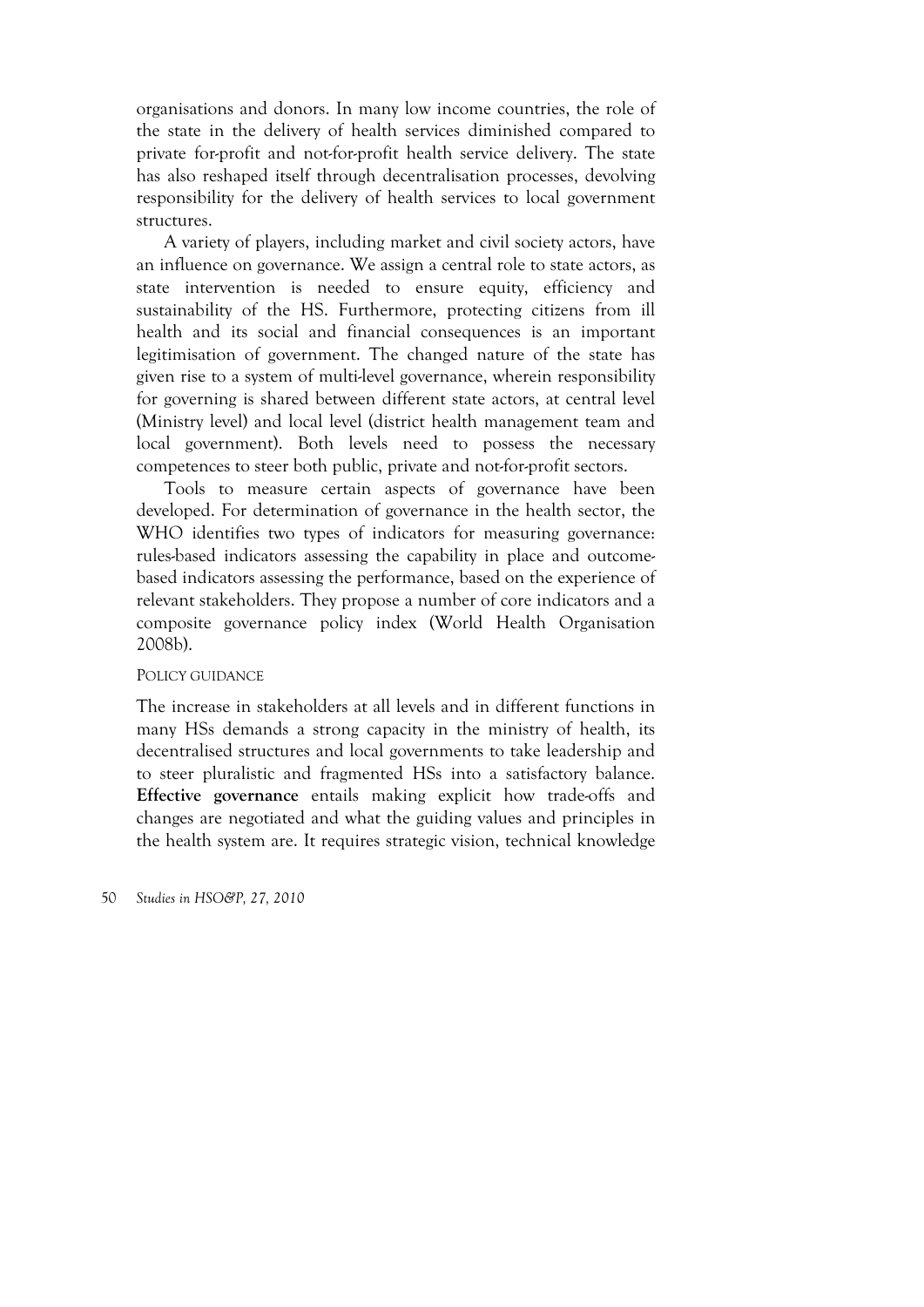organisations and donors. In many low income countries, the role of the state in the delivery of health services diminished compared to private for-profit and not-for-profit health service delivery. The state has also reshaped itself through decentralisation processes, devolving responsibility for the delivery of health services to local government structures.

A variety of players, including market and civil society actors, have an influence on governance. We assign a central role to state actors, as state intervention is needed to ensure equity, efficiency and sustainability of the HS. Furthermore, protecting citizens from ill health and its social and financial consequences is an important legitimisation of government. The changed nature of the state has given rise to a system of multi-level governance, wherein responsibility for governing is shared between different state actors, at central level (Ministry level) and local level (district health management team and local government). Both levels need to possess the necessary competences to steer both public, private and not-for-profit sectors.

Tools to measure certain aspects of governance have been developed. For determination of governance in the health sector, the WHO identifies two types of indicators for measuring governance: rules-based indicators assessing the capability in place and outcome-based indicators assessing the performance, based on the experience of relevant stakeholders. They propose a number of core indicators and a composite governance policy index (World Health Organisation 2008b).

#### Policy guidance

The increase in stakeholders at all levels and in different functions in many HSs demands a strong capacity in the ministry of health, its decentralised structures and local governments to take leadership and to steer pluralistic and fragmented HSs into a satisfactory balance. **Effective governance** entails making explicit how trade-offs and changes are negotiated and what the guiding values and principles in the health system are. It requires strategic vision, technical knowledge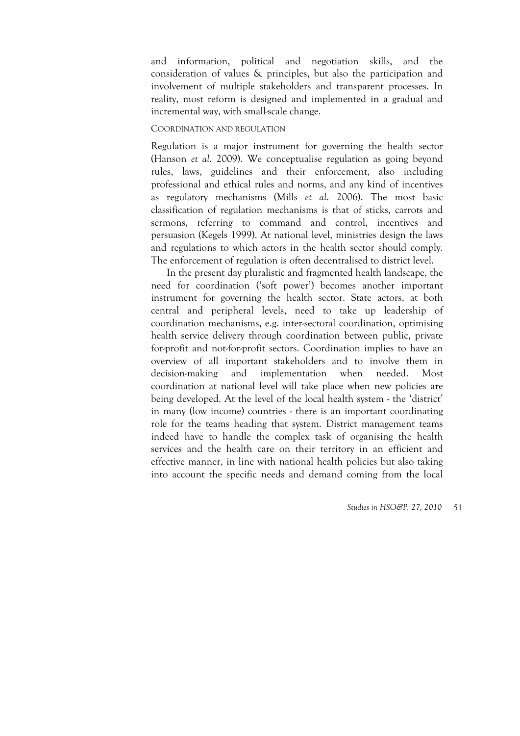and information, political and negotiation skills, and the consideration of values & principles, but also the participation and involvement of multiple stakeholders and transparent processes. In reality, most reform is designed and implemented in a gradual and incremental way, with small-scale change.

### COORDINATION AND REGULATION

Regulation is a major instrument for governing the health sector (Hanson *et al.* 2009). We conceptualise regulation as going beyond rules, laws, guidelines and their enforcement, also including professional and ethical rules and norms, and any kind of incentives as regulatory mechanisms (Mills *et al.* 2006). The most basic classification of regulation mechanisms is that of sticks, carrots and sermons, referring to command and control, incentives and persuasion (Kegels 1999). At national level, ministries design the laws and regulations to which actors in the health sector should comply. The enforcement of regulation is often decentralised to district level.

In the present day pluralistic and fragmented health landscape, the need for coordination ('soft power') becomes another important instrument for governing the health sector. State actors, at both central and peripheral levels, need to take up leadership of coordination mechanisms, e.g. inter-sectoral coordination, optimising health service delivery through coordination between public, private for-profit and not-for-profit sectors. Coordination implies to have an overview of all important stakeholders and to involve them in decision-making and implementation when needed. Most coordination at national level will take place when new policies are being developed. At the level of the local health system - the 'district' in many (low income) countries - there is an important coordinating role for the teams heading that system. District management teams indeed have to handle the complex task of organising the health services and the health care on their territory in an efficient and effective manner, in line with national health policies but also taking into account the specific needs and demand coming from the local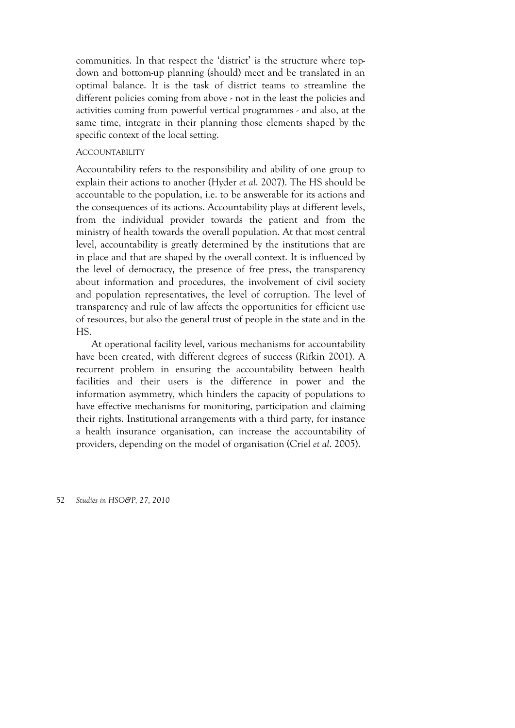communities. In that respect the 'district' is the structure where top-down and bottom-up planning (should) meet and be translated in an optimal balance. It is the task of district teams to streamline the different policies coming from above - not in the least the policies and activities coming from powerful vertical programmes - and also, at the same time, integrate in their planning those elements shaped by the specific context of the local setting.

### Accountability

Accountability refers to the responsibility and ability of one group to explain their actions to another (Hyder *et al.* 2007). The HS should be accountable to the population, i.e. to be answerable for its actions and the consequences of its actions. Accountability plays at different levels, from the individual provider towards the patient and from the ministry of health towards the overall population. At that most central level, accountability is greatly determined by the institutions that are in place and that are shaped by the overall context. It is influenced by the level of democracy, the presence of free press, the transparency about information and procedures, the involvement of civil society and population representatives, the level of corruption. The level of transparency and rule of law affects the opportunities for efficient use of resources, but also the general trust of people in the state and in the HS.

At operational facility level, various mechanisms for accountability have been created, with different degrees of success (Rifkin 2001). A recurrent problem in ensuring the accountability between health facilities and their users is the difference in power and the information asymmetry, which hinders the capacity of populations to have effective mechanisms for monitoring, participation and claiming their rights. Institutional arrangements with a third party, for instance a health insurance organisation, can increase the accountability of providers, depending on the model of organisation (Criel *et al.* 2005).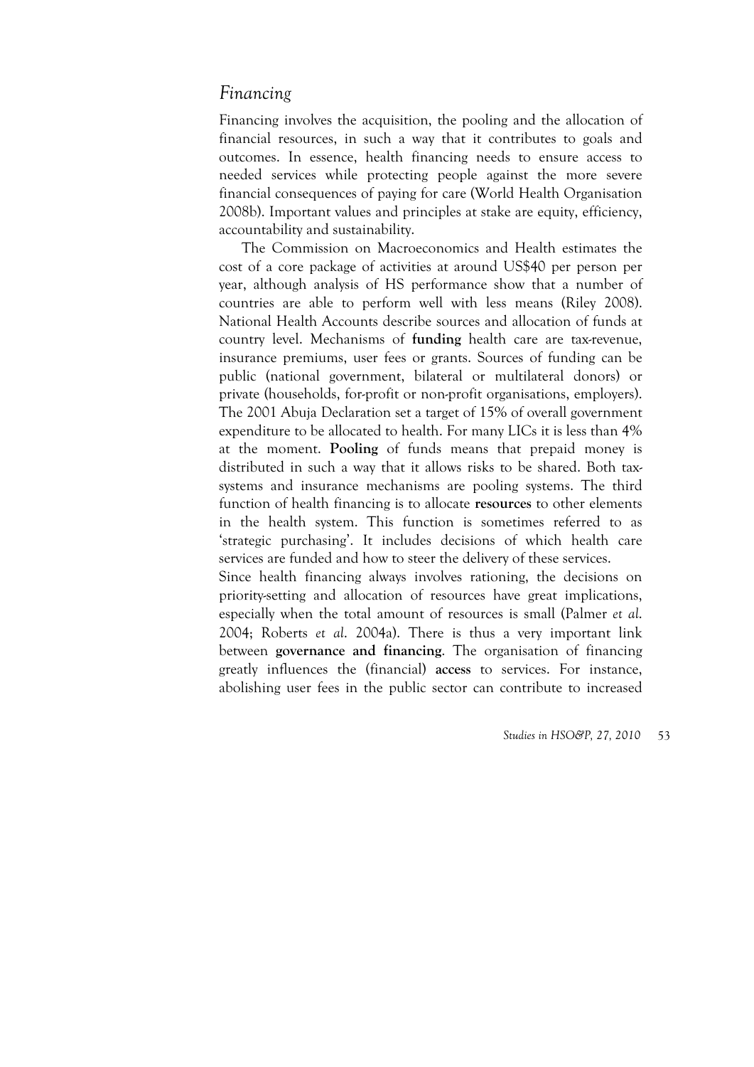## *Financing*

Financing involves the acquisition, the pooling and the allocation of financial resources, in such a way that it contributes to goals and outcomes. In essence, health financing needs to ensure access to needed services while protecting people against the more severe financial consequences of paying for care (World Health Organisation 2008b). Important values and principles at stake are equity, efficiency, accountability and sustainability.

The Commission on Macroeconomics and Health estimates the cost of a core package of activities at around US$40 per person per year, although analysis of HS performance show that a number of countries are able to perform well with less means (Riley 2008). National Health Accounts describe sources and allocation of funds at country level. Mechanisms of **funding** health care are tax-revenue, insurance premiums, user fees or grants. Sources of funding can be public (national government, bilateral or multilateral donors) or private (households, for-profit or non-profit organisations, employers). The 2001 Abuja Declaration set a target of 15% of overall government expenditure to be allocated to health. For many LICs it is less than 4% at the moment. **Pooling** of funds means that prepaid money is distributed in such a way that it allows risks to be shared. Both tax-systems and insurance mechanisms are pooling systems. The third function of health financing is to allocate **resources** to other elements in the health system. This function is sometimes referred to as 'strategic purchasing'. It includes decisions of which health care services are funded and how to steer the delivery of these services.

Since health financing always involves rationing, the decisions on priority-setting and allocation of resources have great implications, especially when the total amount of resources is small (Palmer *et al.* 2004; Roberts *et al.* 2004a). There is thus a very important link between **governance and financing**. The organisation of financing greatly influences the (financial) **access** to services. For instance, abolishing user fees in the public sector can contribute to increased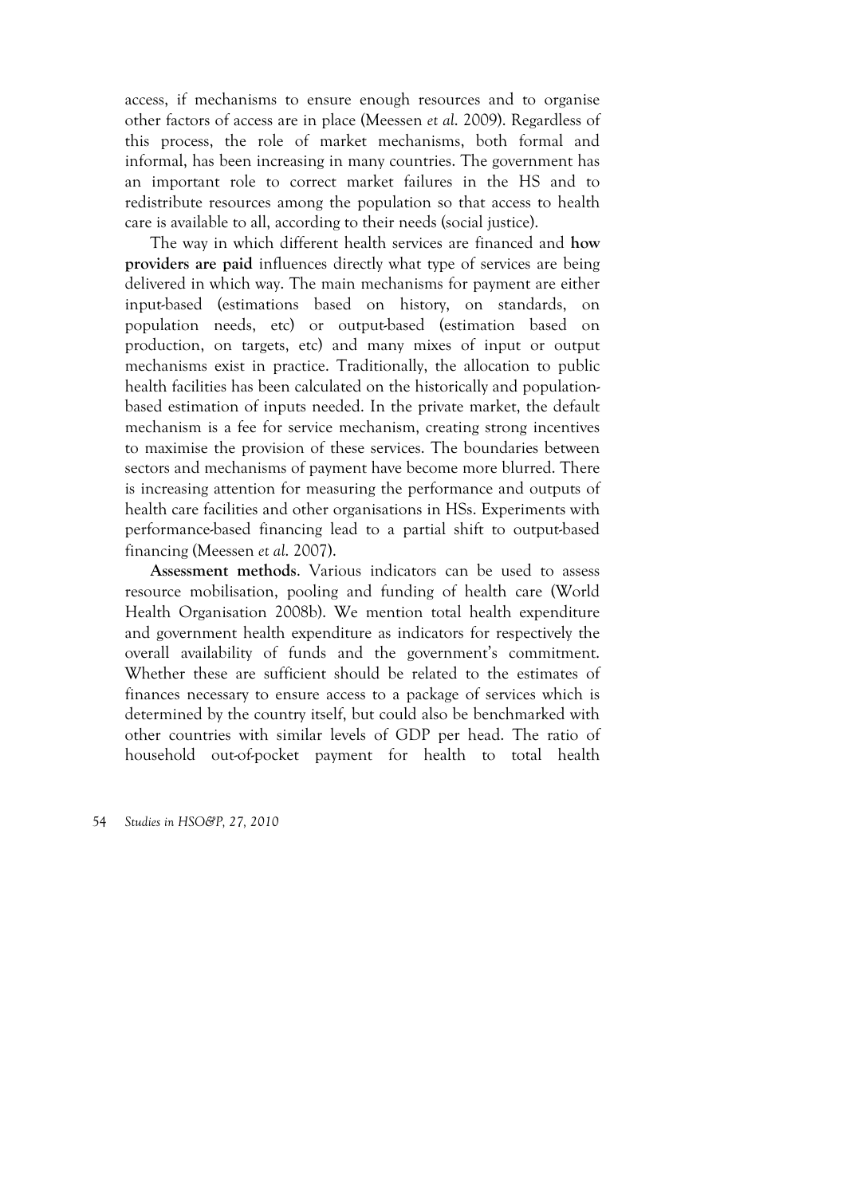access, if mechanisms to ensure enough resources and to organise other factors of access are in place (Meessen *et al.* 2009). Regardless of this process, the role of market mechanisms, both formal and informal, has been increasing in many countries. The government has an important role to correct market failures in the HS and to redistribute resources among the population so that access to health care is available to all, according to their needs (social justice).

The way in which different health services are financed and **how providers are paid** influences directly what type of services are being delivered in which way. The main mechanisms for payment are either input-based (estimations based on history, on standards, on population needs, etc) or output-based (estimation based on production, on targets, etc) and many mixes of input or output mechanisms exist in practice. Traditionally, the allocation to public health facilities has been calculated on the historically and population-based estimation of inputs needed. In the private market, the default mechanism is a fee for service mechanism, creating strong incentives to maximise the provision of these services. The boundaries between sectors and mechanisms of payment have become more blurred. There is increasing attention for measuring the performance and outputs of health care facilities and other organisations in HSs. Experiments with performance-based financing lead to a partial shift to output-based financing (Meessen *et al.* 2007).

**Assessment methods**. Various indicators can be used to assess resource mobilisation, pooling and funding of health care (World Health Organisation 2008b). We mention total health expenditure and government health expenditure as indicators for respectively the overall availability of funds and the government's commitment. Whether these are sufficient should be related to the estimates of finances necessary to ensure access to a package of services which is determined by the country itself, but could also be benchmarked with other countries with similar levels of GDP per head. The ratio of household out-of-pocket payment for health to total health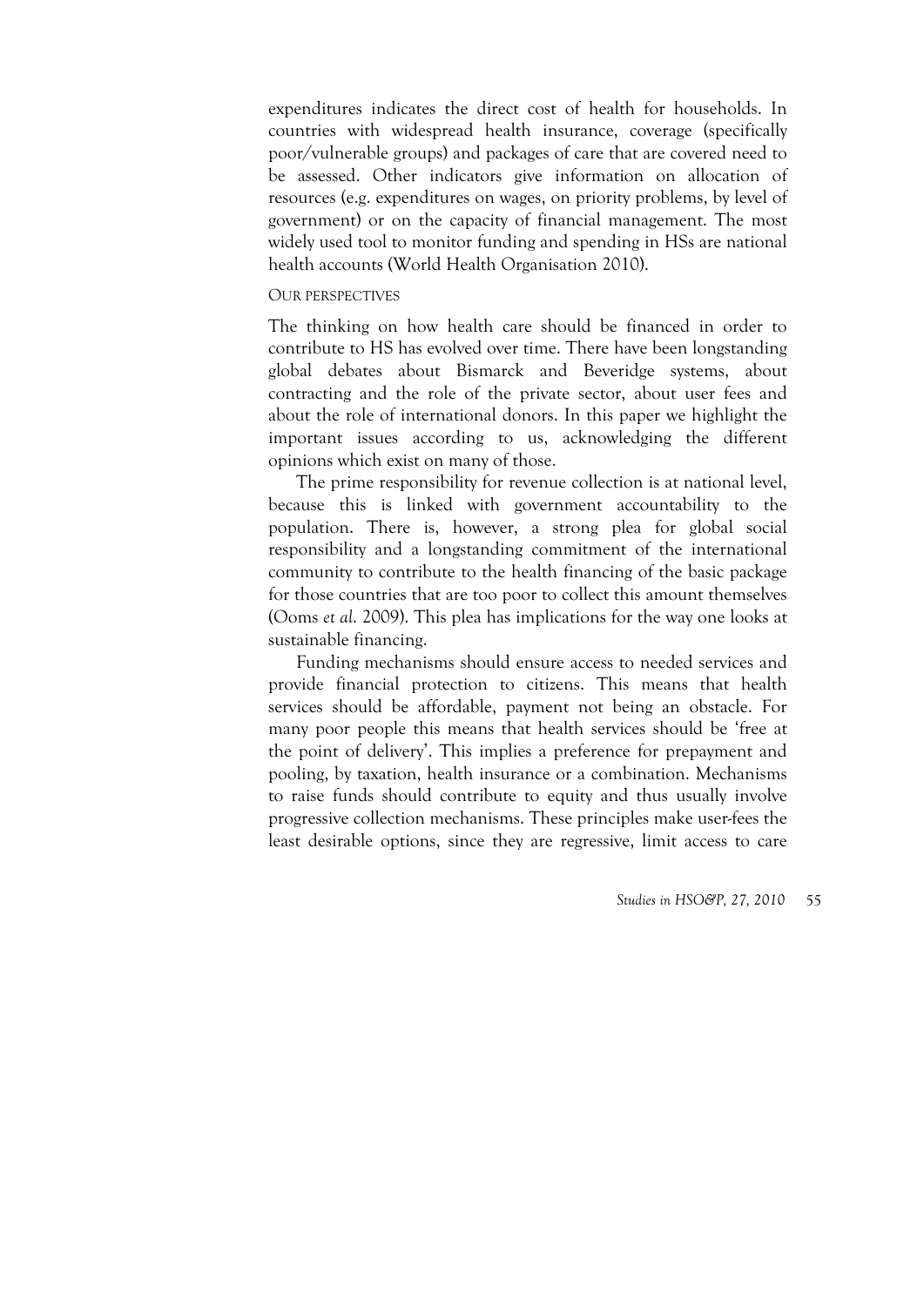expenditures indicates the direct cost of health for households. In countries with widespread health insurance, coverage (specifically poor/vulnerable groups) and packages of care that are covered need to be assessed. Other indicators give information on allocation of resources (e.g. expenditures on wages, on priority problems, by level of government) or on the capacity of financial management. The most widely used tool to monitor funding and spending in HSs are national health accounts (World Health Organisation 2010).

### Our perspectives

The thinking on how health care should be financed in order to contribute to HS has evolved over time. There have been longstanding global debates about Bismarck and Beveridge systems, about contracting and the role of the private sector, about user fees and about the role of international donors. In this paper we highlight the important issues according to us, acknowledging the different opinions which exist on many of those.

The prime responsibility for revenue collection is at national level, because this is linked with government accountability to the population. There is, however, a strong plea for global social responsibility and a longstanding commitment of the international community to contribute to the health financing of the basic package for those countries that are too poor to collect this amount themselves (Ooms *et al.* 2009). This plea has implications for the way one looks at sustainable financing.

Funding mechanisms should ensure access to needed services and provide financial protection to citizens. This means that health services should be affordable, payment not being an obstacle. For many poor people this means that health services should be 'free at the point of delivery'. This implies a preference for prepayment and pooling, by taxation, health insurance or a combination. Mechanisms to raise funds should contribute to equity and thus usually involve progressive collection mechanisms. These principles make user-fees the least desirable options, since they are regressive, limit access to care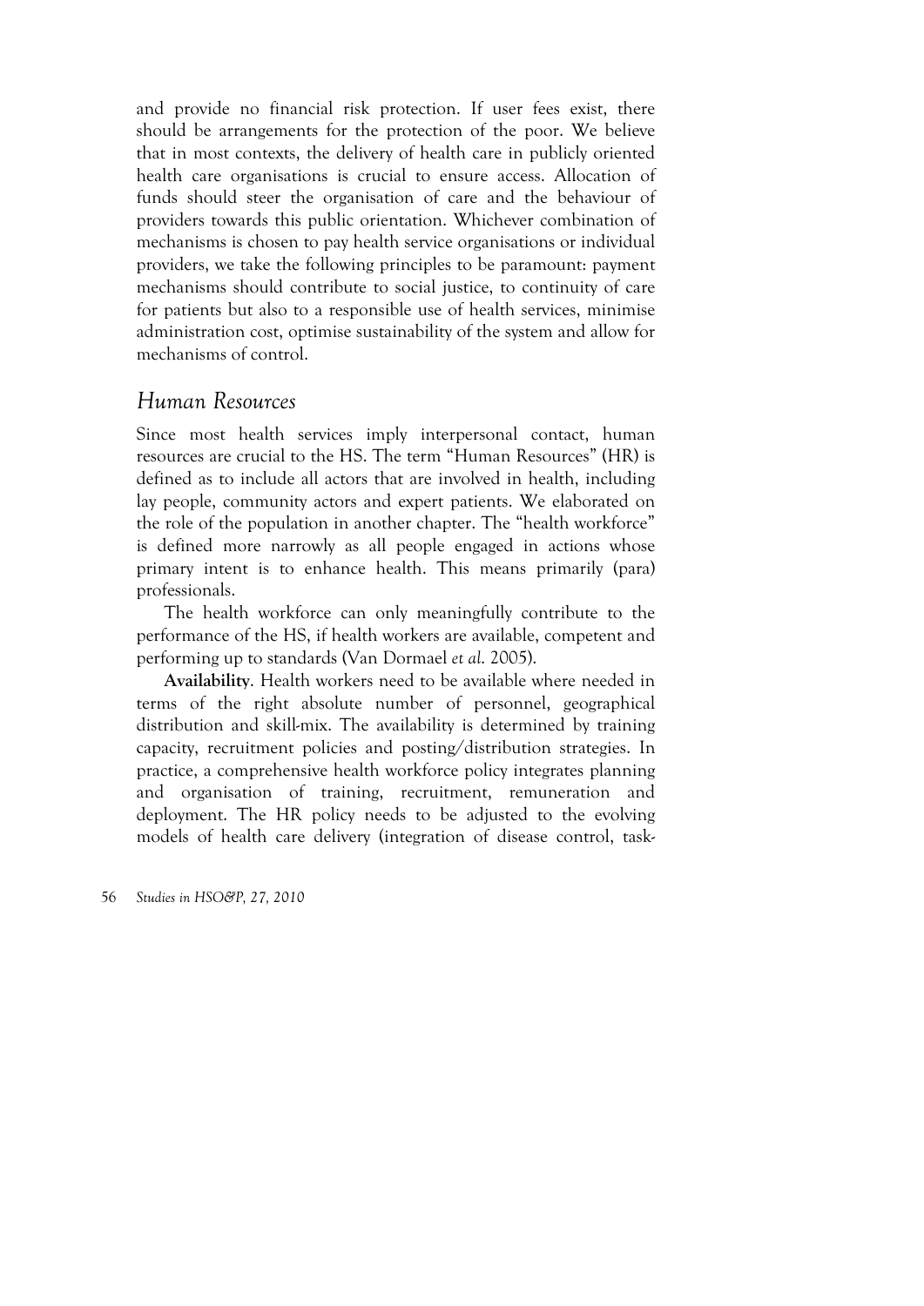and provide no financial risk protection. If user fees exist, there should be arrangements for the protection of the poor. We believe that in most contexts, the delivery of health care in publicly oriented health care organisations is crucial to ensure access. Allocation of funds should steer the organisation of care and the behaviour of providers towards this public orientation. Whichever combination of mechanisms is chosen to pay health service organisations or individual providers, we take the following principles to be paramount: payment mechanisms should contribute to social justice, to continuity of care for patients but also to a responsible use of health services, minimise administration cost, optimise sustainability of the system and allow for mechanisms of control.

## *Human Resources*

Since most health services imply interpersonal contact, human resources are crucial to the HS. The term "Human Resources" (HR) is defined as to include all actors that are involved in health, including lay people, community actors and expert patients. We elaborated on the role of the population in another chapter. The "health workforce" is defined more narrowly as all people engaged in actions whose primary intent is to enhance health. This means primarily (para) professionals.

The health workforce can only meaningfully contribute to the performance of the HS, if health workers are available, competent and performing up to standards (Van Dormael *et al.* 2005).

**Availability**. Health workers need to be available where needed in terms of the right absolute number of personnel, geographical distribution and skill-mix. The availability is determined by training capacity, recruitment policies and posting/distribution strategies. In practice, a comprehensive health workforce policy integrates planning and organisation of training, recruitment, remuneration and deployment. The HR policy needs to be adjusted to the evolving models of health care delivery (integration of disease control, task-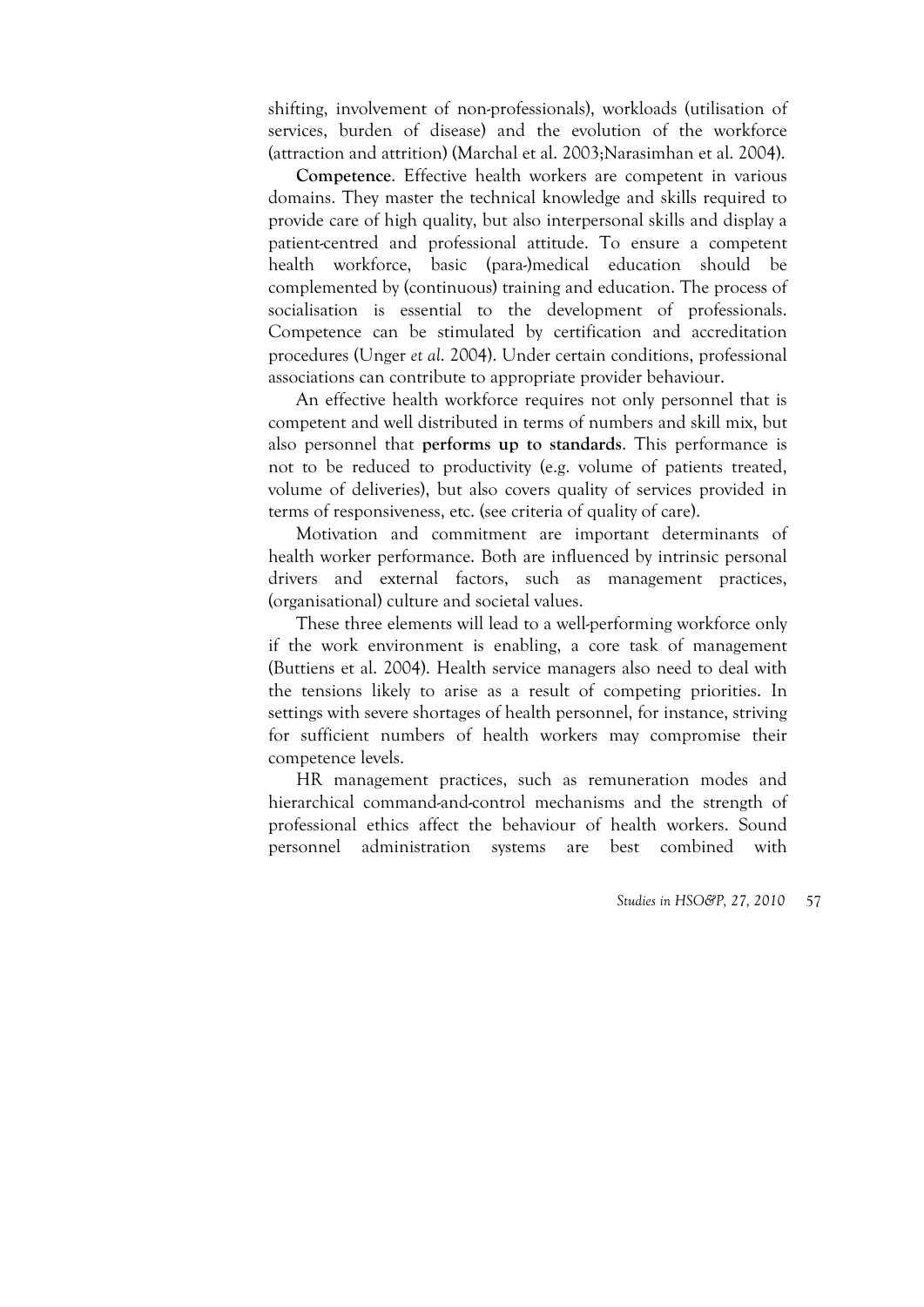shifting, involvement of non-professionals), workloads (utilisation of services, burden of disease) and the evolution of the workforce (attraction and attrition) (Marchal et al. 2003;Narasimhan et al. 2004).

**Competence**. Effective health workers are competent in various domains. They master the technical knowledge and skills required to provide care of high quality, but also interpersonal skills and display a patient-centred and professional attitude. To ensure a competent health workforce, basic (para-)medical education should be complemented by (continuous) training and education. The process of socialisation is essential to the development of professionals. Competence can be stimulated by certification and accreditation procedures (Unger *et al.* 2004). Under certain conditions, professional associations can contribute to appropriate provider behaviour.

An effective health workforce requires not only personnel that is competent and well distributed in terms of numbers and skill mix, but also personnel that **performs up to standards**. This performance is not to be reduced to productivity (e.g. volume of patients treated, volume of deliveries), but also covers quality of services provided in terms of responsiveness, etc. (see criteria of quality of care).

Motivation and commitment are important determinants of health worker performance. Both are influenced by intrinsic personal drivers and external factors, such as management practices, (organisational) culture and societal values.

These three elements will lead to a well-performing workforce only if the work environment is enabling, a core task of management (Buttiens et al. 2004). Health service managers also need to deal with the tensions likely to arise as a result of competing priorities. In settings with severe shortages of health personnel, for instance, striving for sufficient numbers of health workers may compromise their competence levels.

HR management practices, such as remuneration modes and hierarchical command-and-control mechanisms and the strength of professional ethics affect the behaviour of health workers. Sound personnel administration systems are best combined with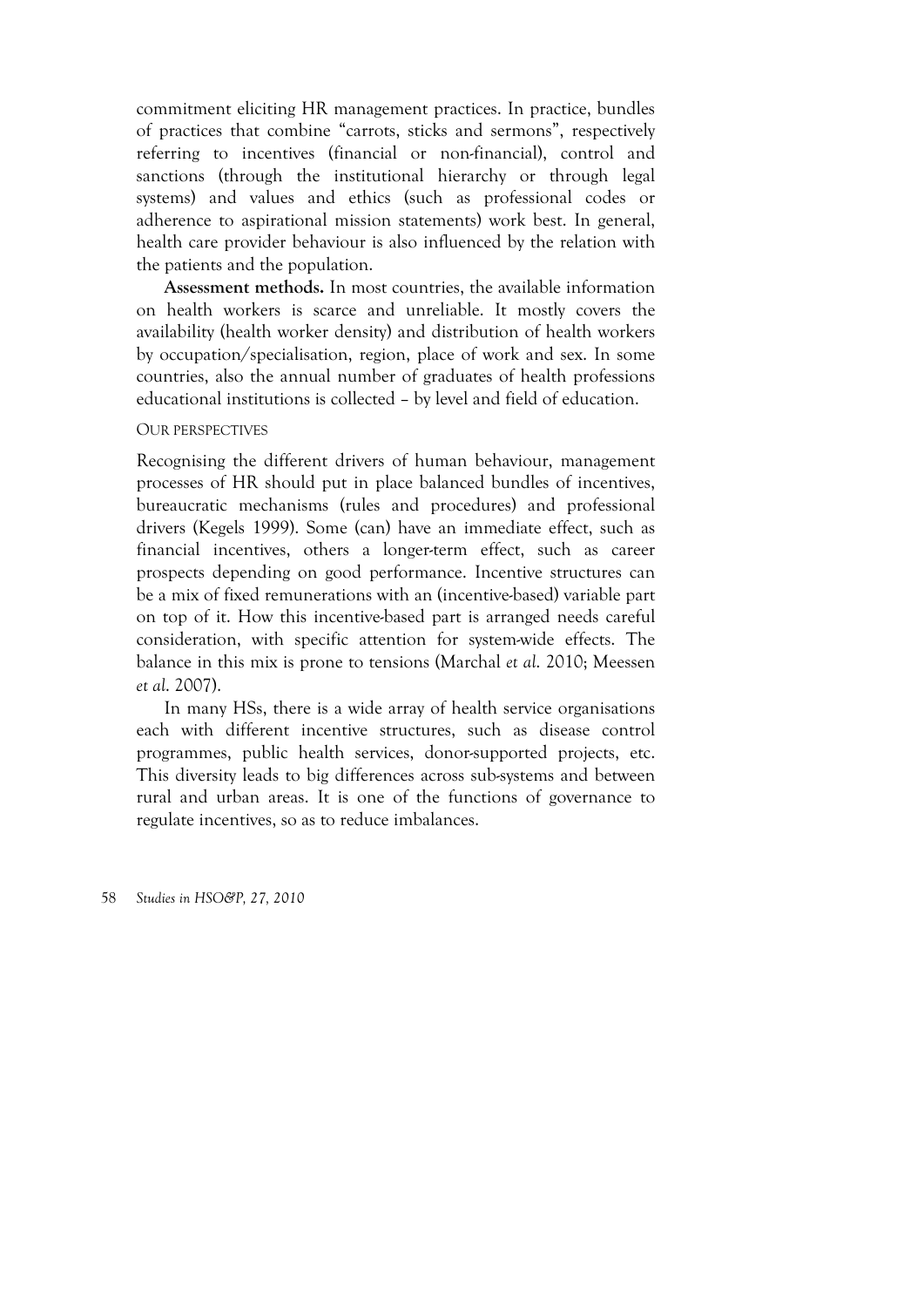commitment eliciting HR management practices. In practice, bundles of practices that combine "carrots, sticks and sermons", respectively referring to incentives (financial or non-financial), control and sanctions (through the institutional hierarchy or through legal systems) and values and ethics (such as professional codes or adherence to aspirational mission statements) work best. In general, health care provider behaviour is also influenced by the relation with the patients and the population.

**Assessment methods.** In most countries, the available information on health workers is scarce and unreliable. It mostly covers the availability (health worker density) and distribution of health workers by occupation/specialisation, region, place of work and sex. In some countries, also the annual number of graduates of health professions educational institutions is collected – by level and field of education.

### Our perspectives

Recognising the different drivers of human behaviour, management processes of HR should put in place balanced bundles of incentives, bureaucratic mechanisms (rules and procedures) and professional drivers (Kegels 1999). Some (can) have an immediate effect, such as financial incentives, others a longer-term effect, such as career prospects depending on good performance. Incentive structures can be a mix of fixed remunerations with an (incentive-based) variable part on top of it. How this incentive-based part is arranged needs careful consideration, with specific attention for system-wide effects. The balance in this mix is prone to tensions (Marchal *et al.* 2010; Meessen *et al.* 2007).

In many HSs, there is a wide array of health service organisations each with different incentive structures, such as disease control programmes, public health services, donor-supported projects, etc. This diversity leads to big differences across sub-systems and between rural and urban areas. It is one of the functions of governance to regulate incentives, so as to reduce imbalances.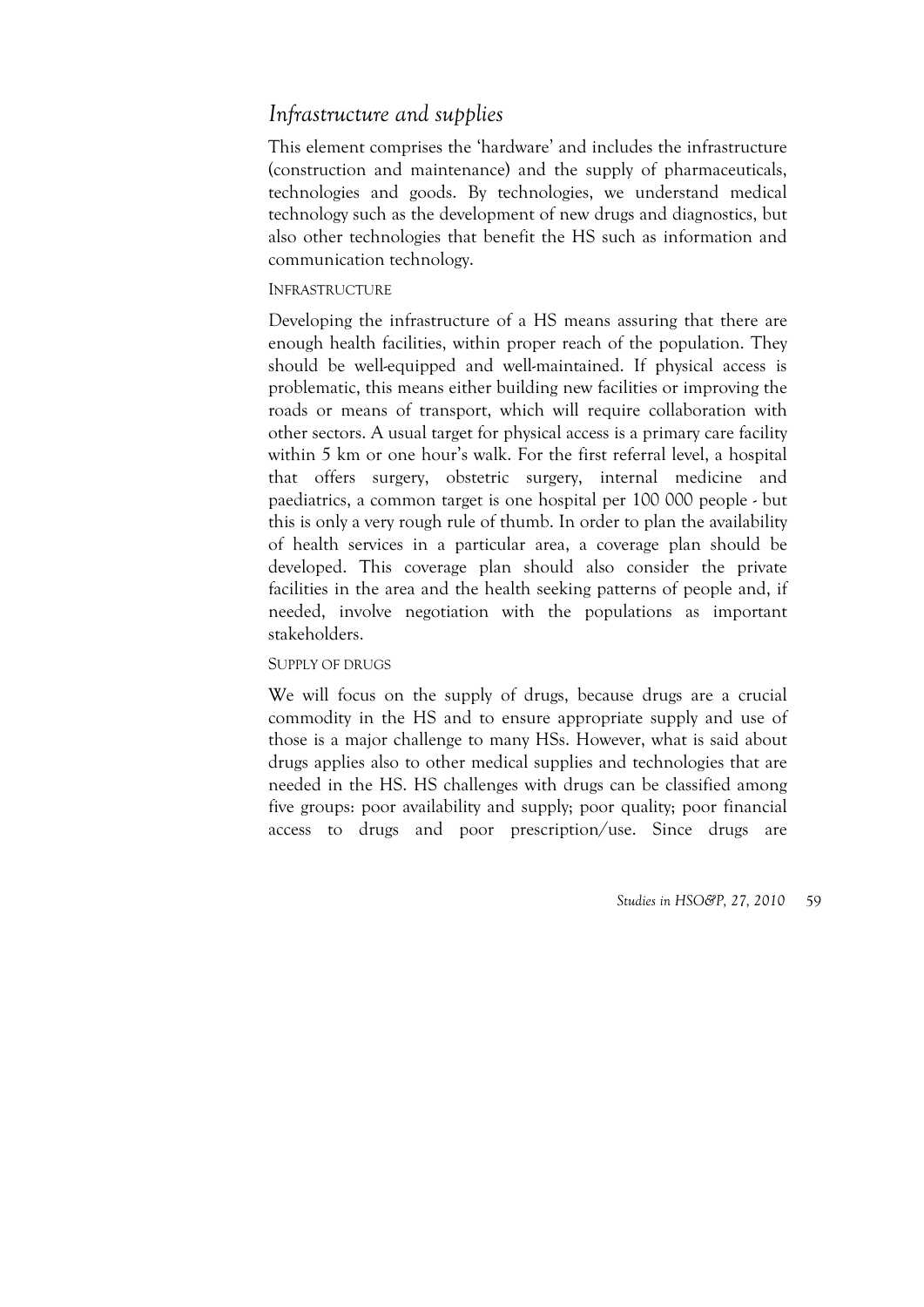## *Infrastructure and supplies*

This element comprises the 'hardware' and includes the infrastructure (construction and maintenance) and the supply of pharmaceuticals, technologies and goods. By technologies, we understand medical technology such as the development of new drugs and diagnostics, but also other technologies that benefit the HS such as information and communication technology.

### INFRASTRUCTURE

Developing the infrastructure of a HS means assuring that there are enough health facilities, within proper reach of the population. They should be well-equipped and well-maintained. If physical access is problematic, this means either building new facilities or improving the roads or means of transport, which will require collaboration with other sectors. A usual target for physical access is a primary care facility within 5 km or one hour's walk. For the first referral level, a hospital that offers surgery, obstetric surgery, internal medicine and paediatrics, a common target is one hospital per 100 000 people - but this is only a very rough rule of thumb. In order to plan the availability of health services in a particular area, a coverage plan should be developed. This coverage plan should also consider the private facilities in the area and the health seeking patterns of people and, if needed, involve negotiation with the populations as important stakeholders.

### SUPPLY OF DRUGS

We will focus on the supply of drugs, because drugs are a crucial commodity in the HS and to ensure appropriate supply and use of those is a major challenge to many HSs. However, what is said about drugs applies also to other medical supplies and technologies that are needed in the HS. HS challenges with drugs can be classified among five groups: poor availability and supply; poor quality; poor financial access to drugs and poor prescription/use. Since drugs are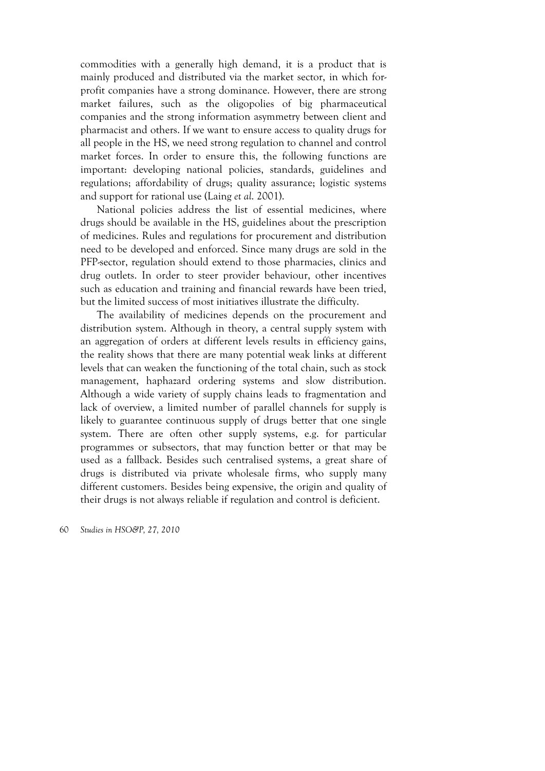commodities with a generally high demand, it is a product that is mainly produced and distributed via the market sector, in which for-profit companies have a strong dominance. However, there are strong market failures, such as the oligopolies of big pharmaceutical companies and the strong information asymmetry between client and pharmacist and others. If we want to ensure access to quality drugs for all people in the HS, we need strong regulation to channel and control market forces. In order to ensure this, the following functions are important: developing national policies, standards, guidelines and regulations; affordability of drugs; quality assurance; logistic systems and support for rational use (Laing *et al.* 2001).

National policies address the list of essential medicines, where drugs should be available in the HS, guidelines about the prescription of medicines. Rules and regulations for procurement and distribution need to be developed and enforced. Since many drugs are sold in the PFP-sector, regulation should extend to those pharmacies, clinics and drug outlets. In order to steer provider behaviour, other incentives such as education and training and financial rewards have been tried, but the limited success of most initiatives illustrate the difficulty.

The availability of medicines depends on the procurement and distribution system. Although in theory, a central supply system with an aggregation of orders at different levels results in efficiency gains, the reality shows that there are many potential weak links at different levels that can weaken the functioning of the total chain, such as stock management, haphazard ordering systems and slow distribution. Although a wide variety of supply chains leads to fragmentation and lack of overview, a limited number of parallel channels for supply is likely to guarantee continuous supply of drugs better that one single system. There are often other supply systems, e.g. for particular programmes or subsectors, that may function better or that may be used as a fallback. Besides such centralised systems, a great share of drugs is distributed via private wholesale firms, who supply many different customers. Besides being expensive, the origin and quality of their drugs is not always reliable if regulation and control is deficient.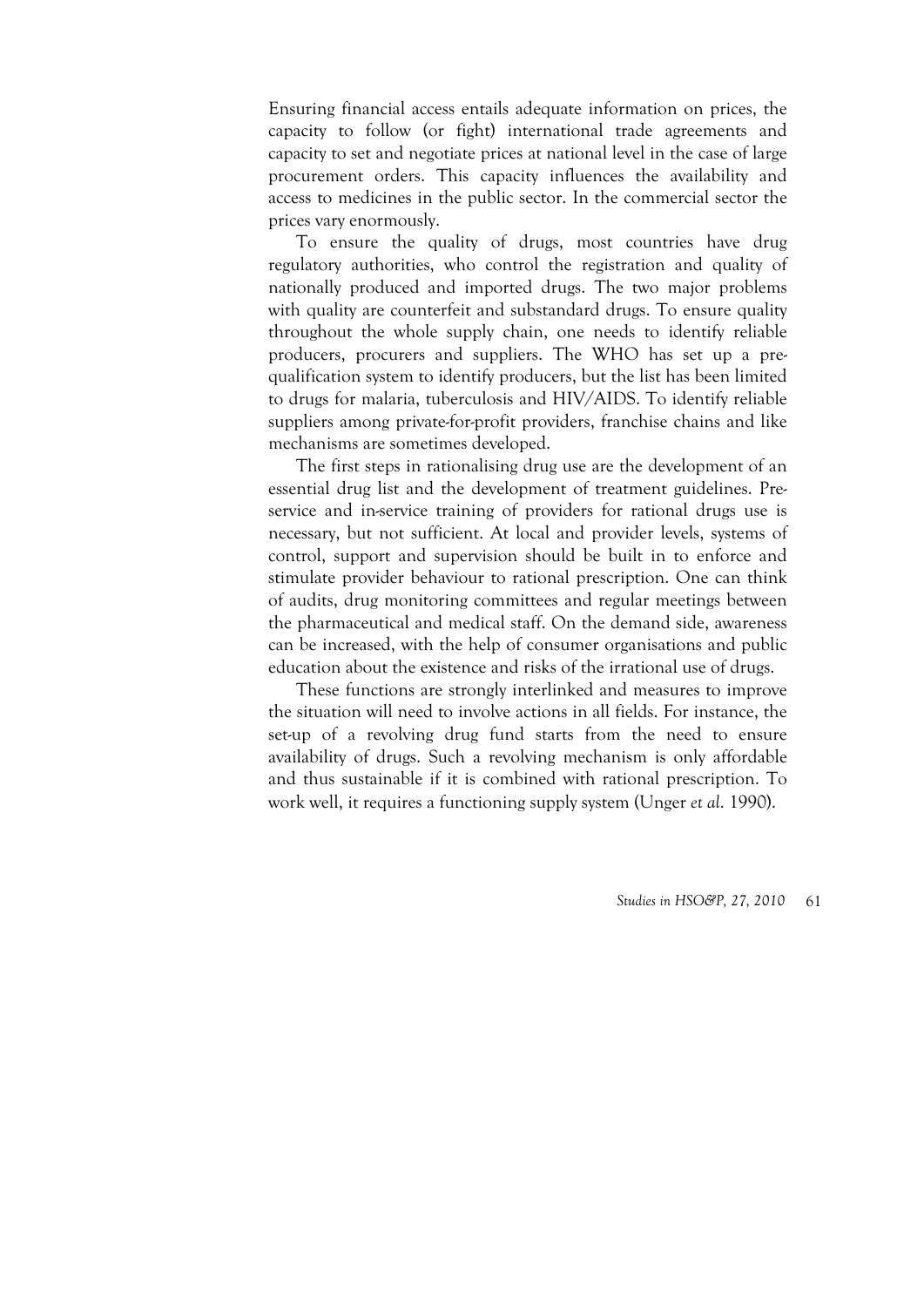Ensuring financial access entails adequate information on prices, the capacity to follow (or fight) international trade agreements and capacity to set and negotiate prices at national level in the case of large procurement orders. This capacity influences the availability and access to medicines in the public sector. In the commercial sector the prices vary enormously.

To ensure the quality of drugs, most countries have drug regulatory authorities, who control the registration and quality of nationally produced and imported drugs. The two major problems with quality are counterfeit and substandard drugs. To ensure quality throughout the whole supply chain, one needs to identify reliable producers, procurers and suppliers. The WHO has set up a pre-qualification system to identify producers, but the list has been limited to drugs for malaria, tuberculosis and HIV/AIDS. To identify reliable suppliers among private-for-profit providers, franchise chains and like mechanisms are sometimes developed.

The first steps in rationalising drug use are the development of an essential drug list and the development of treatment guidelines. Pre-service and in-service training of providers for rational drugs use is necessary, but not sufficient. At local and provider levels, systems of control, support and supervision should be built in to enforce and stimulate provider behaviour to rational prescription. One can think of audits, drug monitoring committees and regular meetings between the pharmaceutical and medical staff. On the demand side, awareness can be increased, with the help of consumer organisations and public education about the existence and risks of the irrational use of drugs.

These functions are strongly interlinked and measures to improve the situation will need to involve actions in all fields. For instance, the set-up of a revolving drug fund starts from the need to ensure availability of drugs. Such a revolving mechanism is only affordable and thus sustainable if it is combined with rational prescription. To work well, it requires a functioning supply system (Unger *et al.* 1990).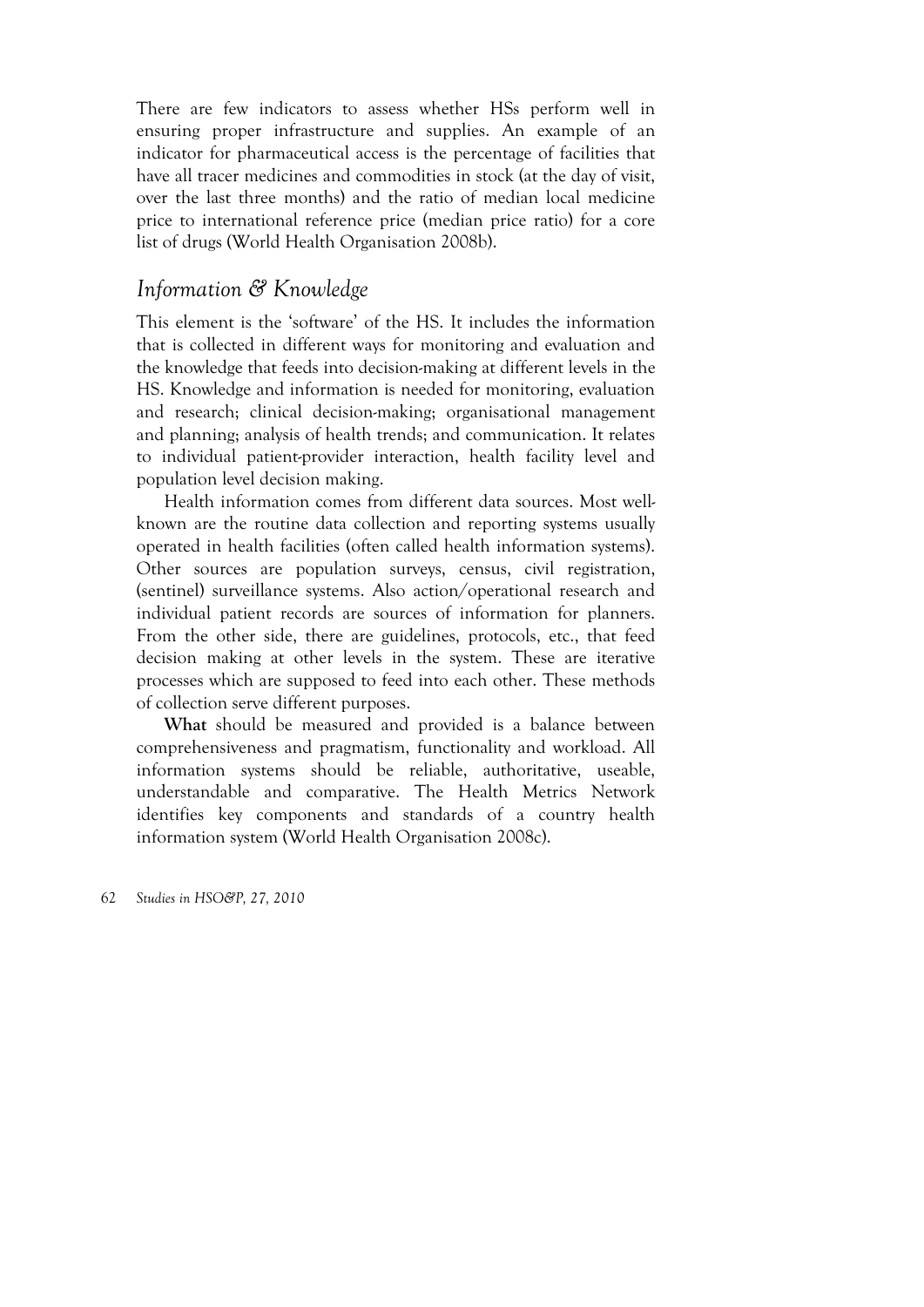There are few indicators to assess whether HSs perform well in ensuring proper infrastructure and supplies. An example of an indicator for pharmaceutical access is the percentage of facilities that have all tracer medicines and commodities in stock (at the day of visit, over the last three months) and the ratio of median local medicine price to international reference price (median price ratio) for a core list of drugs (World Health Organisation 2008b).

## *Information & Knowledge*

This element is the 'software' of the HS. It includes the information that is collected in different ways for monitoring and evaluation and the knowledge that feeds into decision-making at different levels in the HS. Knowledge and information is needed for monitoring, evaluation and research; clinical decision-making; organisational management and planning; analysis of health trends; and communication. It relates to individual patient-provider interaction, health facility level and population level decision making.

Health information comes from different data sources. Most well-known are the routine data collection and reporting systems usually operated in health facilities (often called health information systems). Other sources are population surveys, census, civil registration, (sentinel) surveillance systems. Also action/operational research and individual patient records are sources of information for planners. From the other side, there are guidelines, protocols, etc., that feed decision making at other levels in the system. These are iterative processes which are supposed to feed into each other. These methods of collection serve different purposes.

**What** should be measured and provided is a balance between comprehensiveness and pragmatism, functionality and workload. All information systems should be reliable, authoritative, useable, understandable and comparative. The Health Metrics Network identifies key components and standards of a country health information system (World Health Organisation 2008c).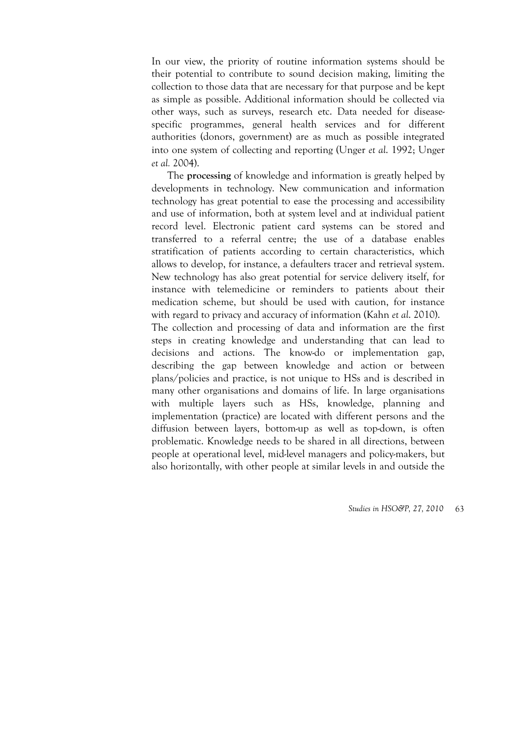In our view, the priority of routine information systems should be their potential to contribute to sound decision making, limiting the collection to those data that are necessary for that purpose and be kept as simple as possible. Additional information should be collected via other ways, such as surveys, research etc. Data needed for disease-specific programmes, general health services and for different authorities (donors, government) are as much as possible integrated into one system of collecting and reporting (Unger *et al.* 1992; Unger *et al.* 2004).

The **processing** of knowledge and information is greatly helped by developments in technology. New communication and information technology has great potential to ease the processing and accessibility and use of information, both at system level and at individual patient record level. Electronic patient card systems can be stored and transferred to a referral centre; the use of a database enables stratification of patients according to certain characteristics, which allows to develop, for instance, a defaulters tracer and retrieval system. New technology has also great potential for service delivery itself, for instance with telemedicine or reminders to patients about their medication scheme, but should be used with caution, for instance with regard to privacy and accuracy of information (Kahn *et al.* 2010).

The collection and processing of data and information are the first steps in creating knowledge and understanding that can lead to decisions and actions. The know-do or implementation gap, describing the gap between knowledge and action or between plans/policies and practice, is not unique to HSs and is described in many other organisations and domains of life. In large organisations with multiple layers such as HSs, knowledge, planning and implementation (practice) are located with different persons and the diffusion between layers, bottom-up as well as top-down, is often problematic. Knowledge needs to be shared in all directions, between people at operational level, mid-level managers and policy-makers, but also horizontally, with other people at similar levels in and outside the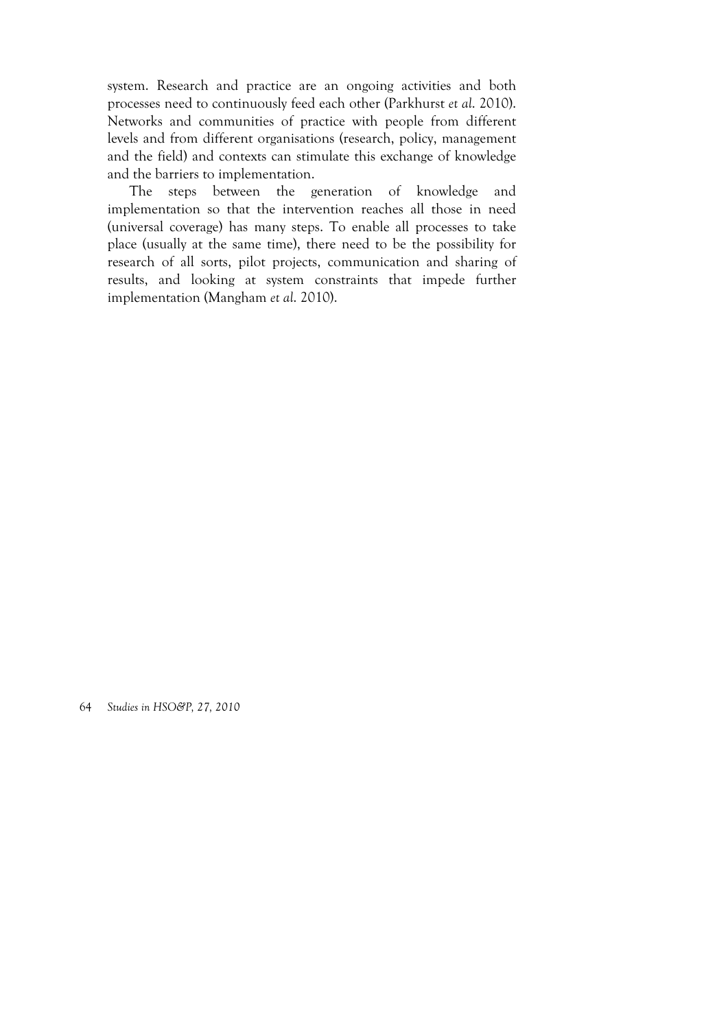system. Research and practice are an ongoing activities and both processes need to continuously feed each other (Parkhurst *et al.* 2010). Networks and communities of practice with people from different levels and from different organisations (research, policy, management and the field) and contexts can stimulate this exchange of knowledge and the barriers to implementation.

The steps between the generation of knowledge and implementation so that the intervention reaches all those in need (universal coverage) has many steps. To enable all processes to take place (usually at the same time), there need to be the possibility for research of all sorts, pilot projects, communication and sharing of results, and looking at system constraints that impede further implementation (Mangham *et al.* 2010).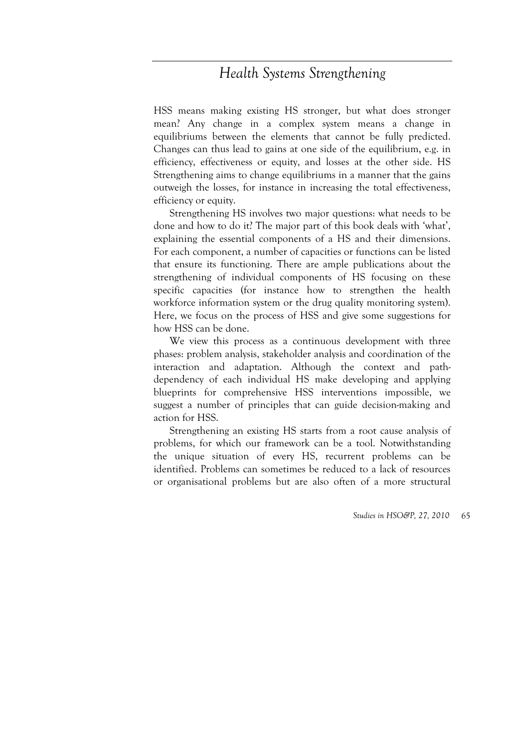# Health Systems Strengthening

HSS means making existing HS stronger, but what does stronger mean? Any change in a complex system means a change in equilibriums between the elements that cannot be fully predicted. Changes can thus lead to gains at one side of the equilibrium, e.g. in efficiency, effectiveness or equity, and losses at the other side. HS Strengthening aims to change equilibriums in a manner that the gains outweigh the losses, for instance in increasing the total effectiveness, efficiency or equity.

Strengthening HS involves two major questions: what needs to be done and how to do it? The major part of this book deals with 'what', explaining the essential components of a HS and their dimensions. For each component, a number of capacities or functions can be listed that ensure its functioning. There are ample publications about the strengthening of individual components of HS focusing on these specific capacities (for instance how to strengthen the health workforce information system or the drug quality monitoring system). Here, we focus on the process of HSS and give some suggestions for how HSS can be done.

We view this process as a continuous development with three phases: problem analysis, stakeholder analysis and coordination of the interaction and adaptation. Although the context and path-dependency of each individual HS make developing and applying blueprints for comprehensive HSS interventions impossible, we suggest a number of principles that can guide decision-making and action for HSS.

Strengthening an existing HS starts from a root cause analysis of problems, for which our framework can be a tool. Notwithstanding the unique situation of every HS, recurrent problems can be identified. Problems can sometimes be reduced to a lack of resources or organisational problems but are also often of a more structural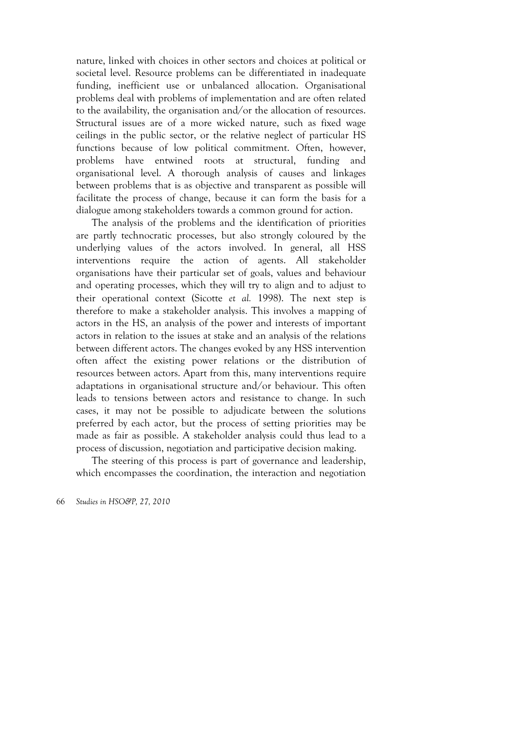nature, linked with choices in other sectors and choices at political or societal level. Resource problems can be differentiated in inadequate funding, inefficient use or unbalanced allocation. Organisational problems deal with problems of implementation and are often related to the availability, the organisation and/or the allocation of resources. Structural issues are of a more wicked nature, such as fixed wage ceilings in the public sector, or the relative neglect of particular HS functions because of low political commitment. Often, however, problems have entwined roots at structural, funding and organisational level. A thorough analysis of causes and linkages between problems that is as objective and transparent as possible will facilitate the process of change, because it can form the basis for a dialogue among stakeholders towards a common ground for action.

The analysis of the problems and the identification of priorities are partly technocratic processes, but also strongly coloured by the underlying values of the actors involved. In general, all HSS interventions require the action of agents. All stakeholder organisations have their particular set of goals, values and behaviour and operating processes, which they will try to align and to adjust to their operational context (Sicotte *et al.* 1998). The next step is therefore to make a stakeholder analysis. This involves a mapping of actors in the HS, an analysis of the power and interests of important actors in relation to the issues at stake and an analysis of the relations between different actors. The changes evoked by any HSS intervention often affect the existing power relations or the distribution of resources between actors. Apart from this, many interventions require adaptations in organisational structure and/or behaviour. This often leads to tensions between actors and resistance to change. In such cases, it may not be possible to adjudicate between the solutions preferred by each actor, but the process of setting priorities may be made as fair as possible. A stakeholder analysis could thus lead to a process of discussion, negotiation and participative decision making.

The steering of this process is part of governance and leadership, which encompasses the coordination, the interaction and negotiation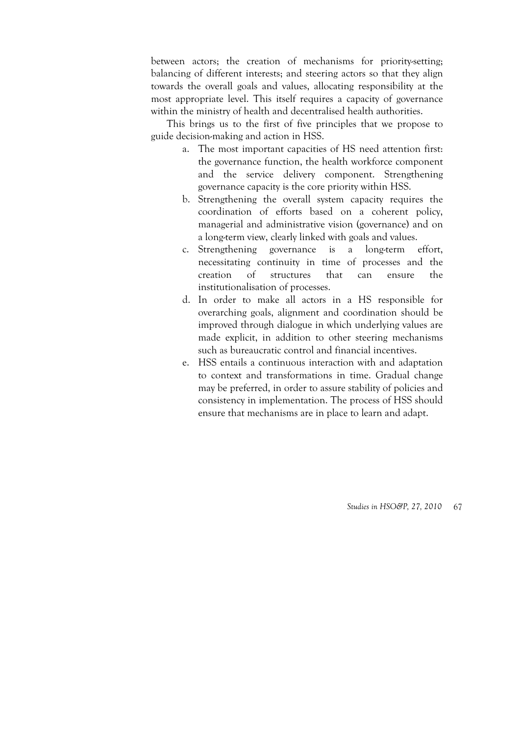between actors; the creation of mechanisms for priority-setting; balancing of different interests; and steering actors so that they align towards the overall goals and values, allocating responsibility at the most appropriate level. This itself requires a capacity of governance within the ministry of health and decentralised health authorities.

This brings us to the first of five principles that we propose to guide decision-making and action in HSS.

a. The most important capacities of HS need attention first: the governance function, the health workforce component and the service delivery component. Strengthening governance capacity is the core priority within HSS.
b. Strengthening the overall system capacity requires the coordination of efforts based on a coherent policy, managerial and administrative vision (governance) and on a long-term view, clearly linked with goals and values.
c. Strengthening governance is a long-term effort, necessitating continuity in time of processes and the creation of structures that can ensure the institutionalisation of processes.
d. In order to make all actors in a HS responsible for overarching goals, alignment and coordination should be improved through dialogue in which underlying values are made explicit, in addition to other steering mechanisms such as bureaucratic control and financial incentives.
e. HSS entails a continuous interaction with and adaptation to context and transformations in time. Gradual change may be preferred, in order to assure stability of policies and consistency in implementation. The process of HSS should ensure that mechanisms are in place to learn and adapt.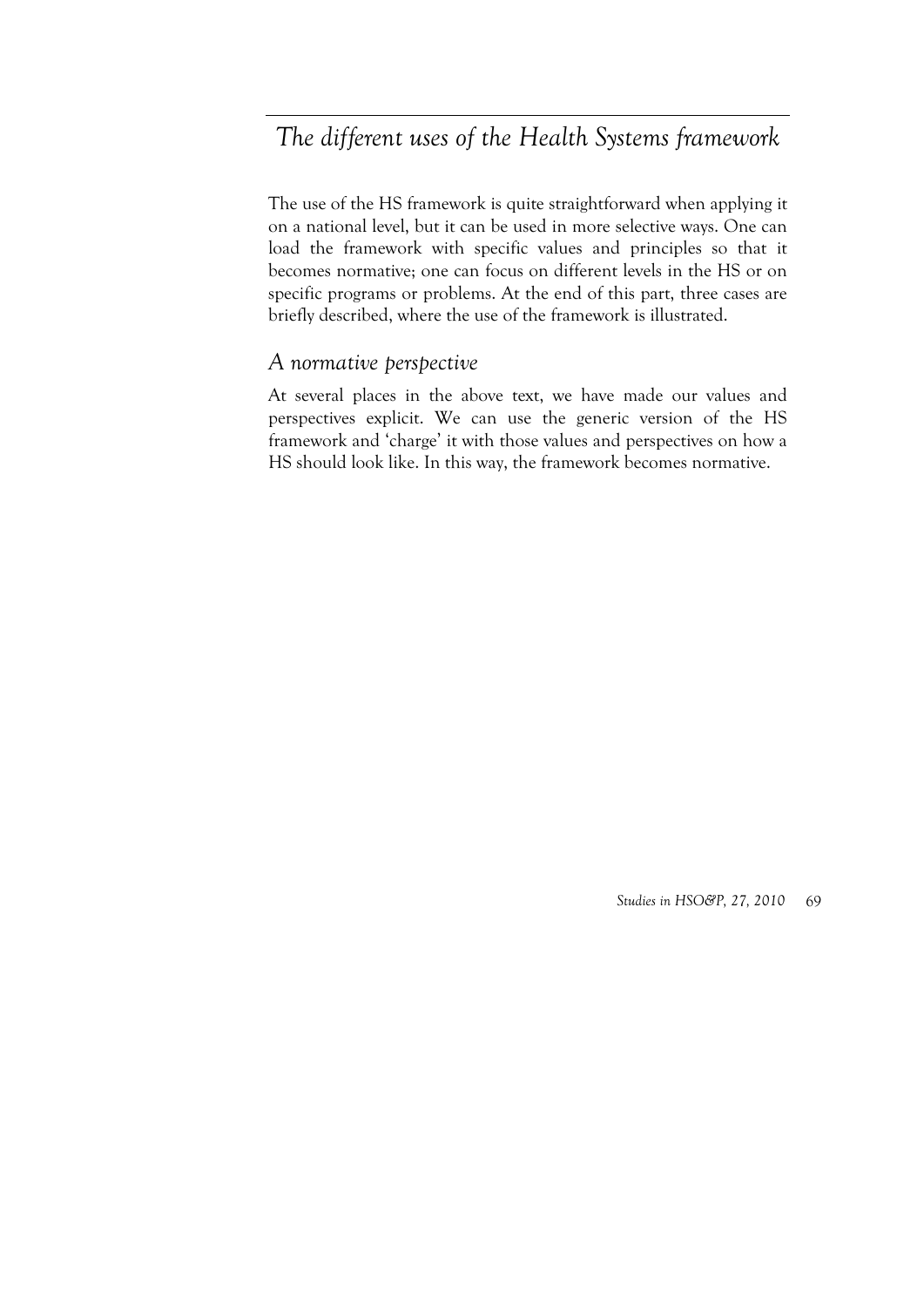## *The different uses of the Health Systems framework*

The use of the HS framework is quite straightforward when applying it on a national level, but it can be used in more selective ways. One can load the framework with specific values and principles so that it becomes normative; one can focus on different levels in the HS or on specific programs or problems. At the end of this part, three cases are briefly described, where the use of the framework is illustrated.

### *A normative perspective*

At several places in the above text, we have made our values and perspectives explicit. We can use the generic version of the HS framework and 'charge' it with those values and perspectives on how a HS should look like. In this way, the framework becomes normative.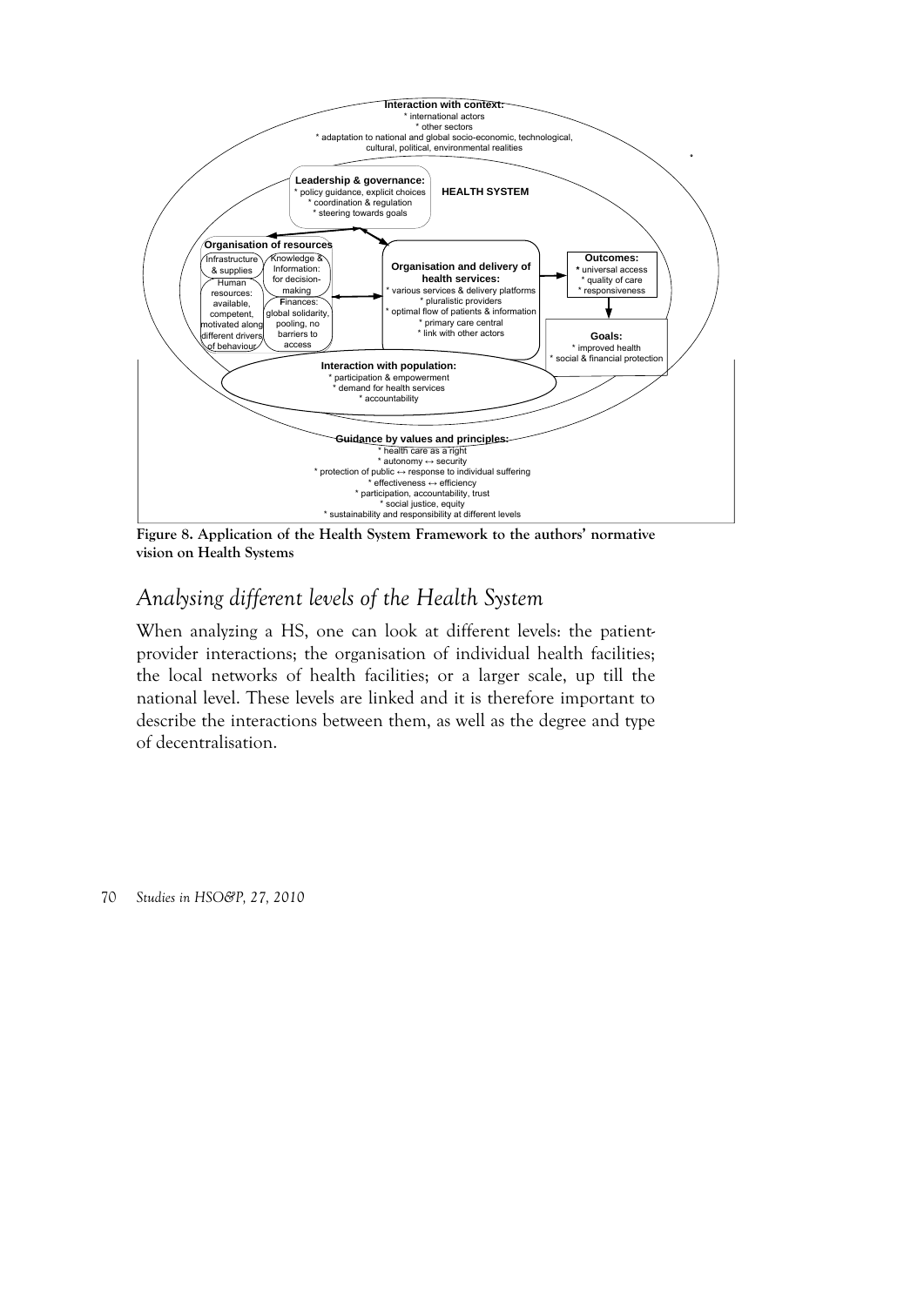**Interaction with context:**
* international actors
* other sectors
* adaptation to national and global socio-economic, technological, cultural, political, environmental realities

**HEALTH SYSTEM**

**Leadership & governance:**
* policy guidance, explicit choices
* coordination & regulation
* steering towards goals

**Organisation of resources**

Infrastructure & supplies

Human resources: available, competent, motivated along different drivers of behaviour

Knowledge & Information: for decision-making

Finances: global solidarity, pooling, no barriers to access

**Organisation and delivery of health services:**
* various services & delivery platforms
* pluralistic providers
* optimal flow of patients & information
* primary care central
* link with other actors

**Outcomes:**
* universal access
* quality of care
* responsiveness

**Goals:**
* improved health
* social & financial protection

**Interaction with population:**
* participation & empowerment
* demand for health services
* accountability

**Guidance by values and principles:**
* health care as a right
* autonomy ↔ security
* protection of public ↔ response to individual suffering
* effectiveness ↔ efficiency
* participation, accountability, trust
* social justice, equity
* sustainability and responsibility at different levels

**Figure 8. Application of the Health System Framework to the authors' normative vision on Health Systems**

## *Analysing different levels of the Health System*

When analyzing a HS, one can look at different levels: the patient-provider interactions; the organisation of individual health facilities; the local networks of health facilities; or a larger scale, up till the national level. These levels are linked and it is therefore important to describe the interactions between them, as well as the degree and type of decentralisation.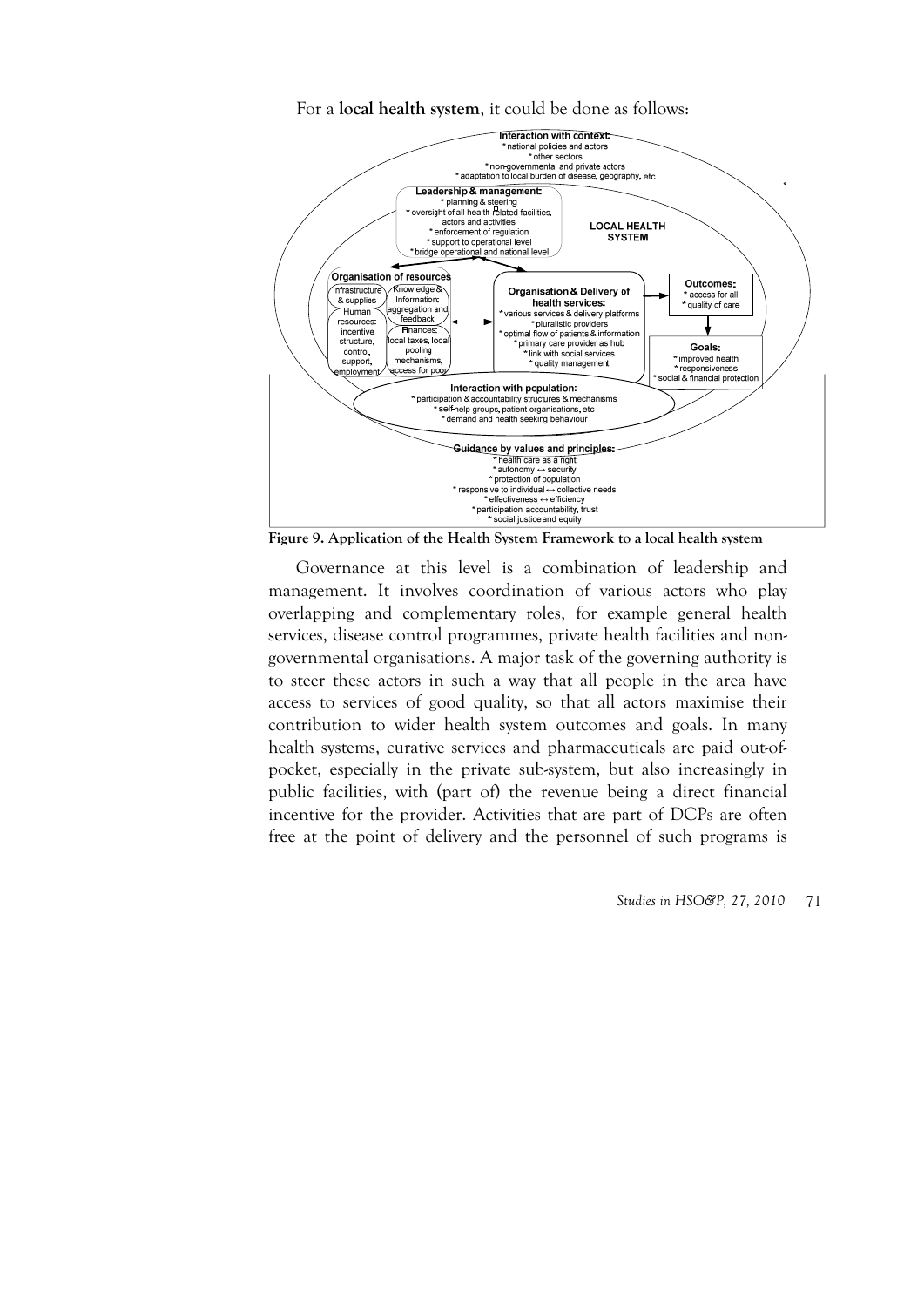For a **local health system**, it could be done as follows:

**Interaction with context:**
* national policies and actors
* other sectors
* non-governmental and private actors
* adaptation to local burden of disease, geography, etc

**Leadership & management:**
* planning & steering
* oversight of all health-related facilities, actors and activities
* enforcement of regulation
* support to operational level
* bridge operational and national level

**LOCAL HEALTH SYSTEM**

**Organisation of resources**
- Infrastructure & supplies
- Knowledge & Information: aggregation and feedback
- Human resources: incentive structure, control, support, employment
- Finances: local taxes, local pooling mechanisms, access for poor

**Organisation & Delivery of health services:**
* various services & delivery platforms
* pluralistic providers
* optimal flow of patients & information
* primary care provider as hub
* link with social services
* quality management

**Outcomes:**
* access for all
* quality of care

**Goals:**
* improved health
* responsiveness
* social & financial protection

**Interaction with population:**
* participation & accountability structures & mechanisms
* self-help groups, patient organisations, etc
* demand and health seeking behaviour

**Guidance by values and principles:**
* health care as a right
* autonomy ↔ security
* protection of population
* responsive to individual ↔ collective needs
* effectiveness ↔ efficiency
* participation, accountability, trust
* social justice and equity

**Figure 9. Application of the Health System Framework to a local health system**

Governance at this level is a combination of leadership and management. It involves coordination of various actors who play overlapping and complementary roles, for example general health services, disease control programmes, private health facilities and non-governmental organisations. A major task of the governing authority is to steer these actors in such a way that all people in the area have access to services of good quality, so that all actors maximise their contribution to wider health system outcomes and goals. In many health systems, curative services and pharmaceuticals are paid out-of-pocket, especially in the private sub-system, but also increasingly in public facilities, with (part of) the revenue being a direct financial incentive for the provider. Activities that are part of DCPs are often free at the point of delivery and the personnel of such programs is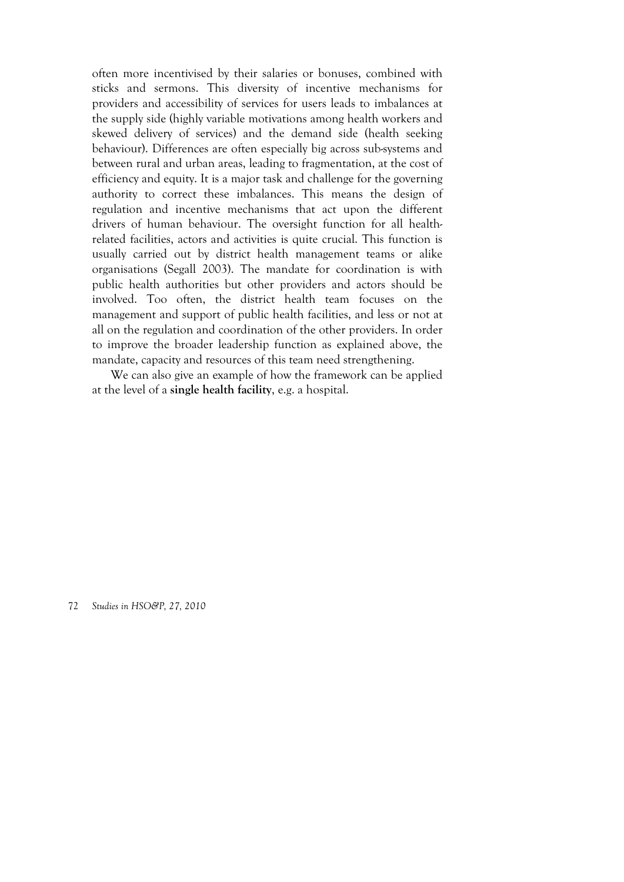often more incentivised by their salaries or bonuses, combined with sticks and sermons. This diversity of incentive mechanisms for providers and accessibility of services for users leads to imbalances at the supply side (highly variable motivations among health workers and skewed delivery of services) and the demand side (health seeking behaviour). Differences are often especially big across sub-systems and between rural and urban areas, leading to fragmentation, at the cost of efficiency and equity. It is a major task and challenge for the governing authority to correct these imbalances. This means the design of regulation and incentive mechanisms that act upon the different drivers of human behaviour. The oversight function for all health-related facilities, actors and activities is quite crucial. This function is usually carried out by district health management teams or alike organisations (Segall 2003). The mandate for coordination is with public health authorities but other providers and actors should be involved. Too often, the district health team focuses on the management and support of public health facilities, and less or not at all on the regulation and coordination of the other providers. In order to improve the broader leadership function as explained above, the mandate, capacity and resources of this team need strengthening.

We can also give an example of how the framework can be applied at the level of a **single health facility**, e.g. a hospital.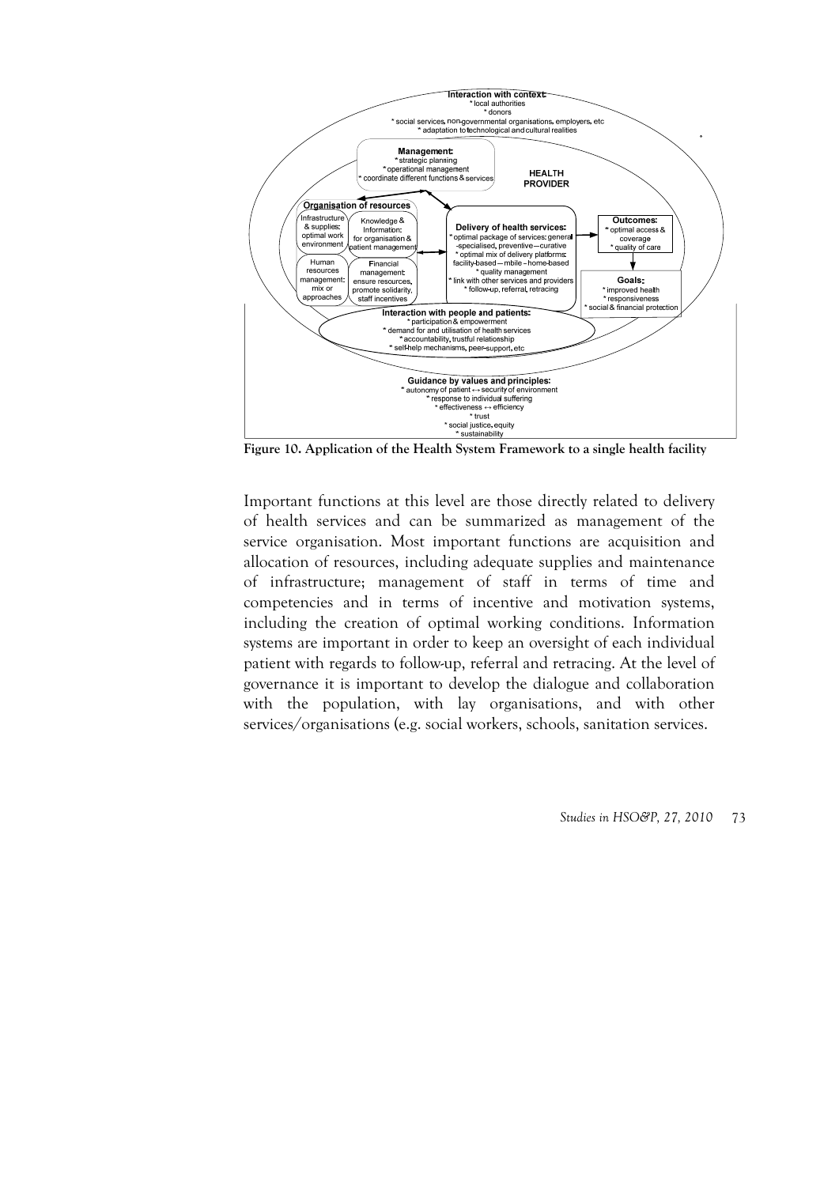**Interaction with context:**
* local authorities
* donors
* social services, non-governmental organisations, employers, etc
* adaptation to technological and cultural realities

**Management:**
* strategic planning
* operational management
* coordinate different functions & services

**HEALTH PROVIDER**

**Organisation of resources**

Infrastructure & supplies: optimal work environment

Knowledge & Information: for organisation & patient management

Human resources management: mix or approaches

**F**inancial management: ensure resources, promote solidarity, staff incentives

**Delivery of health services:**
* optimal package of services: general -specialised, preventive—curative
* optimal mix of delivery platforms: facility-based—mobile–home-based
* quality management
* link with other services and providers
* follow-up, referral, retracing

**Outcomes:**
* optimal access & coverage
* quality of care

**Goals:**
* improved health
* responsiveness
* social & financial protection

**Interaction with people and patients:**
* participation & empowerment
* demand for and utilisation of health services
* accountability, trustful relationship
* self-help mechanisms, peer-support, etc

**Guidance by values and principles:**
* autonomy of patient ↔ security of environment
* response to individual suffering
* effectiveness ↔ efficiency
* trust
* social justice, equity
* sustainability

**Figure 10. Application of the Health System Framework to a single health facility**

Important functions at this level are those directly related to delivery of health services and can be summarized as management of the service organisation. Most important functions are acquisition and allocation of resources, including adequate supplies and maintenance of infrastructure; management of staff in terms of time and competencies and in terms of incentive and motivation systems, including the creation of optimal working conditions. Information systems are important in order to keep an oversight of each individual patient with regards to follow-up, referral and retracing. At the level of governance it is important to develop the dialogue and collaboration with the population, with lay organisations, and with other services/organisations (e.g. social workers, schools, sanitation services.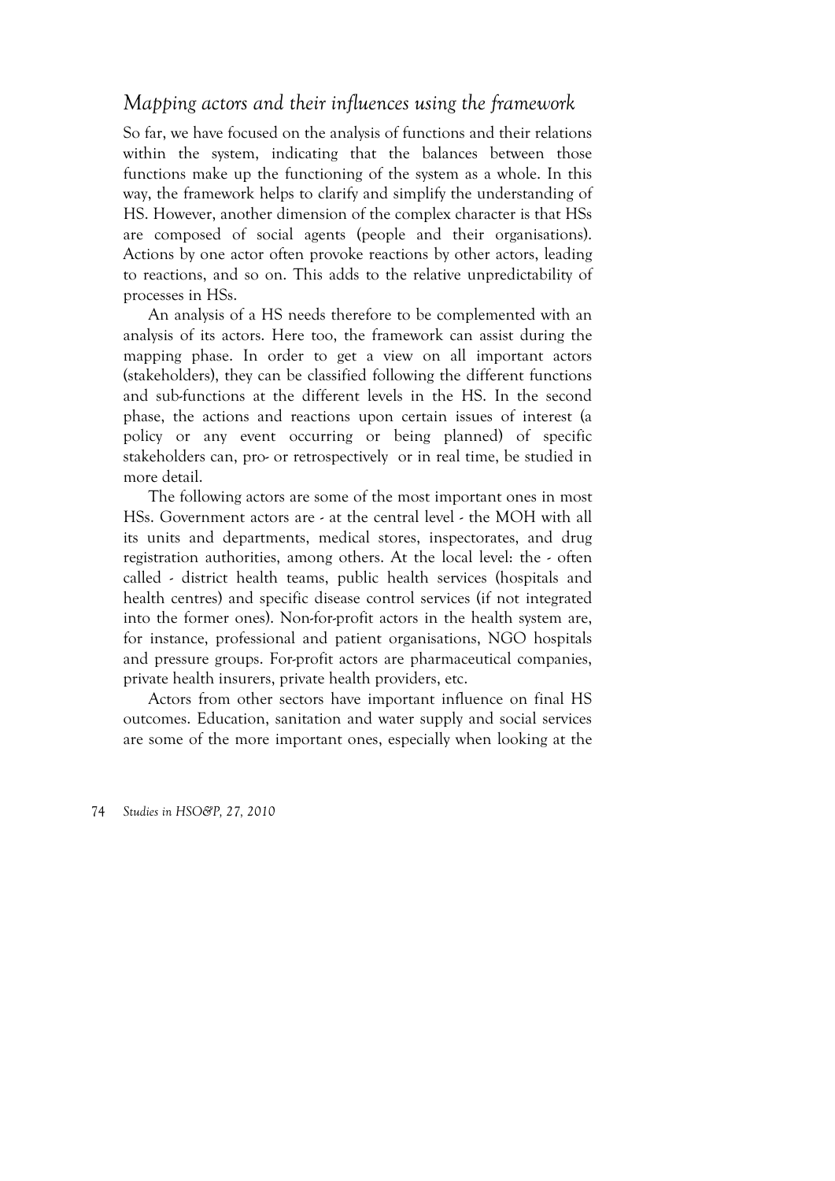## *Mapping actors and their influences using the framework*

So far, we have focused on the analysis of functions and their relations within the system, indicating that the balances between those functions make up the functioning of the system as a whole. In this way, the framework helps to clarify and simplify the understanding of HS. However, another dimension of the complex character is that HSs are composed of social agents (people and their organisations). Actions by one actor often provoke reactions by other actors, leading to reactions, and so on. This adds to the relative unpredictability of processes in HSs.

An analysis of a HS needs therefore to be complemented with an analysis of its actors. Here too, the framework can assist during the mapping phase. In order to get a view on all important actors (stakeholders), they can be classified following the different functions and sub-functions at the different levels in the HS. In the second phase, the actions and reactions upon certain issues of interest (a policy or any event occurring or being planned) of specific stakeholders can, pro- or retrospectively or in real time, be studied in more detail.

The following actors are some of the most important ones in most HSs. Government actors are - at the central level - the MOH with all its units and departments, medical stores, inspectorates, and drug registration authorities, among others. At the local level: the - often called - district health teams, public health services (hospitals and health centres) and specific disease control services (if not integrated into the former ones). Non-for-profit actors in the health system are, for instance, professional and patient organisations, NGO hospitals and pressure groups. For-profit actors are pharmaceutical companies, private health insurers, private health providers, etc.

Actors from other sectors have important influence on final HS outcomes. Education, sanitation and water supply and social services are some of the more important ones, especially when looking at the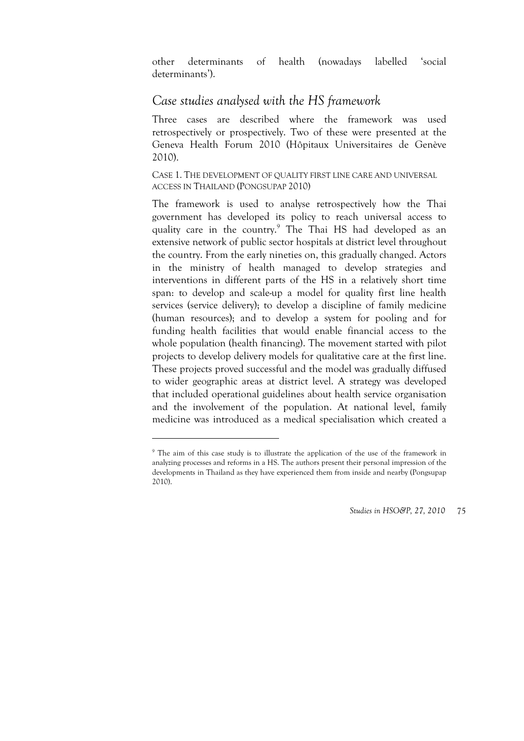other determinants of health (nowadays labelled 'social determinants').

## *Case studies analysed with the HS framework*

Three cases are described where the framework was used retrospectively or prospectively. Two of these were presented at the Geneva Health Forum 2010 (Hôpitaux Universitaires de Genève 2010).

### CASE 1. THE DEVELOPMENT OF QUALITY FIRST LINE CARE AND UNIVERSAL ACCESS IN THAILAND (PONGSUPAP 2010)

The framework is used to analyse retrospectively how the Thai government has developed its policy to reach universal access to quality care in the country.[9] The Thai HS had developed as an extensive network of public sector hospitals at district level throughout the country. From the early nineties on, this gradually changed. Actors in the ministry of health managed to develop strategies and interventions in different parts of the HS in a relatively short time span: to develop and scale-up a model for quality first line health services (service delivery); to develop a discipline of family medicine (human resources); and to develop a system for pooling and for funding health facilities that would enable financial access to the whole population (health financing). The movement started with pilot projects to develop delivery models for qualitative care at the first line. These projects proved successful and the model was gradually diffused to wider geographic areas at district level. A strategy was developed that included operational guidelines about health service organisation and the involvement of the population. At national level, family medicine was introduced as a medical specialisation which created a

---

[9] The aim of this case study is to illustrate the application of the use of the framework in analyzing processes and reforms in a HS. The authors present their personal impression of the developments in Thailand as they have experienced them from inside and nearby (Pongsupap 2010).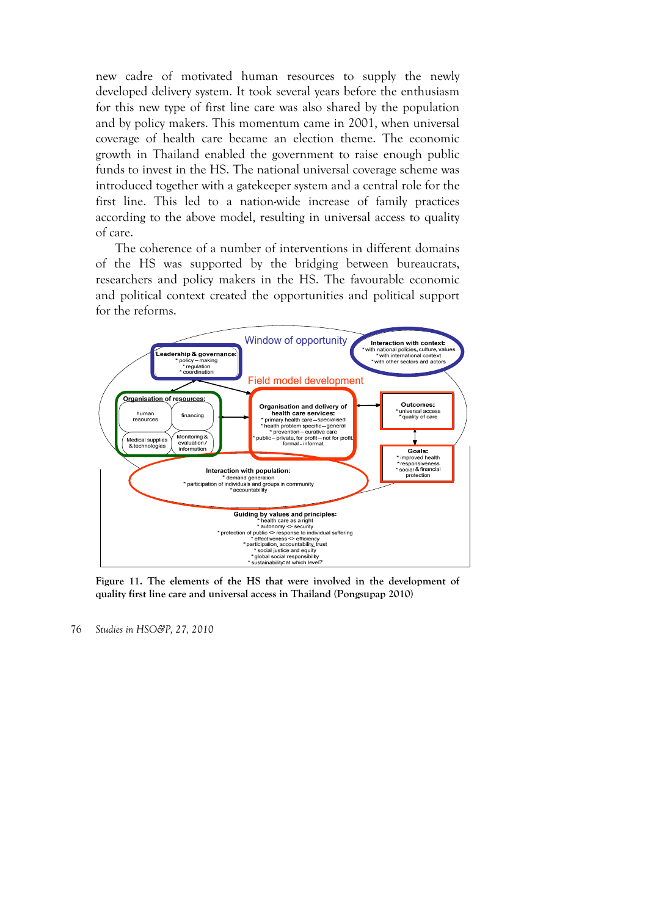new cadre of motivated human resources to supply the newly developed delivery system. It took several years before the enthusiasm for this new type of first line care was also shared by the population and by policy makers. This momentum came in 2001, when universal coverage of health care became an election theme. The economic growth in Thailand enabled the government to raise enough public funds to invest in the HS. The national universal coverage scheme was introduced together with a gatekeeper system and a central role for the first line. This led to a nation-wide increase of family practices according to the above model, resulting in universal access to quality of care.

The coherence of a number of interventions in different domains of the HS was supported by the bridging between bureaucrats, researchers and policy makers in the HS. The favourable economic and political context created the opportunities and political support for the reforms.

Window of opportunity

**Interaction with context:**
* with national policies, culture, values
* with international context
* with other sectors and actors

**Leadership & governance:**
* policy – making
* regulation
* coordination

Field model development

**Organisation of resources:**
- human resources
- financing
- Medical supplies & technologies
- Monitoring & evaluation / information

**Organisation and delivery of health care services:**
* primary health care – specialised
* health problem specific – general
* prevention – curative care
* public – private, for profit – not for profit, formal – informal

**Outcomes:**
* universal access
* quality of care

**Goals:**
* improved health
* responsiveness
* social & financial protection

**Interaction with population:**
* demand generation
* participation of individuals and groups in community
* accountability

**Guiding by values and principles:**
* health care as a right
* autonomy <> security
* protection of public <> response to individual suffering
* effectiveness <> efficiency
* participation, accountability, trust
* social justice and equity
* global social responsibility
* sustainability: at which level?

**Figure 11. The elements of the HS that were involved in the development of quality first line care and universal access in Thailand (Pongsupap 2010)**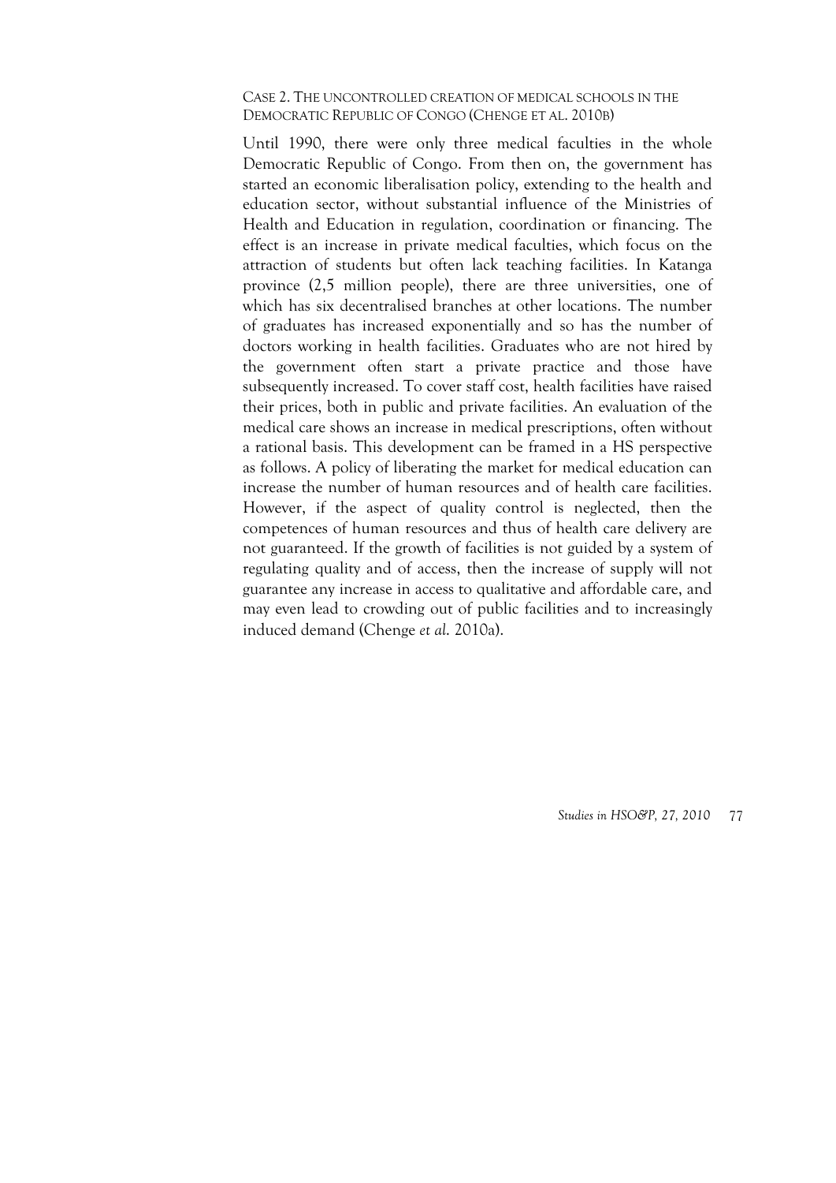### Case 2. The uncontrolled creation of medical schools in the Democratic Republic of Congo (Chenge et al. 2010b)

Until 1990, there were only three medical faculties in the whole Democratic Republic of Congo. From then on, the government has started an economic liberalisation policy, extending to the health and education sector, without substantial influence of the Ministries of Health and Education in regulation, coordination or financing. The effect is an increase in private medical faculties, which focus on the attraction of students but often lack teaching facilities. In Katanga province (2,5 million people), there are three universities, one of which has six decentralised branches at other locations. The number of graduates has increased exponentially and so has the number of doctors working in health facilities. Graduates who are not hired by the government often start a private practice and those have subsequently increased. To cover staff cost, health facilities have raised their prices, both in public and private facilities. An evaluation of the medical care shows an increase in medical prescriptions, often without a rational basis. This development can be framed in a HS perspective as follows. A policy of liberating the market for medical education can increase the number of human resources and of health care facilities. However, if the aspect of quality control is neglected, then the competences of human resources and thus of health care delivery are not guaranteed. If the growth of facilities is not guided by a system of regulating quality and of access, then the increase of supply will not guarantee any increase in access to qualitative and affordable care, and may even lead to crowding out of public facilities and to increasingly induced demand (Chenge *et al.* 2010a).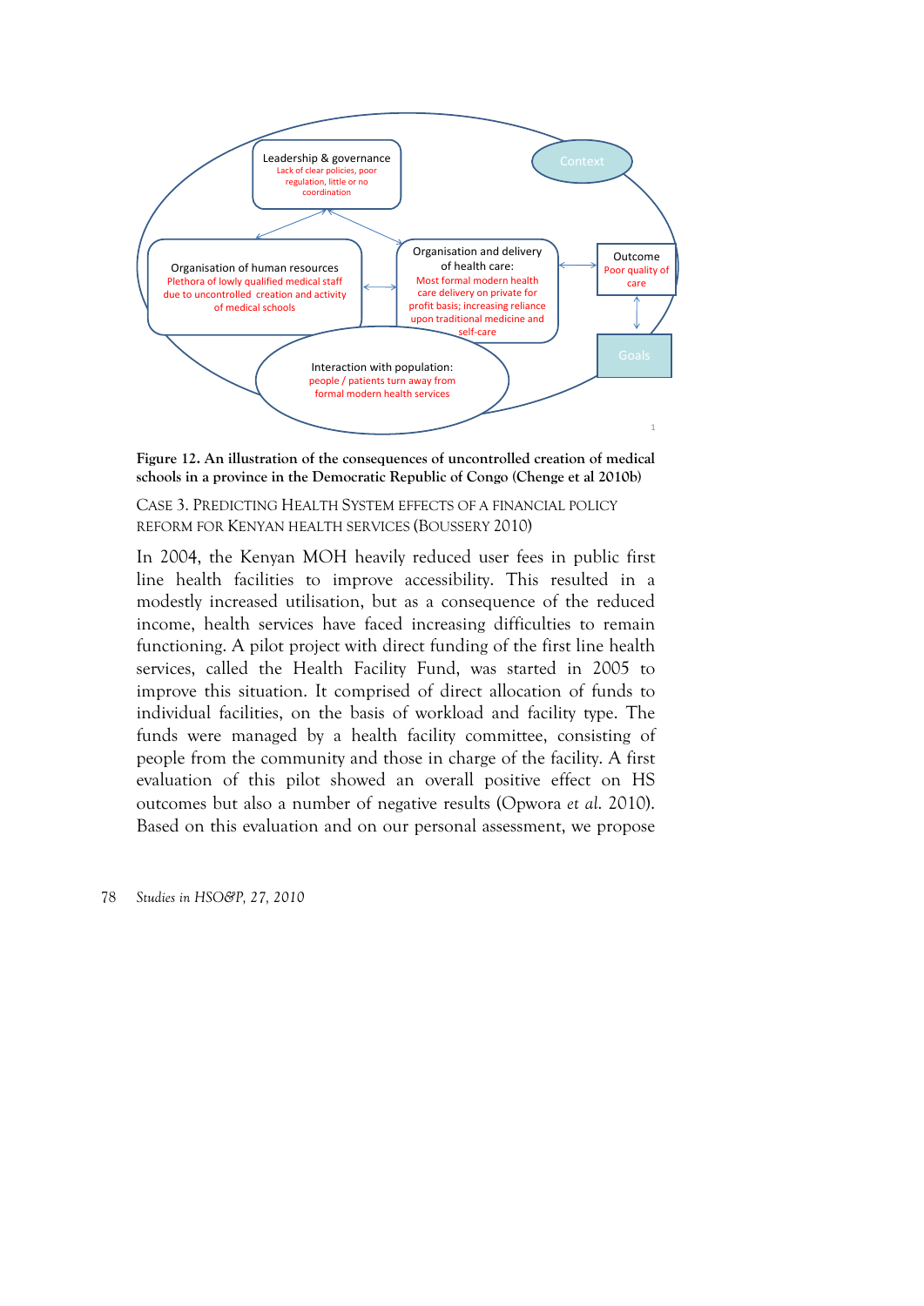Leadership & governance
Lack of clear policies, poor regulation, little or no coordination

Context

Organisation of human resources
Plethora of lowly qualified medical staff due to uncontrolled creation and activity of medical schools

Organisation and delivery of health care:
Most formal modern health care delivery on private for profit basis; increasing reliance upon traditional medicine and self-care

Outcome
Poor quality of care

Goals

Interaction with population:
people / patients turn away from formal modern health services

**Figure 12. An illustration of the consequences of uncontrolled creation of medical schools in a province in the Democratic Republic of Congo (Chenge et al 2010b)**

CASE 3. PREDICTING HEALTH SYSTEM EFFECTS OF A FINANCIAL POLICY REFORM FOR KENYAN HEALTH SERVICES (BOUSSERY 2010)

In 2004, the Kenyan MOH heavily reduced user fees in public first line health facilities to improve accessibility. This resulted in a modestly increased utilisation, but as a consequence of the reduced income, health services have faced increasing difficulties to remain functioning. A pilot project with direct funding of the first line health services, called the Health Facility Fund, was started in 2005 to improve this situation. It comprised of direct allocation of funds to individual facilities, on the basis of workload and facility type. The funds were managed by a health facility committee, consisting of people from the community and those in charge of the facility. A first evaluation of this pilot showed an overall positive effect on HS outcomes but also a number of negative results (Opwora *et al.* 2010). Based on this evaluation and on our personal assessment, we propose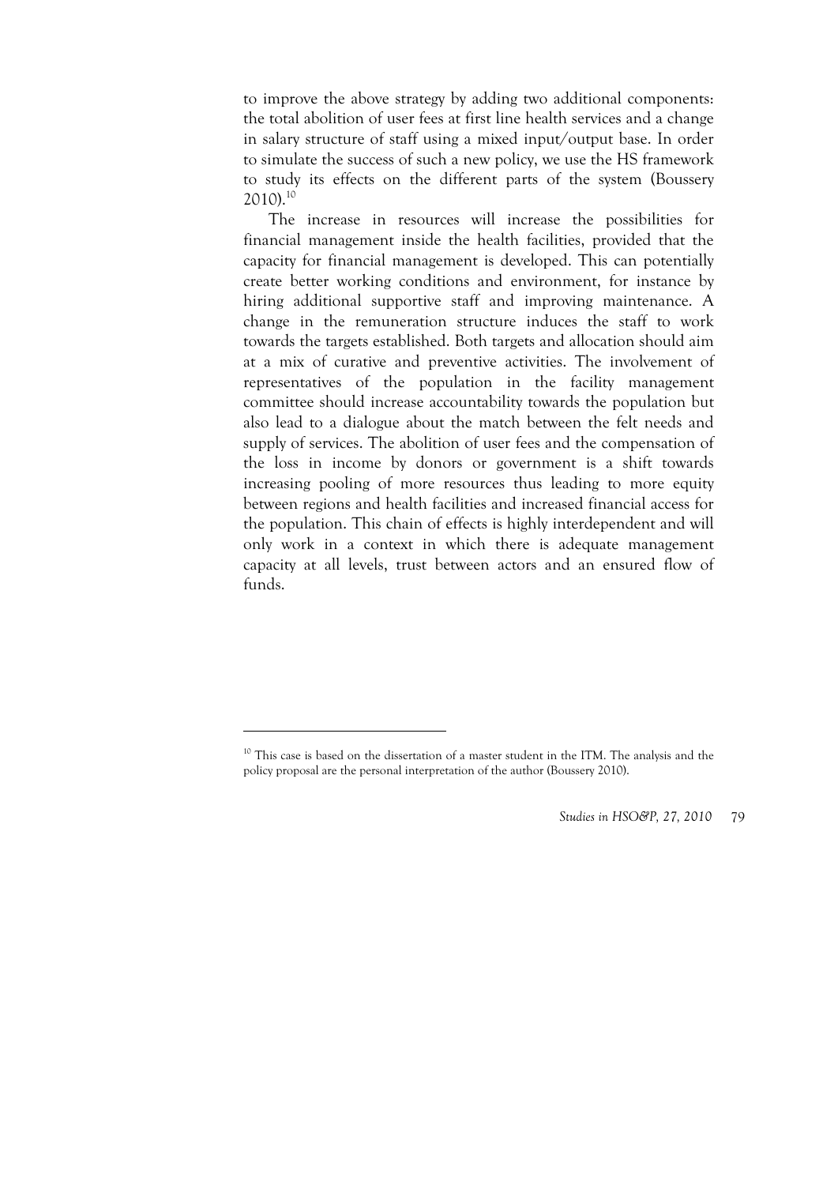to improve the above strategy by adding two additional components: the total abolition of user fees at first line health services and a change in salary structure of staff using a mixed input/output base. In order to simulate the success of such a new policy, we use the HS framework to study its effects on the different parts of the system (Boussery 2010).[10]

The increase in resources will increase the possibilities for financial management inside the health facilities, provided that the capacity for financial management is developed. This can potentially create better working conditions and environment, for instance by hiring additional supportive staff and improving maintenance. A change in the remuneration structure induces the staff to work towards the targets established. Both targets and allocation should aim at a mix of curative and preventive activities. The involvement of representatives of the population in the facility management committee should increase accountability towards the population but also lead to a dialogue about the match between the felt needs and supply of services. The abolition of user fees and the compensation of the loss in income by donors or government is a shift towards increasing pooling of more resources thus leading to more equity between regions and health facilities and increased financial access for the population. This chain of effects is highly interdependent and will only work in a context in which there is adequate management capacity at all levels, trust between actors and an ensured flow of funds.

[10] This case is based on the dissertation of a master student in the ITM. The analysis and the policy proposal are the personal interpretation of the author (Boussery 2010).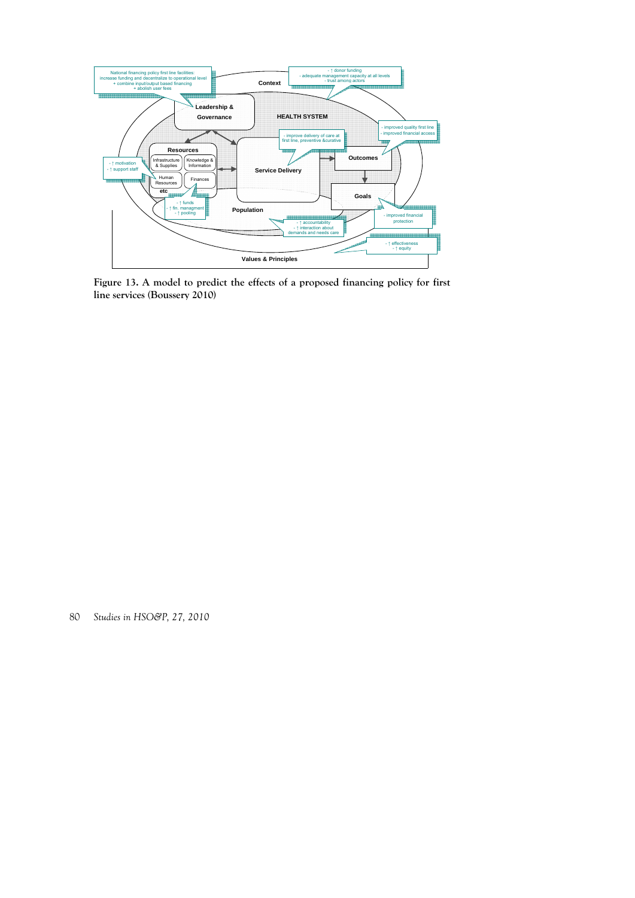National financing policy first line facilities:
increase funding and decentralize to operational level
+ combine input/output based financing
+ abolish user fees

- ↑ donor funding
- adequate management capacity at all levels
- trust among actors

Context

Leadership & Governance

HEALTH SYSTEM

- improved quality first line
- improved financial access

- improve delivery of care at first line, preventive &curative

Resources

Infrastructure & Supplies

Knowledge & Information

Human Resources

Finances

etc

- ↑ motivation
- ↑ support staff

Service Delivery

Outcomes

Goals

- ↑ funds
- ↑ fin. managment
- ↑ pooling

Population

- ↑ accountability
- ↑ interaction about demands and needs care

- improved financial protection

- ↑ effectiveness
- ↑ equity

Values & Principles

**Figure 13. A model to predict the effects of a proposed financing policy for first line services (Boussery 2010)**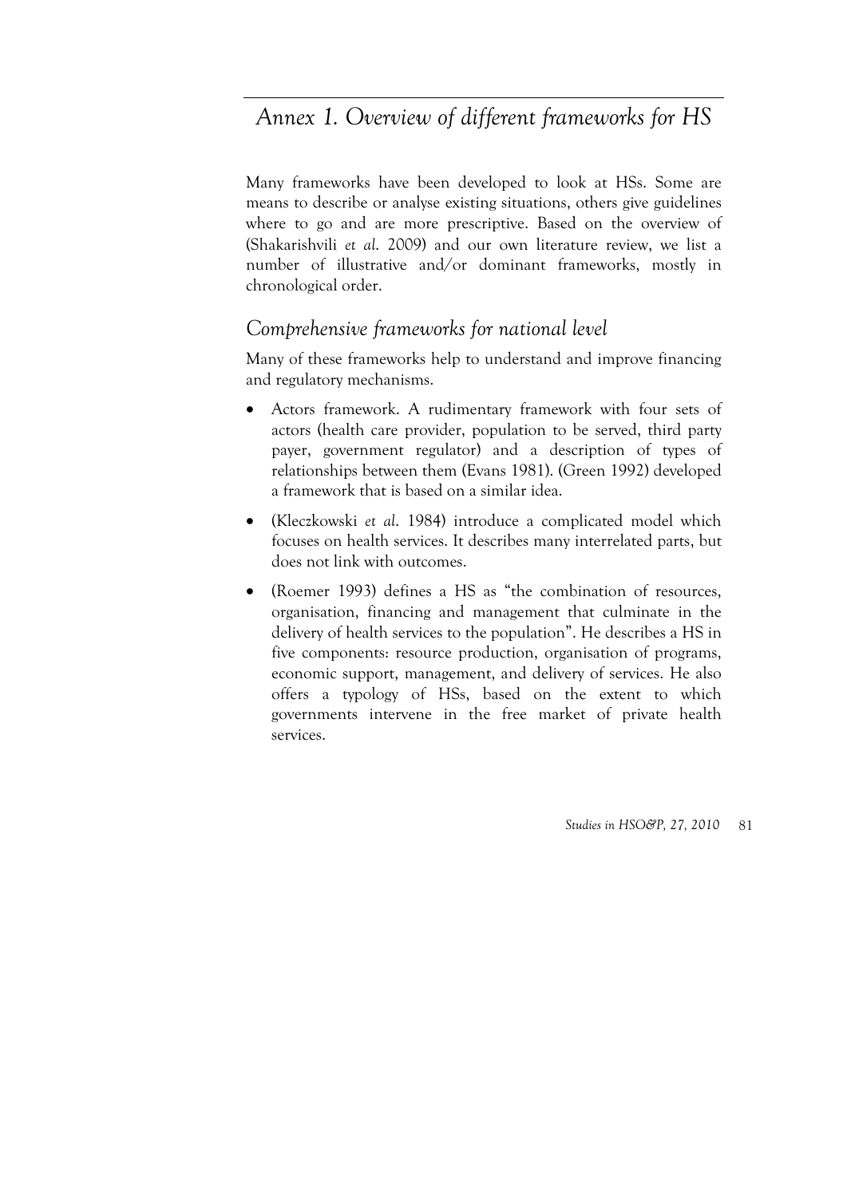# *Annex 1. Overview of different frameworks for HS*

Many frameworks have been developed to look at HSs. Some are means to describe or analyse existing situations, others give guidelines where to go and are more prescriptive. Based on the overview of (Shakarishvili *et al.* 2009) and our own literature review, we list a number of illustrative and/or dominant frameworks, mostly in chronological order.

## *Comprehensive frameworks for national level*

Many of these frameworks help to understand and improve financing and regulatory mechanisms.

- Actors framework. A rudimentary framework with four sets of actors (health care provider, population to be served, third party payer, government regulator) and a description of types of relationships between them (Evans 1981). (Green 1992) developed a framework that is based on a similar idea.
- (Kleczkowski *et al.* 1984) introduce a complicated model which focuses on health services. It describes many interrelated parts, but does not link with outcomes.
- (Roemer 1993) defines a HS as "the combination of resources, organisation, financing and management that culminate in the delivery of health services to the population". He describes a HS in five components: resource production, organisation of programs, economic support, management, and delivery of services. He also offers a typology of HSs, based on the extent to which governments intervene in the free market of private health services.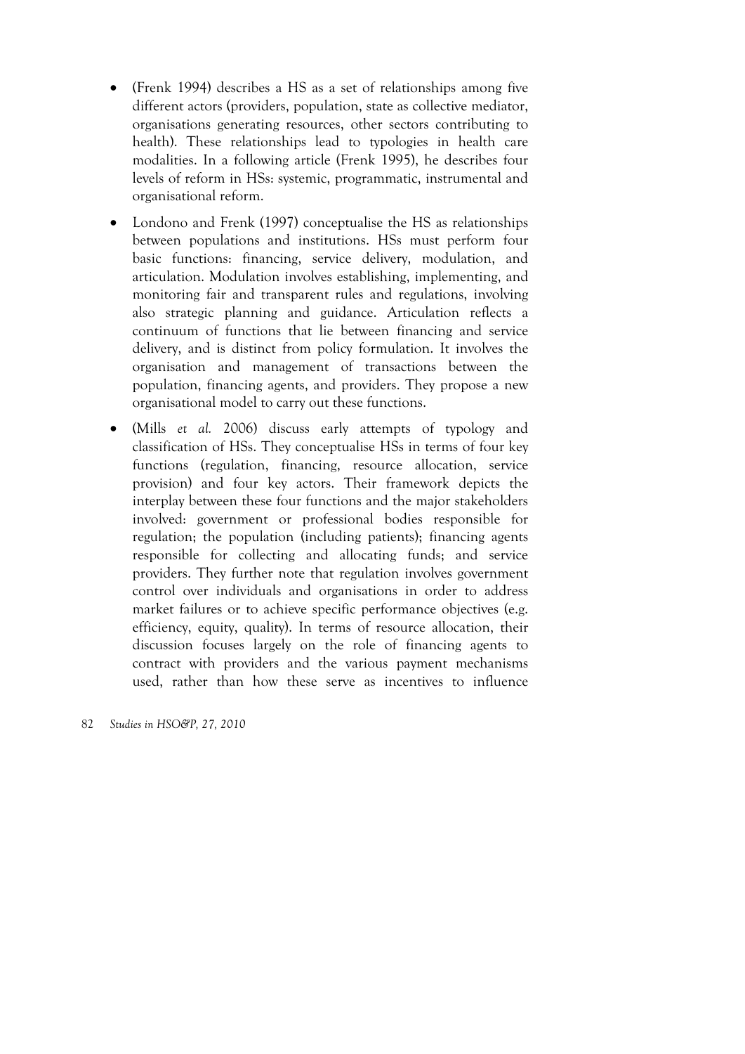- (Frenk 1994) describes a HS as a set of relationships among five different actors (providers, population, state as collective mediator, organisations generating resources, other sectors contributing to health). These relationships lead to typologies in health care modalities. In a following article (Frenk 1995), he describes four levels of reform in HSs: systemic, programmatic, instrumental and organisational reform.

- Londono and Frenk (1997) conceptualise the HS as relationships between populations and institutions. HSs must perform four basic functions: financing, service delivery, modulation, and articulation. Modulation involves establishing, implementing, and monitoring fair and transparent rules and regulations, involving also strategic planning and guidance. Articulation reflects a continuum of functions that lie between financing and service delivery, and is distinct from policy formulation. It involves the organisation and management of transactions between the population, financing agents, and providers. They propose a new organisational model to carry out these functions.

- (Mills *et al.* 2006) discuss early attempts of typology and classification of HSs. They conceptualise HSs in terms of four key functions (regulation, financing, resource allocation, service provision) and four key actors. Their framework depicts the interplay between these four functions and the major stakeholders involved: government or professional bodies responsible for regulation; the population (including patients); financing agents responsible for collecting and allocating funds; and service providers. They further note that regulation involves government control over individuals and organisations in order to address market failures or to achieve specific performance objectives (e.g. efficiency, equity, quality). In terms of resource allocation, their discussion focuses largely on the role of financing agents to contract with providers and the various payment mechanisms used, rather than how these serve as incentives to influence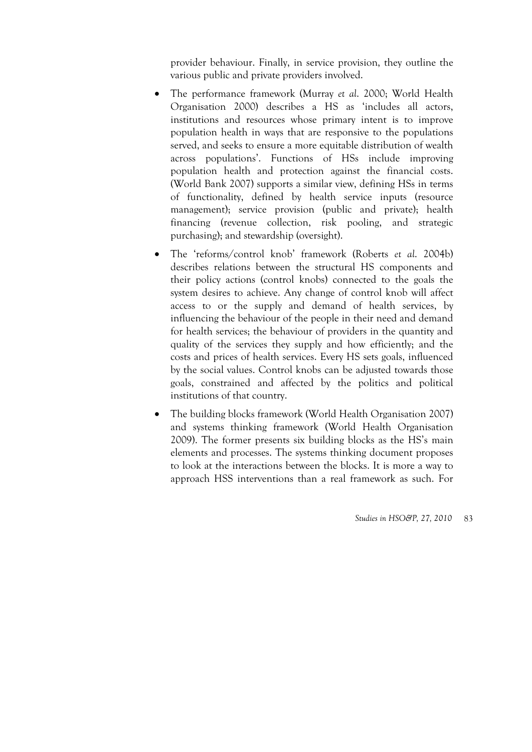provider behaviour. Finally, in service provision, they outline the various public and private providers involved.

- The performance framework (Murray *et al*. 2000; World Health Organisation 2000) describes a HS as 'includes all actors, institutions and resources whose primary intent is to improve population health in ways that are responsive to the populations served, and seeks to ensure a more equitable distribution of wealth across populations'. Functions of HSs include improving population health and protection against the financial costs. (World Bank 2007) supports a similar view, defining HSs in terms of functionality, defined by health service inputs (resource management); service provision (public and private); health financing (revenue collection, risk pooling, and strategic purchasing); and stewardship (oversight).
- The 'reforms/control knob' framework (Roberts *et al*. 2004b) describes relations between the structural HS components and their policy actions (control knobs) connected to the goals the system desires to achieve. Any change of control knob will affect access to or the supply and demand of health services, by influencing the behaviour of the people in their need and demand for health services; the behaviour of providers in the quantity and quality of the services they supply and how efficiently; and the costs and prices of health services. Every HS sets goals, influenced by the social values. Control knobs can be adjusted towards those goals, constrained and affected by the politics and political institutions of that country.
- The building blocks framework (World Health Organisation 2007) and systems thinking framework (World Health Organisation 2009). The former presents six building blocks as the HS's main elements and processes. The systems thinking document proposes to look at the interactions between the blocks. It is more a way to approach HSS interventions than a real framework as such. For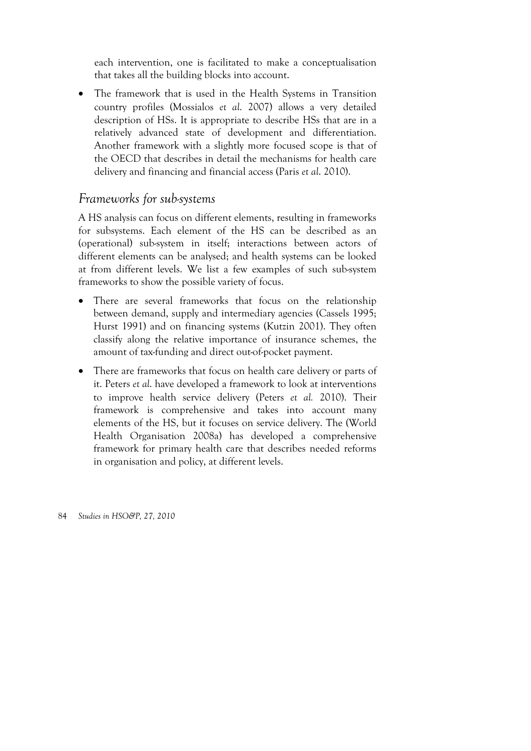each intervention, one is facilitated to make a conceptualisation that takes all the building blocks into account.

- The framework that is used in the Health Systems in Transition country profiles (Mossialos *et al.* 2007) allows a very detailed description of HSs. It is appropriate to describe HSs that are in a relatively advanced state of development and differentiation. Another framework with a slightly more focused scope is that of the OECD that describes in detail the mechanisms for health care delivery and financing and financial access (Paris *et al.* 2010).

## *Frameworks for sub-systems*

A HS analysis can focus on different elements, resulting in frameworks for subsystems. Each element of the HS can be described as an (operational) sub-system in itself; interactions between actors of different elements can be analysed; and health systems can be looked at from different levels. We list a few examples of such sub-system frameworks to show the possible variety of focus.

- There are several frameworks that focus on the relationship between demand, supply and intermediary agencies (Cassels 1995; Hurst 1991) and on financing systems (Kutzin 2001). They often classify along the relative importance of insurance schemes, the amount of tax-funding and direct out-of-pocket payment.
- There are frameworks that focus on health care delivery or parts of it. Peters *et al.* have developed a framework to look at interventions to improve health service delivery (Peters *et al.* 2010). Their framework is comprehensive and takes into account many elements of the HS, but it focuses on service delivery. The (World Health Organisation 2008a) has developed a comprehensive framework for primary health care that describes needed reforms in organisation and policy, at different levels.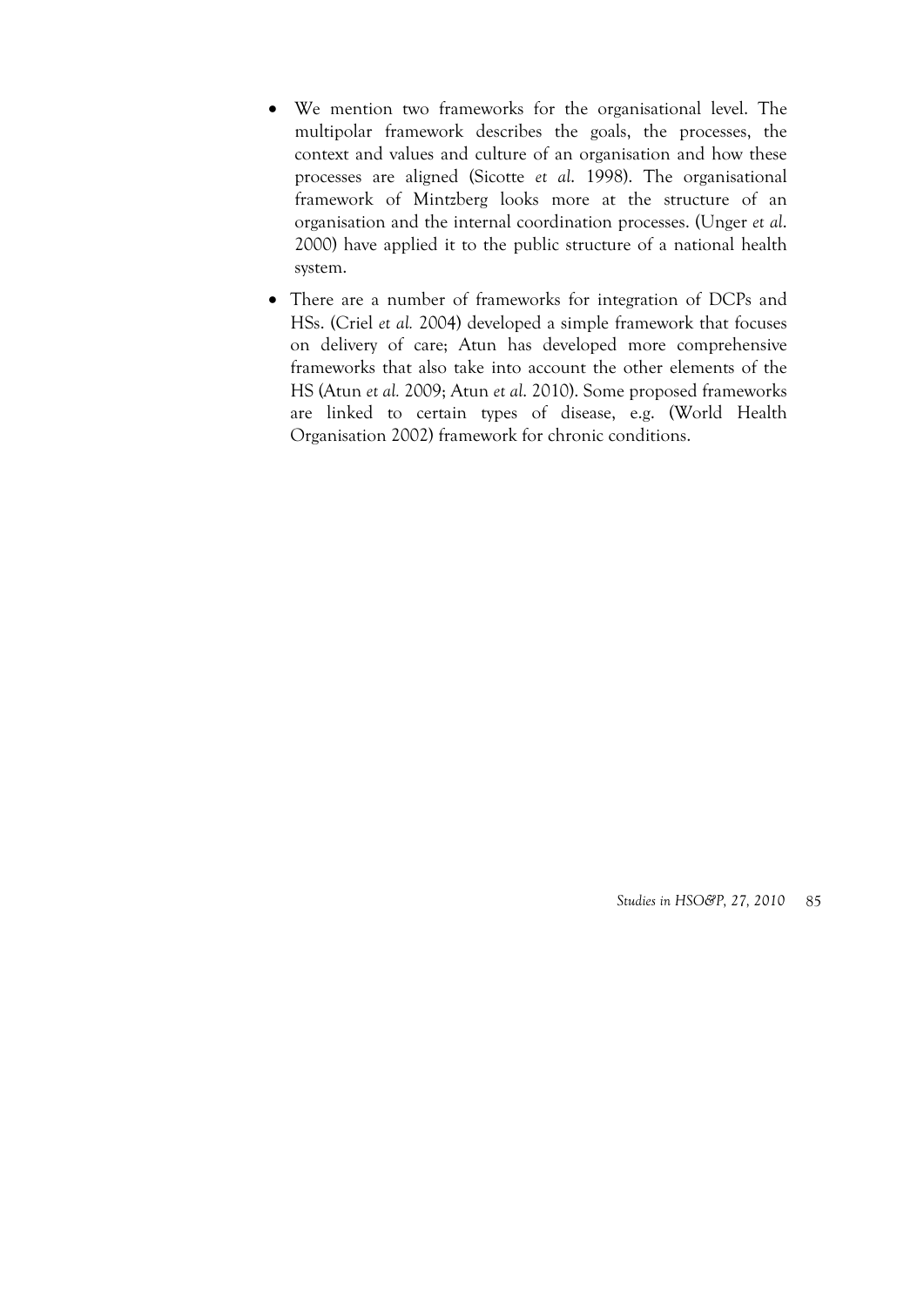- We mention two frameworks for the organisational level. The multipolar framework describes the goals, the processes, the context and values and culture of an organisation and how these processes are aligned (Sicotte *et al.* 1998). The organisational framework of Mintzberg looks more at the structure of an organisation and the internal coordination processes. (Unger *et al*. 2000) have applied it to the public structure of a national health system.
- There are a number of frameworks for integration of DCPs and HSs. (Criel *et al.* 2004) developed a simple framework that focuses on delivery of care; Atun has developed more comprehensive frameworks that also take into account the other elements of the HS (Atun *et al.* 2009; Atun *et al*. 2010). Some proposed frameworks are linked to certain types of disease, e.g. (World Health Organisation 2002) framework for chronic conditions.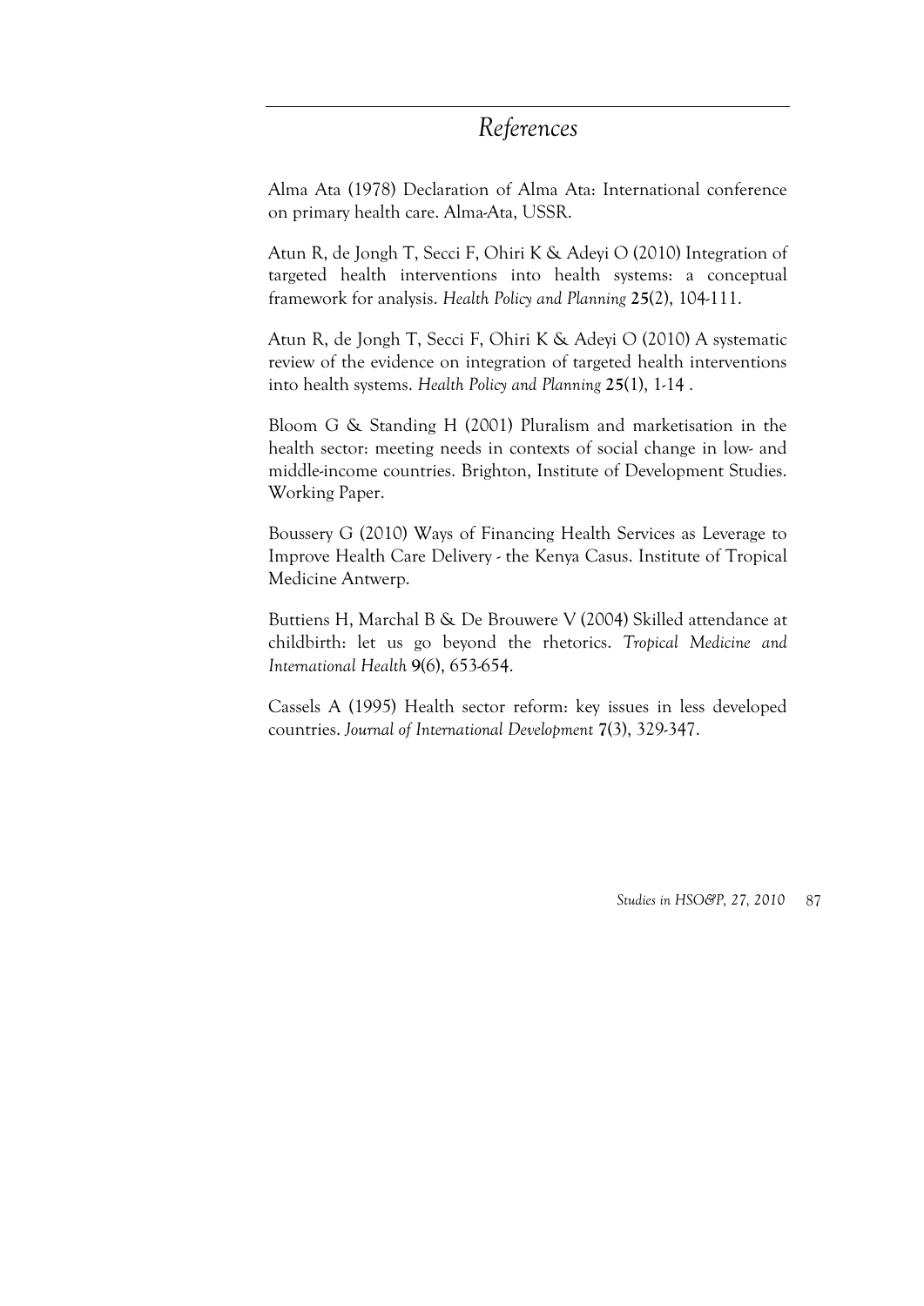## References

Alma Ata (1978) Declaration of Alma Ata: International conference on primary health care. Alma-Ata, USSR.

Atun R, de Jongh T, Secci F, Ohiri K & Adeyi O (2010) Integration of targeted health interventions into health systems: a conceptual framework for analysis. *Health Policy and Planning* **25**(2), 104-111.

Atun R, de Jongh T, Secci F, Ohiri K & Adeyi O (2010) A systematic review of the evidence on integration of targeted health interventions into health systems. *Health Policy and Planning* **25**(1), 1-14 .

Bloom G & Standing H (2001) Pluralism and marketisation in the health sector: meeting needs in contexts of social change in low- and middle-income countries. Brighton, Institute of Development Studies. Working Paper.

Boussery G (2010) Ways of Financing Health Services as Leverage to Improve Health Care Delivery - the Kenya Casus. Institute of Tropical Medicine Antwerp.

Buttiens H, Marchal B & De Brouwere V (2004) Skilled attendance at childbirth: let us go beyond the rhetorics. *Tropical Medicine and International Health* **9**(6), 653-654.

Cassels A (1995) Health sector reform: key issues in less developed countries. *Journal of International Development* **7**(3), 329-347.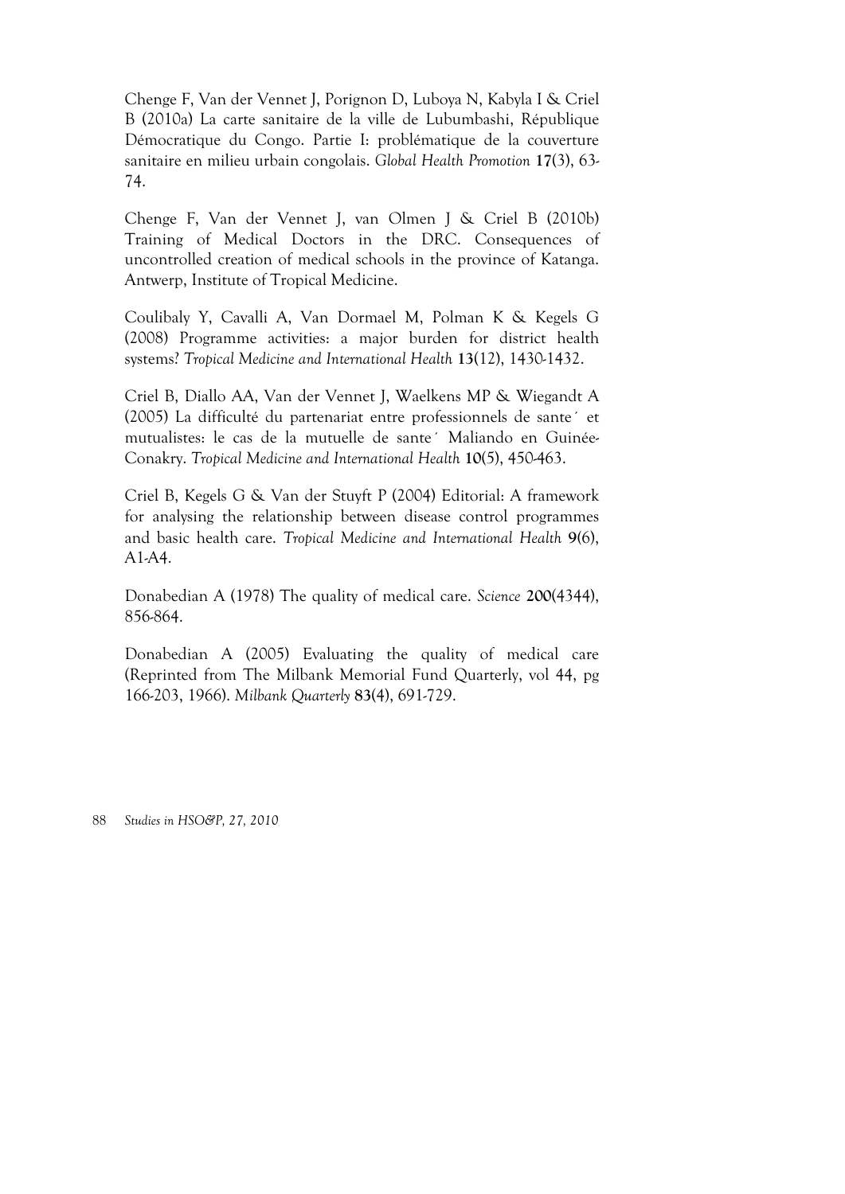Chenge F, Van der Vennet J, Porignon D, Luboya N, Kabyla I & Criel B (2010a) La carte sanitaire de la ville de Lubumbashi, République Démocratique du Congo. Partie I: problématique de la couverture sanitaire en milieu urbain congolais. *Global Health Promotion* **17**(3), 63-74.

Chenge F, Van der Vennet J, van Olmen J & Criel B (2010b) Training of Medical Doctors in the DRC. Consequences of uncontrolled creation of medical schools in the province of Katanga. Antwerp, Institute of Tropical Medicine.

Coulibaly Y, Cavalli A, Van Dormael M, Polman K & Kegels G (2008) Programme activities: a major burden for district health systems? *Tropical Medicine and International Health* **13**(12), 1430-1432.

Criel B, Diallo AA, Van der Vennet J, Waelkens MP & Wiegandt A (2005) La difficulté du partenariat entre professionnels de sante´ et mutualistes: le cas de la mutuelle de sante´ Maliando en Guinée-Conakry. *Tropical Medicine and International Health* **10**(5), 450-463.

Criel B, Kegels G & Van der Stuyft P (2004) Editorial: A framework for analysing the relationship between disease control programmes and basic health care. *Tropical Medicine and International Health* **9**(6), A1-A4.

Donabedian A (1978) The quality of medical care. *Science* **200**(4344), 856-864.

Donabedian A (2005) Evaluating the quality of medical care (Reprinted from The Milbank Memorial Fund Quarterly, vol 44, pg 166-203, 1966). *Milbank Quarterly* **83**(4), 691-729.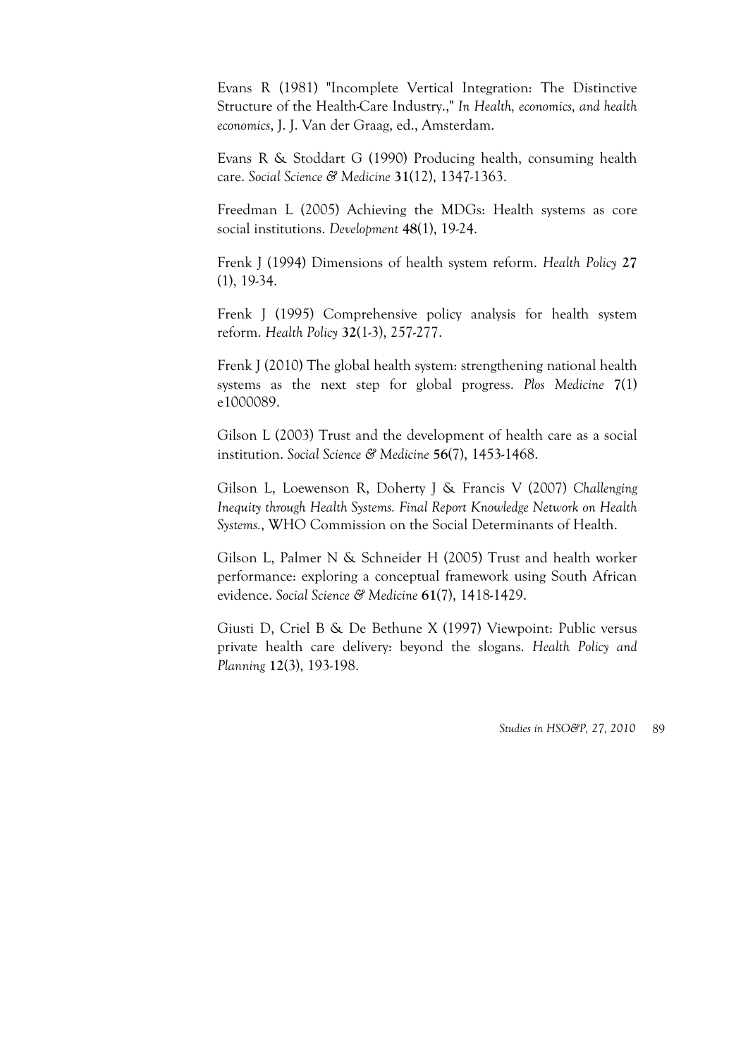Evans R (1981) "Incomplete Vertical Integration: The Distinctive Structure of the Health-Care Industry.," *In Health, economics, and health economics*, J. J. Van der Graag, ed., Amsterdam.

Evans R & Stoddart G (1990) Producing health, consuming health care. *Social Science & Medicine* **31**(12), 1347-1363.

Freedman L (2005) Achieving the MDGs: Health systems as core social institutions. *Development* **48**(1), 19-24.

Frenk J (1994) Dimensions of health system reform. *Health Policy* **27** (1), 19-34.

Frenk J (1995) Comprehensive policy analysis for health system reform. *Health Policy* **32**(1-3), 257-277.

Frenk J (2010) The global health system: strengthening national health systems as the next step for global progress. *Plos Medicine* **7**(1) e1000089.

Gilson L (2003) Trust and the development of health care as a social institution. *Social Science & Medicine* **56**(7), 1453-1468.

Gilson L, Loewenson R, Doherty J & Francis V (2007) *Challenging Inequity through Health Systems. Final Report Knowledge Network on Health Systems.*, WHO Commission on the Social Determinants of Health.

Gilson L, Palmer N & Schneider H (2005) Trust and health worker performance: exploring a conceptual framework using South African evidence. *Social Science & Medicine* **61**(7), 1418-1429.

Giusti D, Criel B & De Bethune X (1997) Viewpoint: Public versus private health care delivery: beyond the slogans. *Health Policy and Planning* **12**(3), 193-198.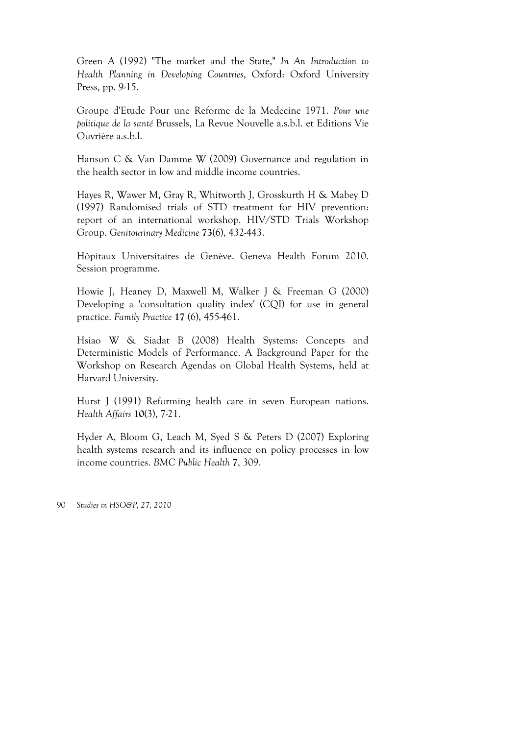Green A (1992) "The market and the State," *In An Introduction to Health Planning in Developing Countries*, Oxford: Oxford University Press, pp. 9-15.

Groupe d'Etude Pour une Reforme de la Medecine 1971. *Pour une politique de la santé* Brussels, La Revue Nouvelle a.s.b.l. et Editions Vie Ouvrière a.s.b.l.

Hanson C & Van Damme W (2009) Governance and regulation in the health sector in low and middle income countries.

Hayes R, Wawer M, Gray R, Whitworth J, Grosskurth H & Mabey D (1997) Randomised trials of STD treatment for HIV prevention: report of an international workshop. HIV/STD Trials Workshop Group. *Genitourinary Medicine* **73**(6), 432-443.

Hôpitaux Universitaires de Genève. Geneva Health Forum 2010. Session programme.

Howie J, Heaney D, Maxwell M, Walker J & Freeman G (2000) Developing a 'consultation quality index' (CQI) for use in general practice. *Family Practice* **17** (6), 455-461.

Hsiao W & Siadat B (2008) Health Systems: Concepts and Deterministic Models of Performance. A Background Paper for the Workshop on Research Agendas on Global Health Systems, held at Harvard University.

Hurst J (1991) Reforming health care in seven European nations. *Health Affairs* **10**(3), 7-21.

Hyder A, Bloom G, Leach M, Syed S & Peters D (2007) Exploring health systems research and its influence on policy processes in low income countries. *BMC Public Health* **7**, 309.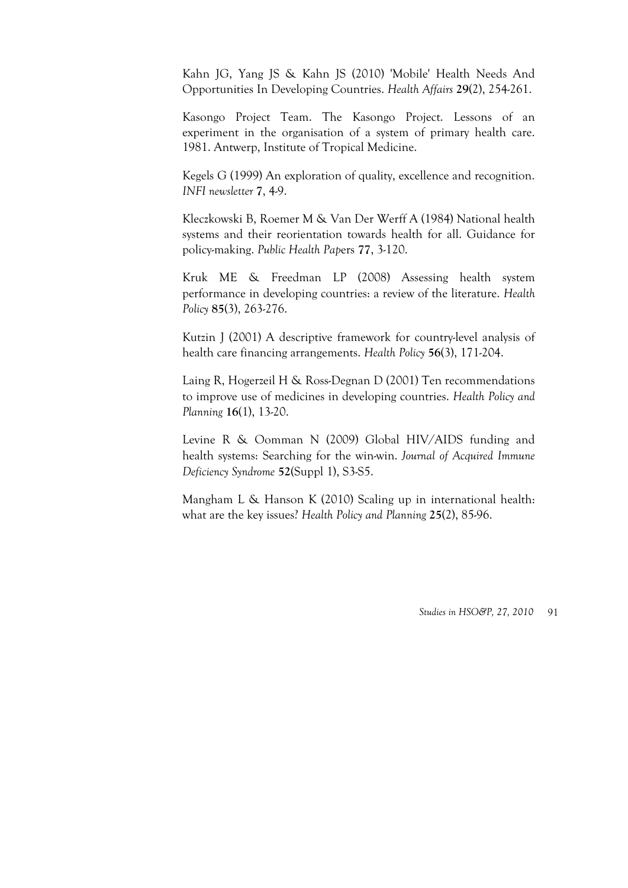Kahn JG, Yang JS & Kahn JS (2010) 'Mobile' Health Needs And Opportunities In Developing Countries. *Health Affairs* **29**(2), 254-261.

Kasongo Project Team. The Kasongo Project. Lessons of an experiment in the organisation of a system of primary health care. 1981. Antwerp, Institute of Tropical Medicine.

Kegels G (1999) An exploration of quality, excellence and recognition. *INFI newsletter* **7**, 4-9.

Kleczkowski B, Roemer M & Van Der Werff A (1984) National health systems and their reorientation towards health for all. Guidance for policy-making. *Public Health Papers* **77**, 3-120.

Kruk ME & Freedman LP (2008) Assessing health system performance in developing countries: a review of the literature. *Health Policy* **85**(3), 263-276.

Kutzin J (2001) A descriptive framework for country-level analysis of health care financing arrangements. *Health Policy* **56**(3), 171-204.

Laing R, Hogerzeil H & Ross-Degnan D (2001) Ten recommendations to improve use of medicines in developing countries. *Health Policy and Planning* **16**(1), 13-20.

Levine R & Oomman N (2009) Global HIV/AIDS funding and health systems: Searching for the win-win. *Journal of Acquired Immune Deficiency Syndrome* **52**(Suppl 1), S3-S5.

Mangham L & Hanson K (2010) Scaling up in international health: what are the key issues? *Health Policy and Planning* **25**(2), 85-96.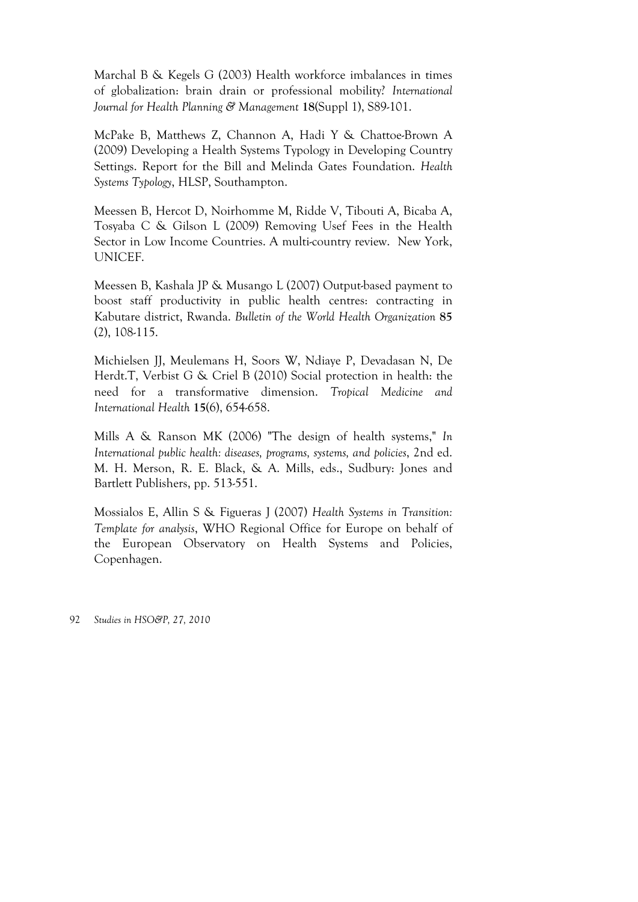Marchal B & Kegels G (2003) Health workforce imbalances in times of globalization: brain drain or professional mobility? *International Journal for Health Planning & Management* **18**(Suppl 1), S89-101.

McPake B, Matthews Z, Channon A, Hadi Y & Chattoe-Brown A (2009) Developing a Health Systems Typology in Developing Country Settings. Report for the Bill and Melinda Gates Foundation. *Health Systems Typology*, HLSP, Southampton.

Meessen B, Hercot D, Noirhomme M, Ridde V, Tibouti A, Bicaba A, Tosyaba C & Gilson L (2009) Removing Usef Fees in the Health Sector in Low Income Countries. A multi-country review. New York, UNICEF.

Meessen B, Kashala JP & Musango L (2007) Output-based payment to boost staff productivity in public health centres: contracting in Kabutare district, Rwanda. *Bulletin of the World Health Organization* **85** (2), 108-115.

Michielsen JJ, Meulemans H, Soors W, Ndiaye P, Devadasan N, De Herdt.T, Verbist G & Criel B (2010) Social protection in health: the need for a transformative dimension. *Tropical Medicine and International Health* **15**(6), 654-658.

Mills A & Ranson MK (2006) "The design of health systems," *In International public health: diseases, programs, systems, and policies*, 2nd ed. M. H. Merson, R. E. Black, & A. Mills, eds., Sudbury: Jones and Bartlett Publishers, pp. 513-551.

Mossialos E, Allin S & Figueras J (2007) *Health Systems in Transition: Template for analysis*, WHO Regional Office for Europe on behalf of the European Observatory on Health Systems and Policies, Copenhagen.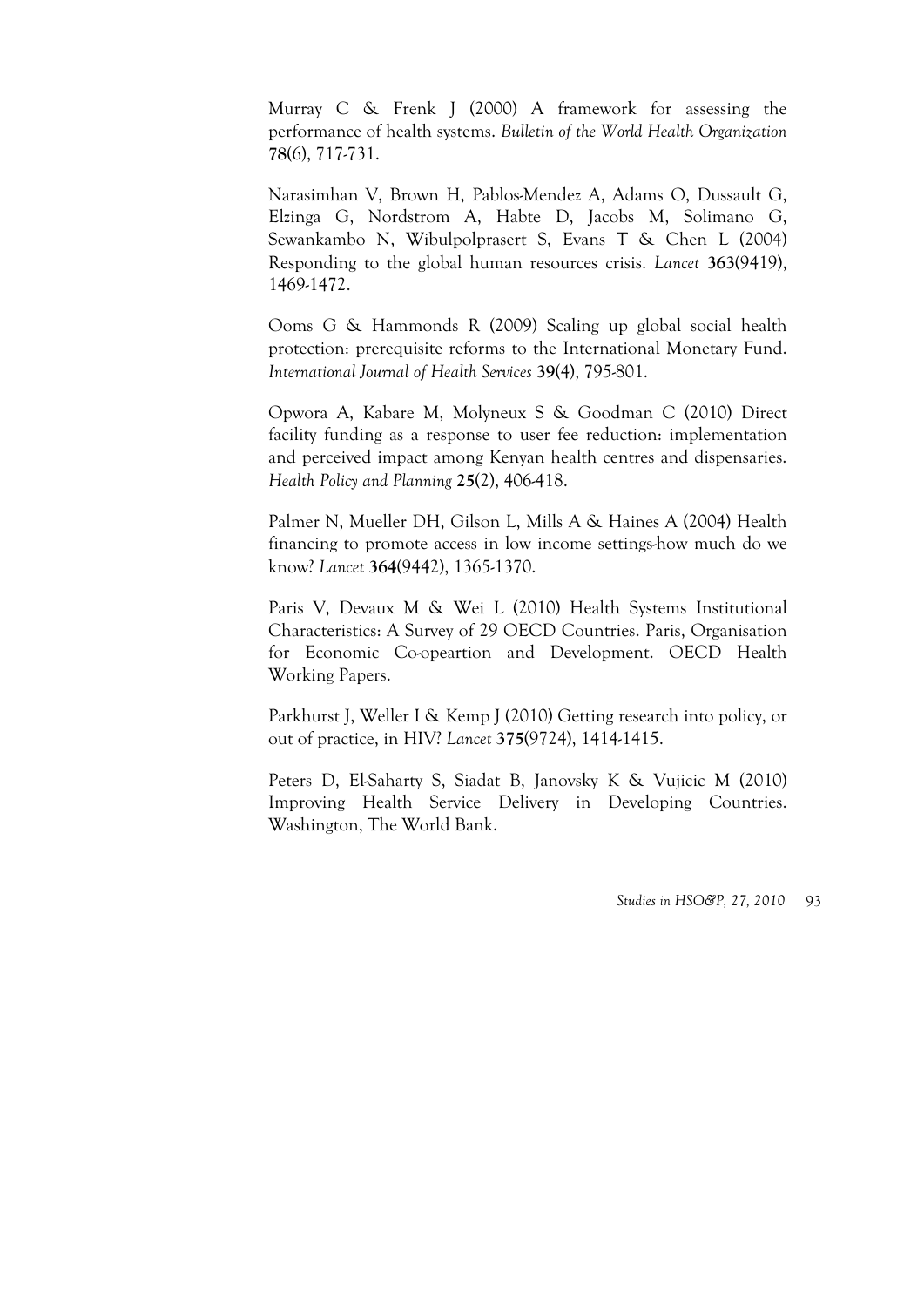Murray C & Frenk J (2000) A framework for assessing the performance of health systems. *Bulletin of the World Health Organization* **78**(6), 717-731.

Narasimhan V, Brown H, Pablos-Mendez A, Adams O, Dussault G, Elzinga G, Nordstrom A, Habte D, Jacobs M, Solimano G, Sewankambo N, Wibulpolprasert S, Evans T & Chen L (2004) Responding to the global human resources crisis. *Lancet* **363**(9419), 1469-1472.

Ooms G & Hammonds R (2009) Scaling up global social health protection: prerequisite reforms to the International Monetary Fund. *International Journal of Health Services* **39**(4), 795-801.

Opwora A, Kabare M, Molyneux S & Goodman C (2010) Direct facility funding as a response to user fee reduction: implementation and perceived impact among Kenyan health centres and dispensaries. *Health Policy and Planning* **25**(2), 406-418.

Palmer N, Mueller DH, Gilson L, Mills A & Haines A (2004) Health financing to promote access in low income settings-how much do we know? *Lancet* **364**(9442), 1365-1370.

Paris V, Devaux M & Wei L (2010) Health Systems Institutional Characteristics: A Survey of 29 OECD Countries. Paris, Organisation for Economic Co-opeartion and Development. OECD Health Working Papers.

Parkhurst J, Weller I & Kemp J (2010) Getting research into policy, or out of practice, in HIV? *Lancet* **375**(9724), 1414-1415.

Peters D, El-Saharty S, Siadat B, Janovsky K & Vujicic M (2010) Improving Health Service Delivery in Developing Countries. Washington, The World Bank.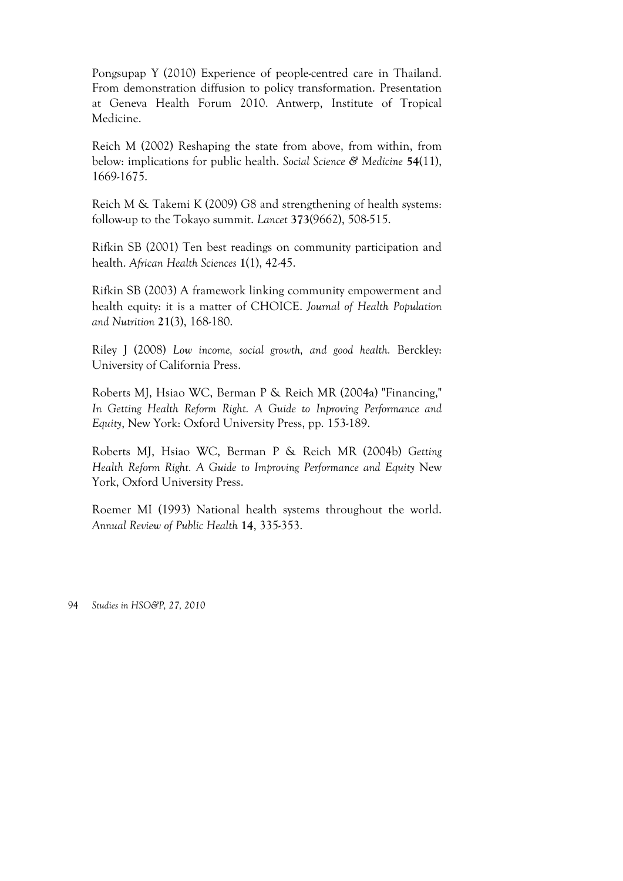Pongsupap Y (2010) Experience of people-centred care in Thailand. From demonstration diffusion to policy transformation. Presentation at Geneva Health Forum 2010. Antwerp, Institute of Tropical Medicine.

Reich M (2002) Reshaping the state from above, from within, from below: implications for public health. *Social Science & Medicine* **54**(11), 1669-1675.

Reich M & Takemi K (2009) G8 and strengthening of health systems: follow-up to the Tokayo summit. *Lancet* **373**(9662), 508-515.

Rifkin SB (2001) Ten best readings on community participation and health. *African Health Sciences* **1**(1), 42-45.

Rifkin SB (2003) A framework linking community empowerment and health equity: it is a matter of CHOICE. *Journal of Health Population and Nutrition* **21**(3), 168-180.

Riley J (2008) *Low income, social growth, and good health.* Berckley: University of California Press.

Roberts MJ, Hsiao WC, Berman P & Reich MR (2004a) "Financing," *In Getting Health Reform Right. A Guide to Inproving Performance and Equity*, New York: Oxford University Press, pp. 153-189.

Roberts MJ, Hsiao WC, Berman P & Reich MR (2004b) *Getting Health Reform Right. A Guide to Improving Performance and Equity* New York, Oxford University Press.

Roemer MI (1993) National health systems throughout the world. *Annual Review of Public Health* **14**, 335-353.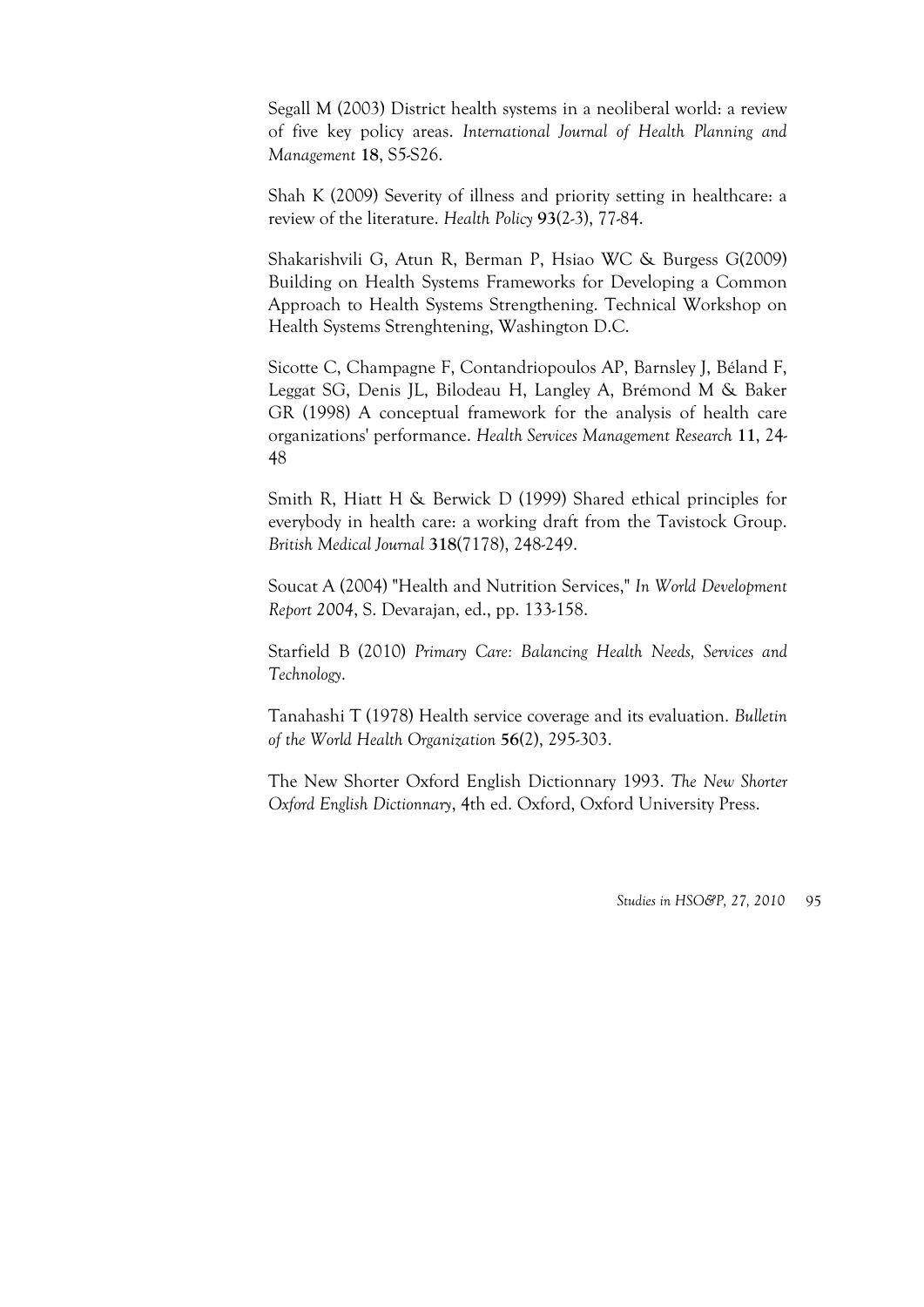Segall M (2003) District health systems in a neoliberal world: a review of five key policy areas. *International Journal of Health Planning and Management* **18**, S5-S26.

Shah K (2009) Severity of illness and priority setting in healthcare: a review of the literature. *Health Policy* **93**(2-3), 77-84.

Shakarishvili G, Atun R, Berman P, Hsiao WC & Burgess G(2009) Building on Health Systems Frameworks for Developing a Common Approach to Health Systems Strengthening. Technical Workshop on Health Systems Strenghtening, Washington D.C.

Sicotte C, Champagne F, Contandriopoulos AP, Barnsley J, Béland F, Leggat SG, Denis JL, Bilodeau H, Langley A, Brémond M & Baker GR (1998) A conceptual framework for the analysis of health care organizations' performance. *Health Services Management Research* **11**, 24-48

Smith R, Hiatt H & Berwick D (1999) Shared ethical principles for everybody in health care: a working draft from the Tavistock Group. *British Medical Journal* **318**(7178), 248-249.

Soucat A (2004) "Health and Nutrition Services," *In World Development Report 2004*, S. Devarajan, ed., pp. 133-158.

Starfield B (2010) *Primary Care: Balancing Health Needs, Services and Technology*.

Tanahashi T (1978) Health service coverage and its evaluation. *Bulletin of the World Health Organization* **56**(2), 295-303.

The New Shorter Oxford English Dictionnary 1993. *The New Shorter Oxford English Dictionnary*, 4th ed. Oxford, Oxford University Press.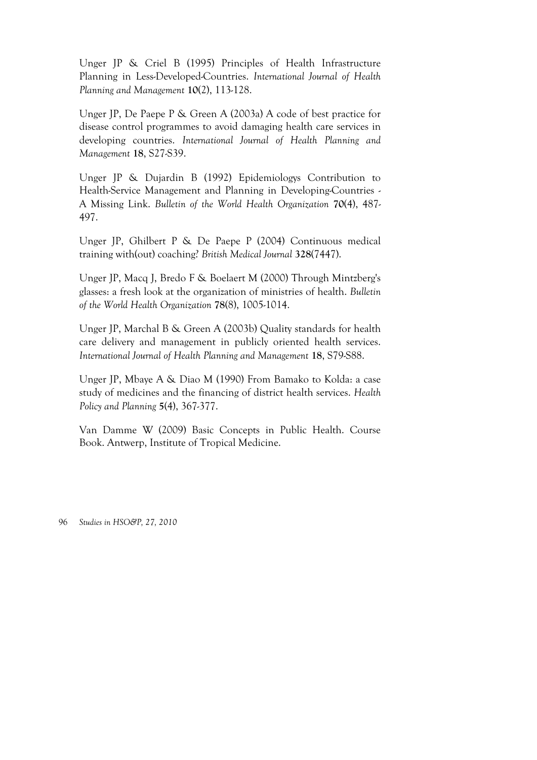Unger JP & Criel B (1995) Principles of Health Infrastructure Planning in Less-Developed-Countries. *International Journal of Health Planning and Management* **10**(2), 113-128.

Unger JP, De Paepe P & Green A (2003a) A code of best practice for disease control programmes to avoid damaging health care services in developing countries. *International Journal of Health Planning and Management* **18**, S27-S39.

Unger JP & Dujardin B (1992) Epidemiologys Contribution to Health-Service Management and Planning in Developing-Countries - A Missing Link. *Bulletin of the World Health Organization* **70**(4), 487-497.

Unger JP, Ghilbert P & De Paepe P (2004) Continuous medical training with(out) coaching? *British Medical Journal* **328**(7447).

Unger JP, Macq J, Bredo F & Boelaert M (2000) Through Mintzberg's glasses: a fresh look at the organization of ministries of health. *Bulletin of the World Health Organization* **78**(8), 1005-1014.

Unger JP, Marchal B & Green A (2003b) Quality standards for health care delivery and management in publicly oriented health services. *International Journal of Health Planning and Management* **18**, S79-S88.

Unger JP, Mbaye A & Diao M (1990) From Bamako to Kolda: a case study of medicines and the financing of district health services. *Health Policy and Planning* **5**(4), 367-377.

Van Damme W (2009) Basic Concepts in Public Health. Course Book. Antwerp, Institute of Tropical Medicine.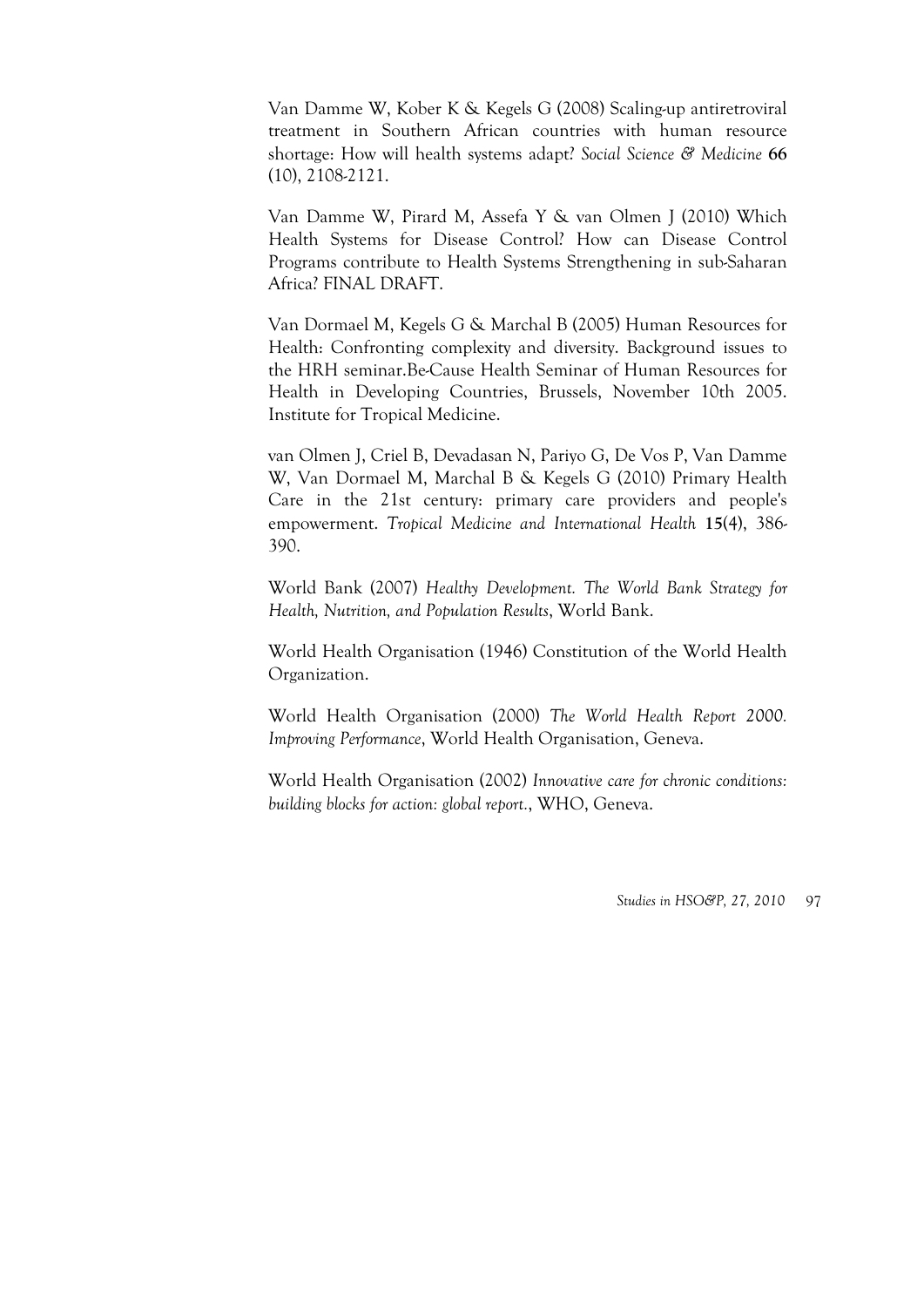Van Damme W, Kober K & Kegels G (2008) Scaling-up antiretroviral treatment in Southern African countries with human resource shortage: How will health systems adapt? *Social Science & Medicine* **66** (10), 2108-2121.

Van Damme W, Pirard M, Assefa Y & van Olmen J (2010) Which Health Systems for Disease Control? How can Disease Control Programs contribute to Health Systems Strengthening in sub-Saharan Africa? FINAL DRAFT.

Van Dormael M, Kegels G & Marchal B (2005) Human Resources for Health: Confronting complexity and diversity. Background issues to the HRH seminar.Be-Cause Health Seminar of Human Resources for Health in Developing Countries, Brussels, November 10th 2005. Institute for Tropical Medicine.

van Olmen J, Criel B, Devadasan N, Pariyo G, De Vos P, Van Damme W, Van Dormael M, Marchal B & Kegels G (2010) Primary Health Care in the 21st century: primary care providers and people's empowerment. *Tropical Medicine and International Health* **15(4)**, 386-390.

World Bank (2007) *Healthy Development. The World Bank Strategy for Health, Nutrition, and Population Results*, World Bank.

World Health Organisation (1946) Constitution of the World Health Organization.

World Health Organisation (2000) *The World Health Report 2000. Improving Performance*, World Health Organisation, Geneva.

World Health Organisation (2002) *Innovative care for chronic conditions: building blocks for action: global report.*, WHO, Geneva.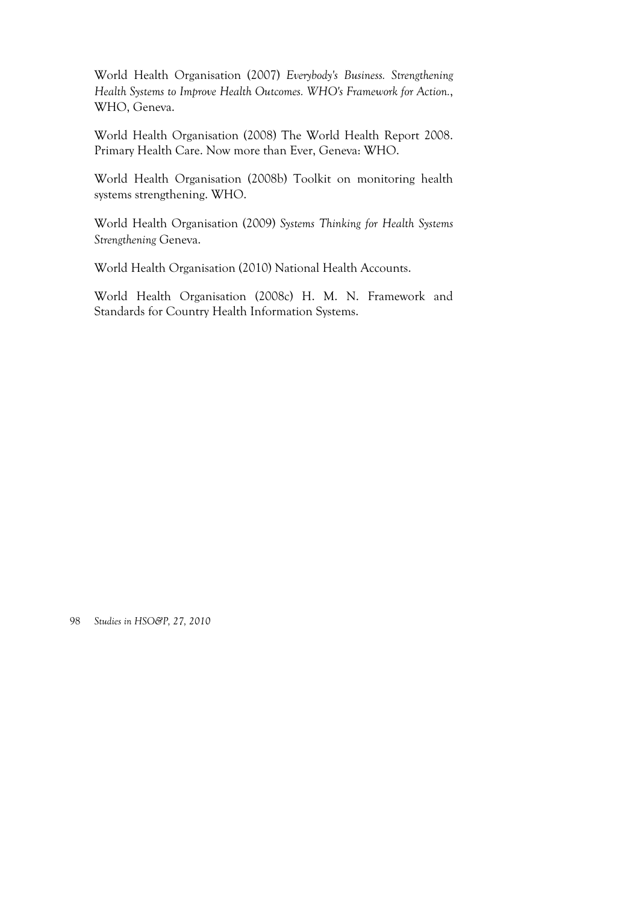World Health Organisation (2007) *Everybody's Business. Strengthening Health Systems to Improve Health Outcomes. WHO's Framework for Action.*, WHO, Geneva.

World Health Organisation (2008) The World Health Report 2008. Primary Health Care. Now more than Ever, Geneva: WHO.

World Health Organisation (2008b) Toolkit on monitoring health systems strengthening. WHO.

World Health Organisation (2009) *Systems Thinking for Health Systems Strengthening* Geneva.

World Health Organisation (2010) National Health Accounts.

World Health Organisation (2008c) H. M. N. Framework and Standards for Country Health Information Systems.